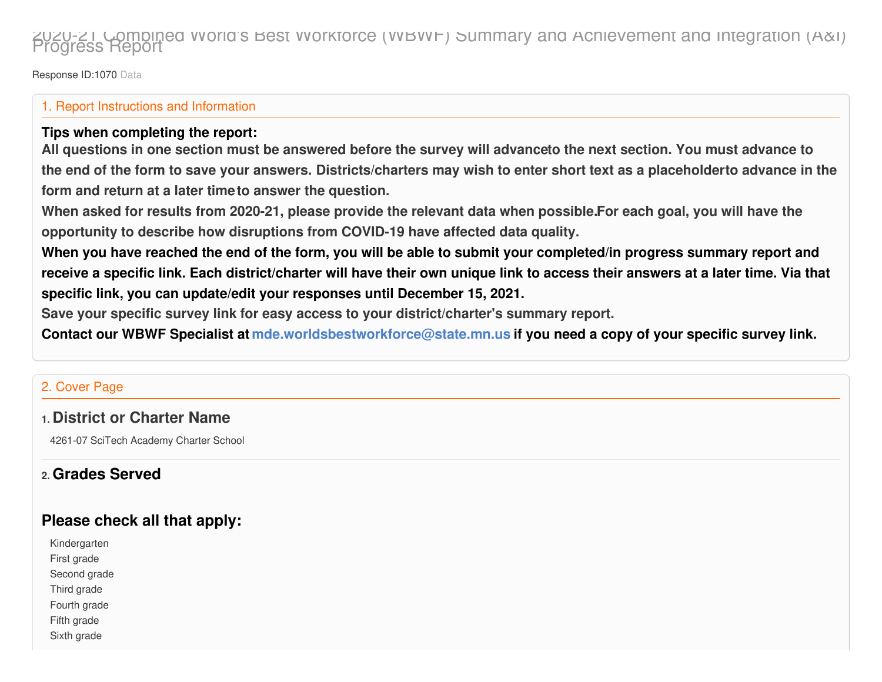# 2020-21 Combined World's Best Workforce (WBWF) Summary and Achievement and Integration (A&I) Progress Report

Response ID:1070 Data

## 1. Report Instructions and Information

**Tips when completing the report:**

**All questions in one section must be answered before the survey will advanceto the next section. You must advance to the end of the form to save your answers. Districts/charters may wish to enter short text as a placeholderto advance in the form and return at a later timeto answer the question.**

**When asked for results from 2020-21, please provide the relevant data when possible.For each goal, you will have the opportunity to describe how disruptions from COVID-19 have affected data quality.**

**When you have reached the end of the form, you will be able to submit your completed/in progress summary report and receive a specific link. Each district/charter will have their own unique link to access their answers at a later time. Via that specific link, you can update/edit your responses until December 15, 2021.**

**Save your specific survey link for easy access to your district/charter's summary report.**

**Contact our WBWF Specialist at mde.worldsbestworkforce@state.mn.us if you need a copy of your specific survey link.**

## 2. Cover Page

### 1. District or Charter Name

4261-07 SciTech Academy Charter School

### 2. Grades Served

### Please check all that apply:

Kindergarten
First grade
Second grade
Third grade
Fourth grade
Fifth grade
Sixth grade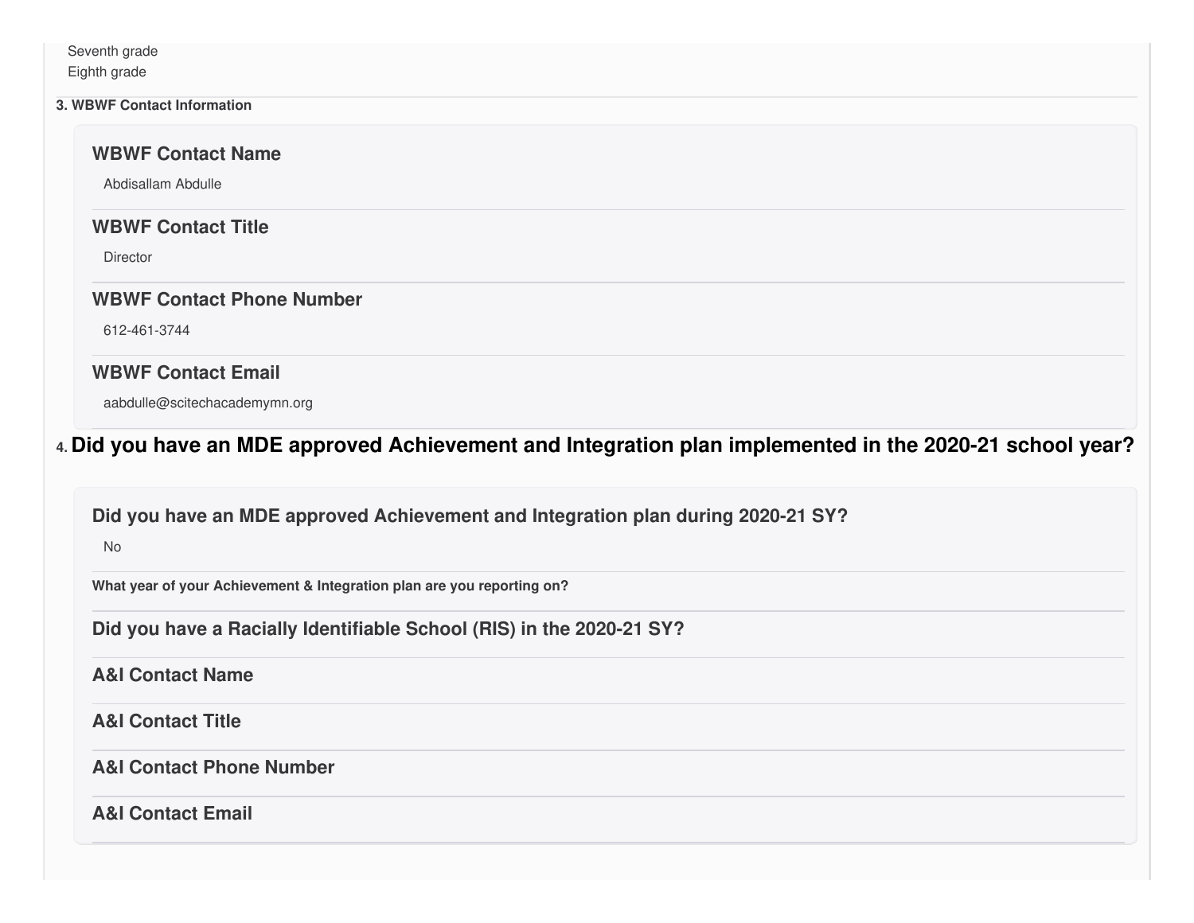Seventh grade
Eighth grade

**3. WBWF Contact Information**

### WBWF Contact Name

Abdisallam Abdulle

### WBWF Contact Title

Director

### WBWF Contact Phone Number

612-461-3744

### WBWF Contact Email

aabdulle@scitechacademymn.org

## 4. Did you have an MDE approved Achievement and Integration plan implemented in the 2020-21 school year?

### Did you have an MDE approved Achievement and Integration plan during 2020-21 SY?

No

**What year of your Achievement & Integration plan are you reporting on?**

### Did you have a Racially Identifiable School (RIS) in the 2020-21 SY?

### A&I Contact Name

### A&I Contact Title

### A&I Contact Phone Number

### A&I Contact Email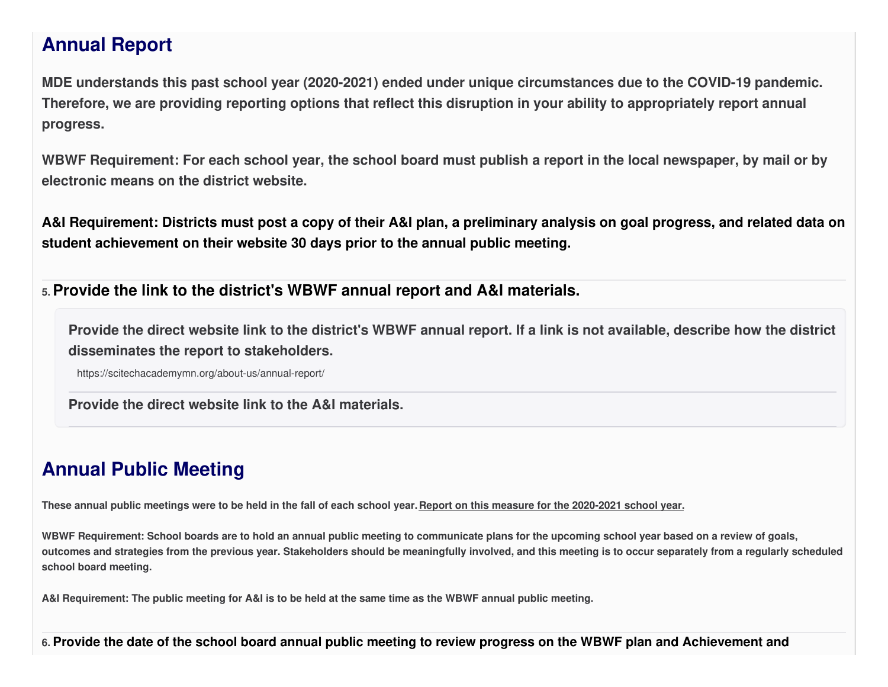## Annual Report

**MDE understands this past school year (2020-2021) ended under unique circumstances due to the COVID-19 pandemic. Therefore, we are providing reporting options that reflect this disruption in your ability to appropriately report annual progress.**

**WBWF Requirement: For each school year, the school board must publish a report in the local newspaper, by mail or by electronic means on the district website.**

**A&I Requirement: Districts must post a copy of their A&I plan, a preliminary analysis on goal progress, and related data on student achievement on their website 30 days prior to the annual public meeting.**

### 5. Provide the link to the district's WBWF annual report and A&I materials.

**Provide the direct website link to the district's WBWF annual report. If a link is not available, describe how the district disseminates the report to stakeholders.**

https://scitechacademymn.org/about-us/annual-report/

**Provide the direct website link to the A&I materials.**

## Annual Public Meeting

**These annual public meetings were to be held in the fall of each school year. Report on this measure for the 2020-2021 school year.**

**WBWF Requirement: School boards are to hold an annual public meeting to communicate plans for the upcoming school year based on a review of goals, outcomes and strategies from the previous year. Stakeholders should be meaningfully involved, and this meeting is to occur separately from a regularly scheduled school board meeting.**

**A&I Requirement: The public meeting for A&I is to be held at the same time as the WBWF annual public meeting.**

### 6. Provide the date of the school board annual public meeting to review progress on the WBWF plan and Achievement and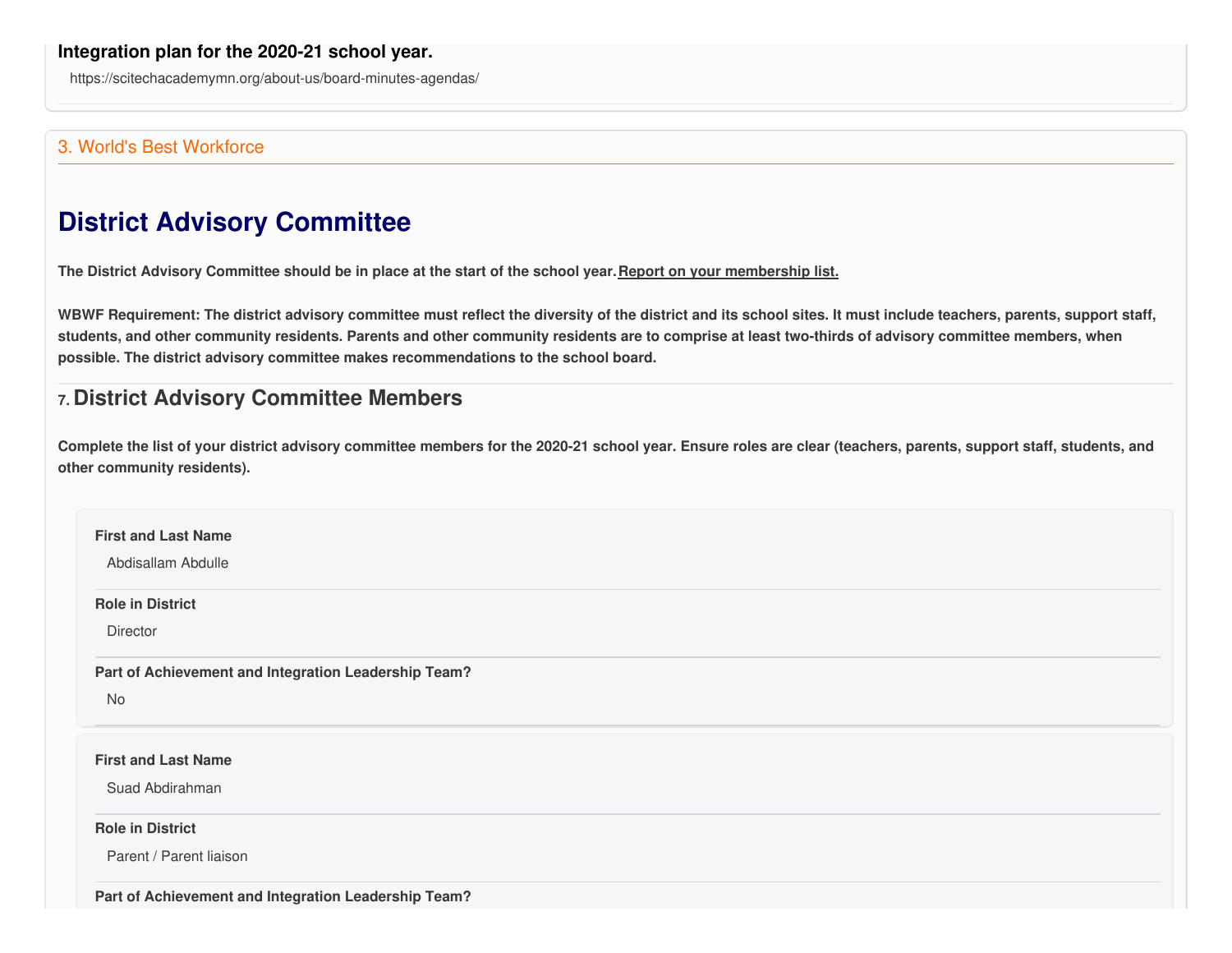**Integration plan for the 2020-21 school year.**

https://scitechacademymn.org/about-us/board-minutes-agendas/

3. World's Best Workforce

# District Advisory Committee

**The District Advisory Committee should be in place at the start of the school year. Report on your membership list.**

**WBWF Requirement: The district advisory committee must reflect the diversity of the district and its school sites. It must include teachers, parents, support staff, students, and other community residents. Parents and other community residents are to comprise at least two-thirds of advisory committee members, when possible. The district advisory committee makes recommendations to the school board.**

## 7. District Advisory Committee Members

**Complete the list of your district advisory committee members for the 2020-21 school year. Ensure roles are clear (teachers, parents, support staff, students, and other community residents).**

**First and Last Name**

Abdisallam Abdulle

**Role in District**

Director

**Part of Achievement and Integration Leadership Team?**

No

**First and Last Name**

Suad Abdirahman

**Role in District**

Parent / Parent liaison

**Part of Achievement and Integration Leadership Team?**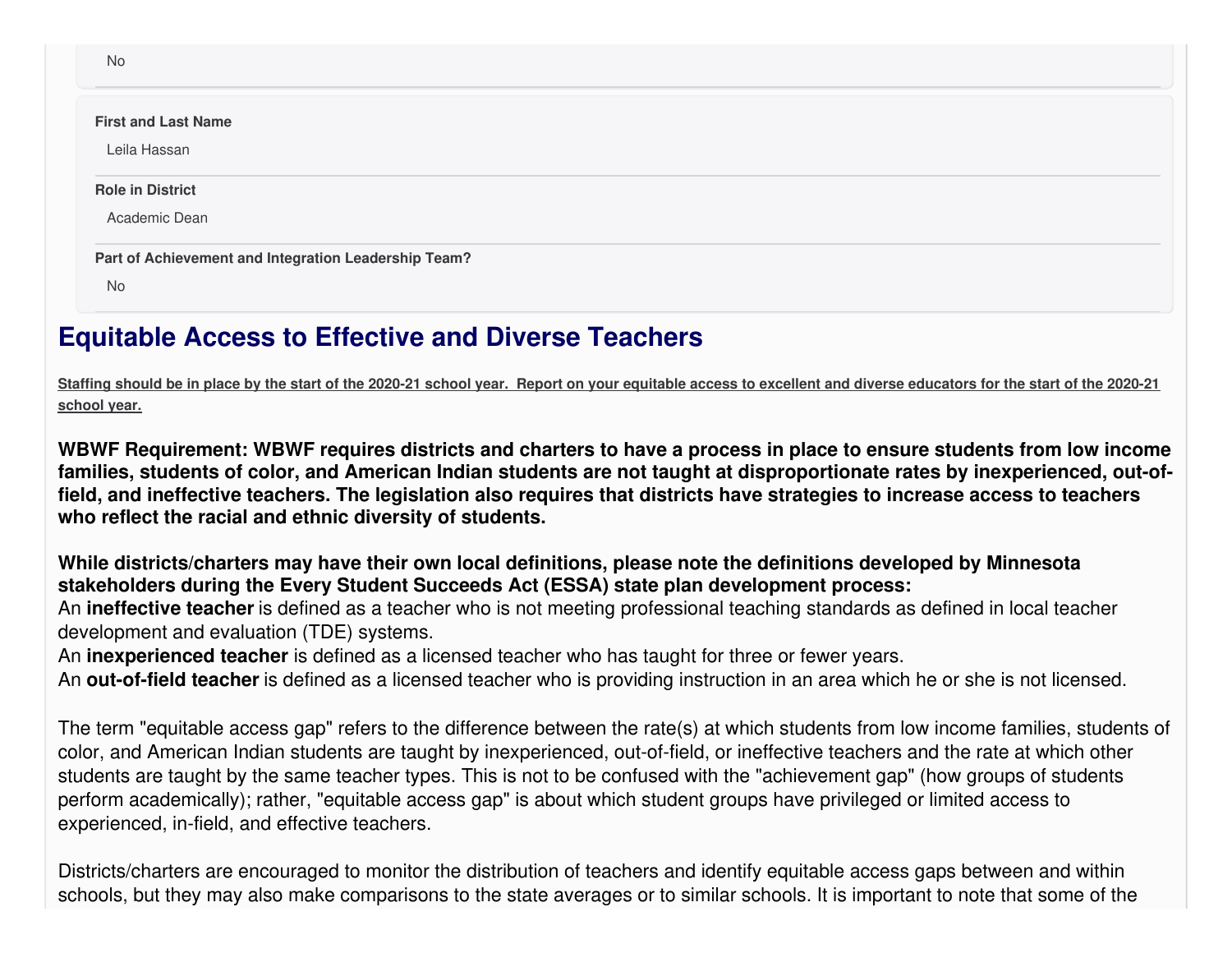No

**First and Last Name**

Leila Hassan

**Role in District**

Academic Dean

**Part of Achievement and Integration Leadership Team?**

No

# Equitable Access to Effective and Diverse Teachers

**Staffing should be in place by the start of the 2020-21 school year. Report on your equitable access to excellent and diverse educators for the start of the 2020-21 school year.**

**WBWF Requirement: WBWF requires districts and charters to have a process in place to ensure students from low income families, students of color, and American Indian students are not taught at disproportionate rates by inexperienced, out-of-field, and ineffective teachers. The legislation also requires that districts have strategies to increase access to teachers who reflect the racial and ethnic diversity of students.**

**While districts/charters may have their own local definitions, please note the definitions developed by Minnesota stakeholders during the Every Student Succeeds Act (ESSA) state plan development process:**
An **ineffective teacher** is defined as a teacher who is not meeting professional teaching standards as defined in local teacher development and evaluation (TDE) systems.
An **inexperienced teacher** is defined as a licensed teacher who has taught for three or fewer years.
An **out-of-field teacher** is defined as a licensed teacher who is providing instruction in an area which he or she is not licensed.

The term "equitable access gap" refers to the difference between the rate(s) at which students from low income families, students of color, and American Indian students are taught by inexperienced, out-of-field, or ineffective teachers and the rate at which other students are taught by the same teacher types. This is not to be confused with the "achievement gap" (how groups of students perform academically); rather, "equitable access gap" is about which student groups have privileged or limited access to experienced, in-field, and effective teachers.

Districts/charters are encouraged to monitor the distribution of teachers and identify equitable access gaps between and within schools, but they may also make comparisons to the state averages or to similar schools. It is important to note that some of the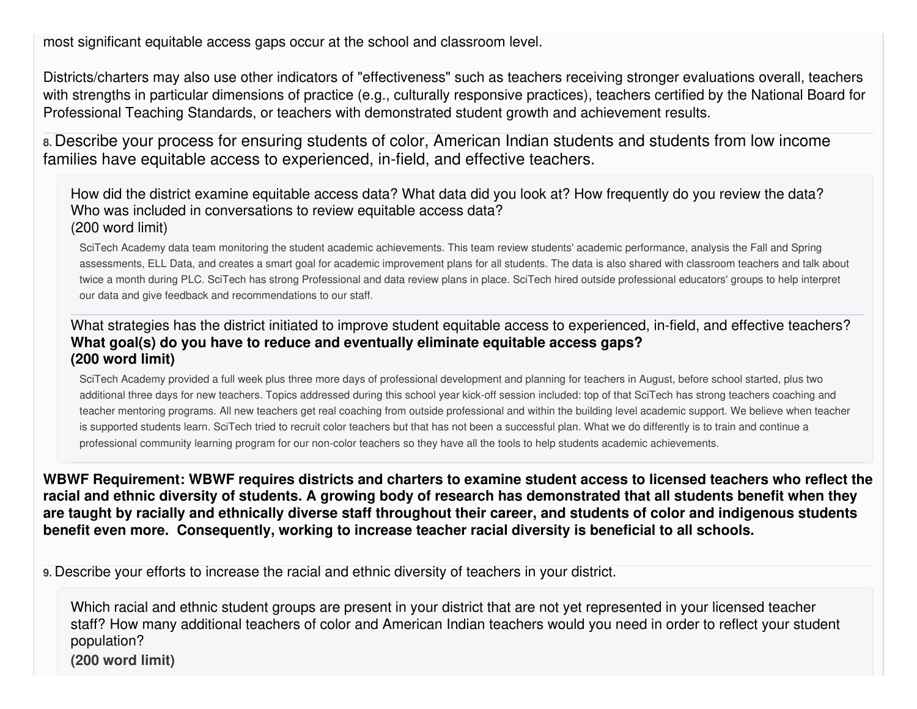most significant equitable access gaps occur at the school and classroom level.

Districts/charters may also use other indicators of "effectiveness" such as teachers receiving stronger evaluations overall, teachers with strengths in particular dimensions of practice (e.g., culturally responsive practices), teachers certified by the National Board for Professional Teaching Standards, or teachers with demonstrated student growth and achievement results.

**8.** Describe your process for ensuring students of color, American Indian students and students from low income families have equitable access to experienced, in-field, and effective teachers.

How did the district examine equitable access data? What data did you look at? How frequently do you review the data? Who was included in conversations to review equitable access data?
(200 word limit)

SciTech Academy data team monitoring the student academic achievements. This team review students' academic performance, analysis the Fall and Spring assessments, ELL Data, and creates a smart goal for academic improvement plans for all students. The data is also shared with classroom teachers and talk about twice a month during PLC. SciTech has strong Professional and data review plans in place. SciTech hired outside professional educators' groups to help interpret our data and give feedback and recommendations to our staff.

What strategies has the district initiated to improve student equitable access to experienced, in-field, and effective teachers? **What goal(s) do you have to reduce and eventually eliminate equitable access gaps?**
**(200 word limit)**

SciTech Academy provided a full week plus three more days of professional development and planning for teachers in August, before school started, plus two additional three days for new teachers. Topics addressed during this school year kick-off session included: top of that SciTech has strong teachers coaching and teacher mentoring programs. All new teachers get real coaching from outside professional and within the building level academic support. We believe when teacher is supported students learn. SciTech tried to recruit color teachers but that has not been a successful plan. What we do differently is to train and continue a professional community learning program for our non-color teachers so they have all the tools to help students academic achievements.

**WBWF Requirement: WBWF requires districts and charters to examine student access to licensed teachers who reflect the racial and ethnic diversity of students. A growing body of research has demonstrated that all students benefit when they are taught by racially and ethnically diverse staff throughout their career, and students of color and indigenous students benefit even more. Consequently, working to increase teacher racial diversity is beneficial to all schools.**

**9.** Describe your efforts to increase the racial and ethnic diversity of teachers in your district.

Which racial and ethnic student groups are present in your district that are not yet represented in your licensed teacher staff? How many additional teachers of color and American Indian teachers would you need in order to reflect your student population?
**(200 word limit)**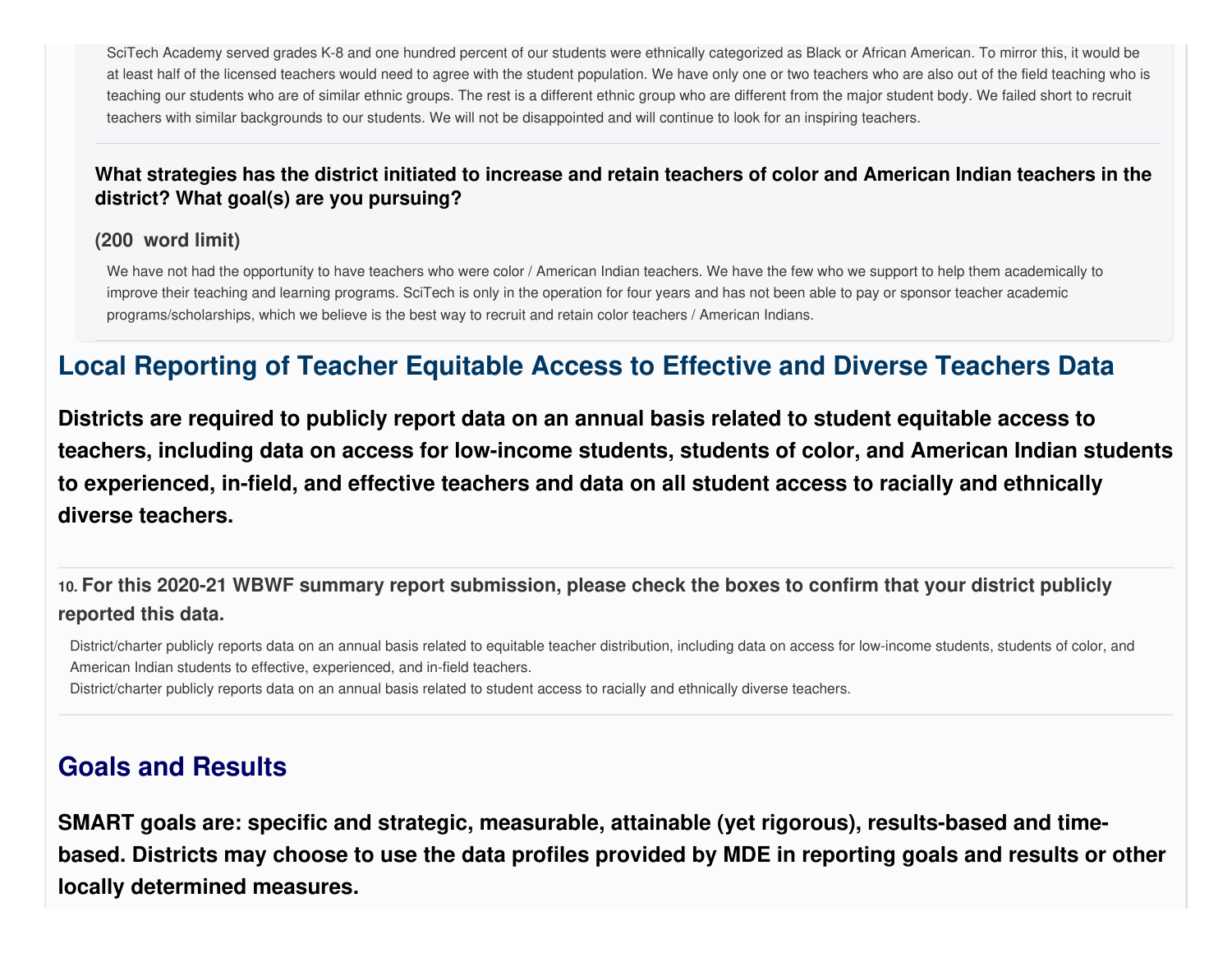SciTech Academy served grades K-8 and one hundred percent of our students were ethnically categorized as Black or African American. To mirror this, it would be at least half of the licensed teachers would need to agree with the student population. We have only one or two teachers who are also out of the field teaching who is teaching our students who are of similar ethnic groups. The rest is a different ethnic group who are different from the major student body. We failed short to recruit teachers with similar backgrounds to our students. We will not be disappointed and will continue to look for an inspiring teachers.

**What strategies has the district initiated to increase and retain teachers of color and American Indian teachers in the district? What goal(s) are you pursuing?**

**(200 word limit)**

We have not had the opportunity to have teachers who were color / American Indian teachers. We have the few who we support to help them academically to improve their teaching and learning programs. SciTech is only in the operation for four years and has not been able to pay or sponsor teacher academic programs/scholarships, which we believe is the best way to recruit and retain color teachers / American Indians.

## Local Reporting of Teacher Equitable Access to Effective and Diverse Teachers Data

**Districts are required to publicly report data on an annual basis related to student equitable access to teachers, including data on access for low-income students, students of color, and American Indian students to experienced, in-field, and effective teachers and data on all student access to racially and ethnically diverse teachers.**

**10. For this 2020-21 WBWF summary report submission, please check the boxes to confirm that your district publicly reported this data.**

District/charter publicly reports data on an annual basis related to equitable teacher distribution, including data on access for low-income students, students of color, and American Indian students to effective, experienced, and in-field teachers.
District/charter publicly reports data on an annual basis related to student access to racially and ethnically diverse teachers.

## Goals and Results

**SMART goals are: specific and strategic, measurable, attainable (yet rigorous), results-based and time-based. Districts may choose to use the data profiles provided by MDE in reporting goals and results or other locally determined measures.**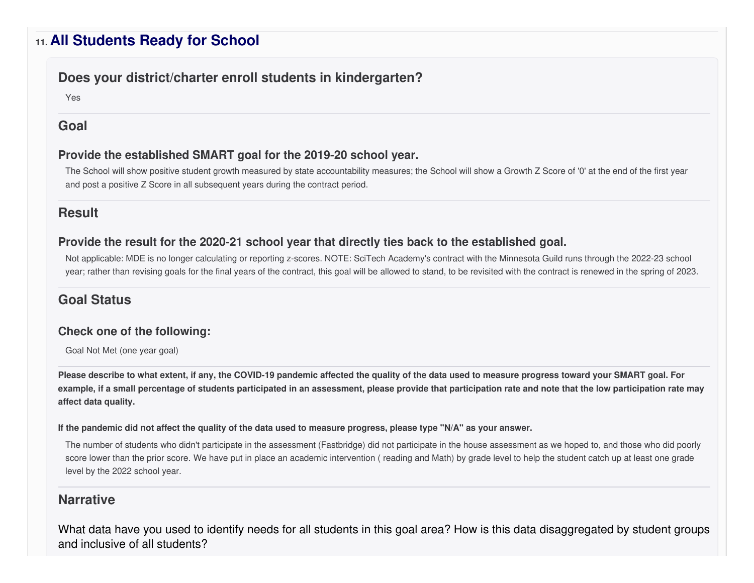## 11. All Students Ready for School

### Does your district/charter enroll students in kindergarten?

Yes

### Goal

#### Provide the established SMART goal for the 2019-20 school year.

The School will show positive student growth measured by state accountability measures; the School will show a Growth Z Score of '0' at the end of the first year and post a positive Z Score in all subsequent years during the contract period.

### Result

#### Provide the result for the 2020-21 school year that directly ties back to the established goal.

Not applicable: MDE is no longer calculating or reporting z-scores. NOTE: SciTech Academy's contract with the Minnesota Guild runs through the 2022-23 school year; rather than revising goals for the final years of the contract, this goal will be allowed to stand, to be revisited with the contract is renewed in the spring of 2023.

### Goal Status

#### Check one of the following:

Goal Not Met (one year goal)

**Please describe to what extent, if any, the COVID-19 pandemic affected the quality of the data used to measure progress toward your SMART goal. For example, if a small percentage of students participated in an assessment, please provide that participation rate and note that the low participation rate may affect data quality.**

**If the pandemic did not affect the quality of the data used to measure progress, please type "N/A" as your answer.**

The number of students who didn't participate in the assessment (Fastbridge) did not participate in the house assessment as we hoped to, and those who did poorly score lower than the prior score. We have put in place an academic intervention ( reading and Math) by grade level to help the student catch up at least one grade level by the 2022 school year.

### Narrative

What data have you used to identify needs for all students in this goal area? How is this data disaggregated by student groups and inclusive of all students?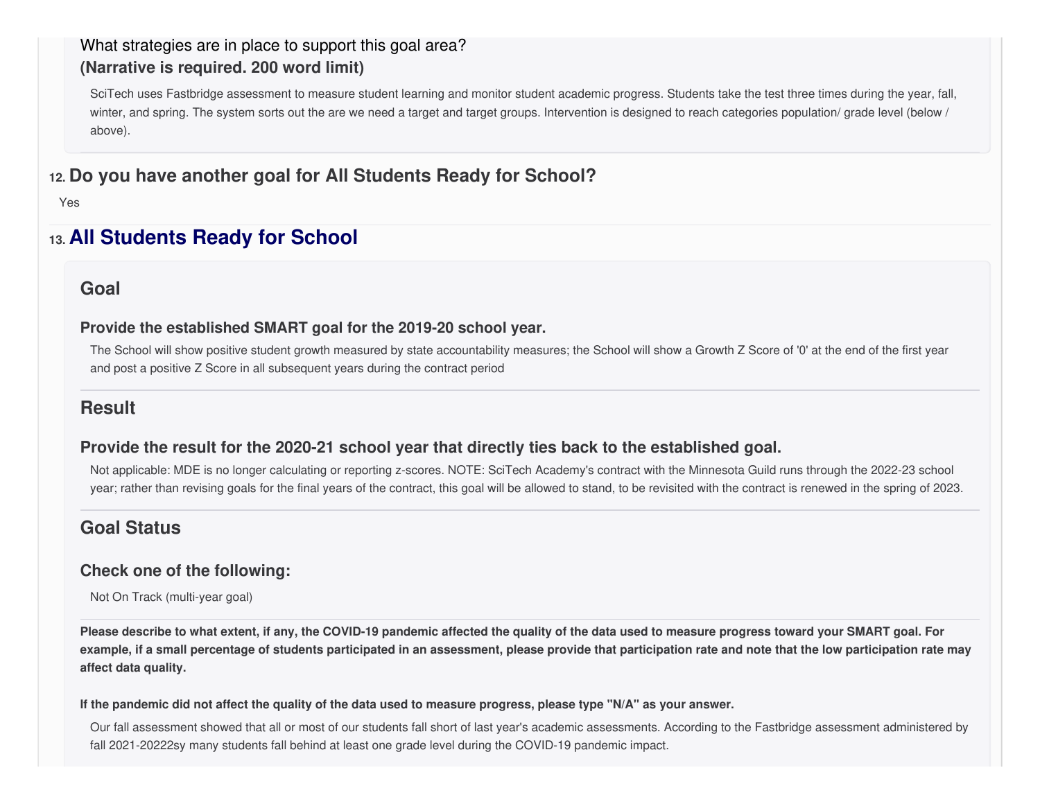What strategies are in place to support this goal area?
**(Narrative is required. 200 word limit)**

SciTech uses Fastbridge assessment to measure student learning and monitor student academic progress. Students take the test three times during the year, fall, winter, and spring. The system sorts out the are we need a target and target groups. Intervention is designed to reach categories population/ grade level (below / above).

## 12. Do you have another goal for All Students Ready for School?

Yes

## 13. All Students Ready for School

### Goal

#### Provide the established SMART goal for the 2019-20 school year.

The School will show positive student growth measured by state accountability measures; the School will show a Growth Z Score of '0' at the end of the first year and post a positive Z Score in all subsequent years during the contract period

### Result

#### Provide the result for the 2020-21 school year that directly ties back to the established goal.

Not applicable: MDE is no longer calculating or reporting z-scores. NOTE: SciTech Academy's contract with the Minnesota Guild runs through the 2022-23 school year; rather than revising goals for the final years of the contract, this goal will be allowed to stand, to be revisited with the contract is renewed in the spring of 2023.

### Goal Status

#### Check one of the following:

Not On Track (multi-year goal)

**Please describe to what extent, if any, the COVID-19 pandemic affected the quality of the data used to measure progress toward your SMART goal. For example, if a small percentage of students participated in an assessment, please provide that participation rate and note that the low participation rate may affect data quality.**

**If the pandemic did not affect the quality of the data used to measure progress, please type "N/A" as your answer.**

Our fall assessment showed that all or most of our students fall short of last year's academic assessments. According to the Fastbridge assessment administered by fall 2021-20222sy many students fall behind at least one grade level during the COVID-19 pandemic impact.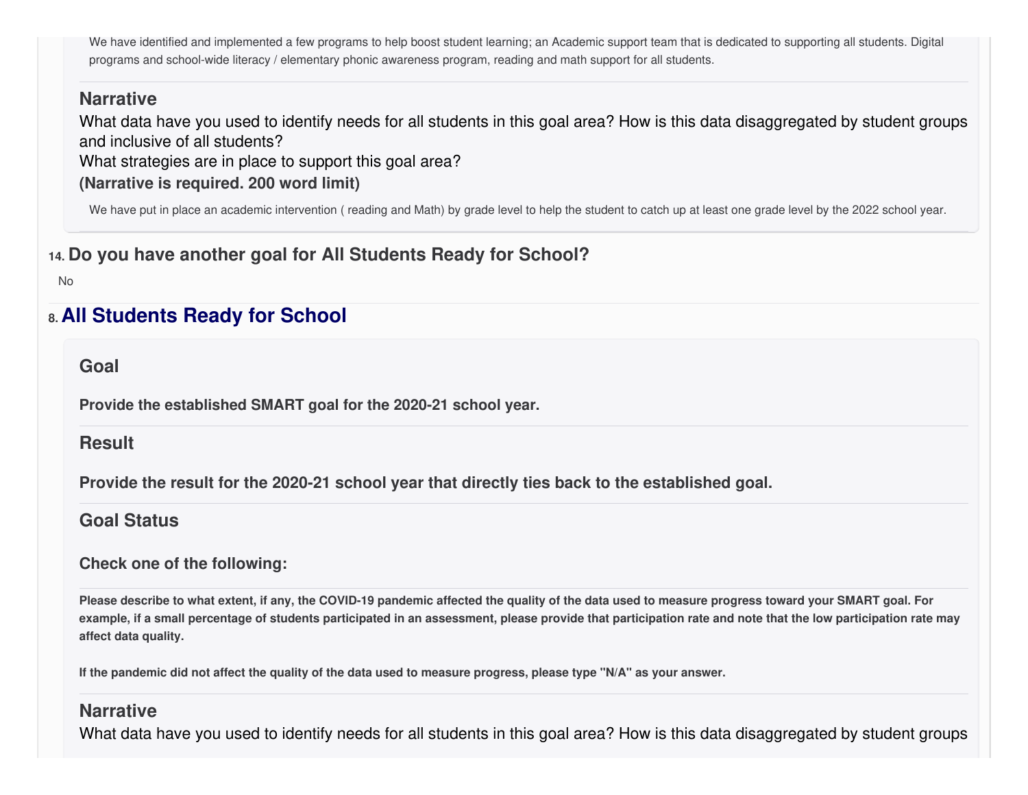We have identified and implemented a few programs to help boost student learning; an Academic support team that is dedicated to supporting all students. Digital programs and school-wide literacy / elementary phonic awareness program, reading and math support for all students.

### Narrative

What data have you used to identify needs for all students in this goal area? How is this data disaggregated by student groups and inclusive of all students?
What strategies are in place to support this goal area?
**(Narrative is required. 200 word limit)**

We have put in place an academic intervention ( reading and Math) by grade level to help the student to catch up at least one grade level by the 2022 school year.

## 14. Do you have another goal for All Students Ready for School?

No

## 8. All Students Ready for School

### Goal

**Provide the established SMART goal for the 2020-21 school year.**

### Result

**Provide the result for the 2020-21 school year that directly ties back to the established goal.**

### Goal Status

**Check one of the following:**

**Please describe to what extent, if any, the COVID-19 pandemic affected the quality of the data used to measure progress toward your SMART goal. For example, if a small percentage of students participated in an assessment, please provide that participation rate and note that the low participation rate may affect data quality.**

**If the pandemic did not affect the quality of the data used to measure progress, please type "N/A" as your answer.**

### Narrative

What data have you used to identify needs for all students in this goal area? How is this data disaggregated by student groups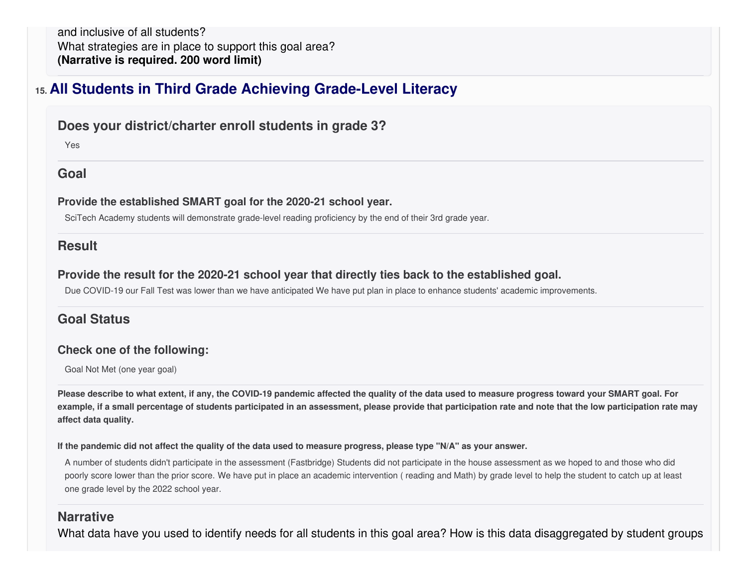and inclusive of all students?
What strategies are in place to support this goal area?
**(Narrative is required. 200 word limit)**

## 15. All Students in Third Grade Achieving Grade-Level Literacy

### Does your district/charter enroll students in grade 3?

Yes

### Goal

**Provide the established SMART goal for the 2020-21 school year.**

SciTech Academy students will demonstrate grade-level reading proficiency by the end of their 3rd grade year.

### Result

**Provide the result for the 2020-21 school year that directly ties back to the established goal.**

Due COVID-19 our Fall Test was lower than we have anticipated We have put plan in place to enhance students' academic improvements.

### Goal Status

**Check one of the following:**

Goal Not Met (one year goal)

**Please describe to what extent, if any, the COVID-19 pandemic affected the quality of the data used to measure progress toward your SMART goal. For example, if a small percentage of students participated in an assessment, please provide that participation rate and note that the low participation rate may affect data quality.**

**If the pandemic did not affect the quality of the data used to measure progress, please type "N/A" as your answer.**

A number of students didn't participate in the assessment (Fastbridge) Students did not participate in the house assessment as we hoped to and those who did poorly score lower than the prior score. We have put in place an academic intervention ( reading and Math) by grade level to help the student to catch up at least one grade level by the 2022 school year.

### Narrative

What data have you used to identify needs for all students in this goal area? How is this data disaggregated by student groups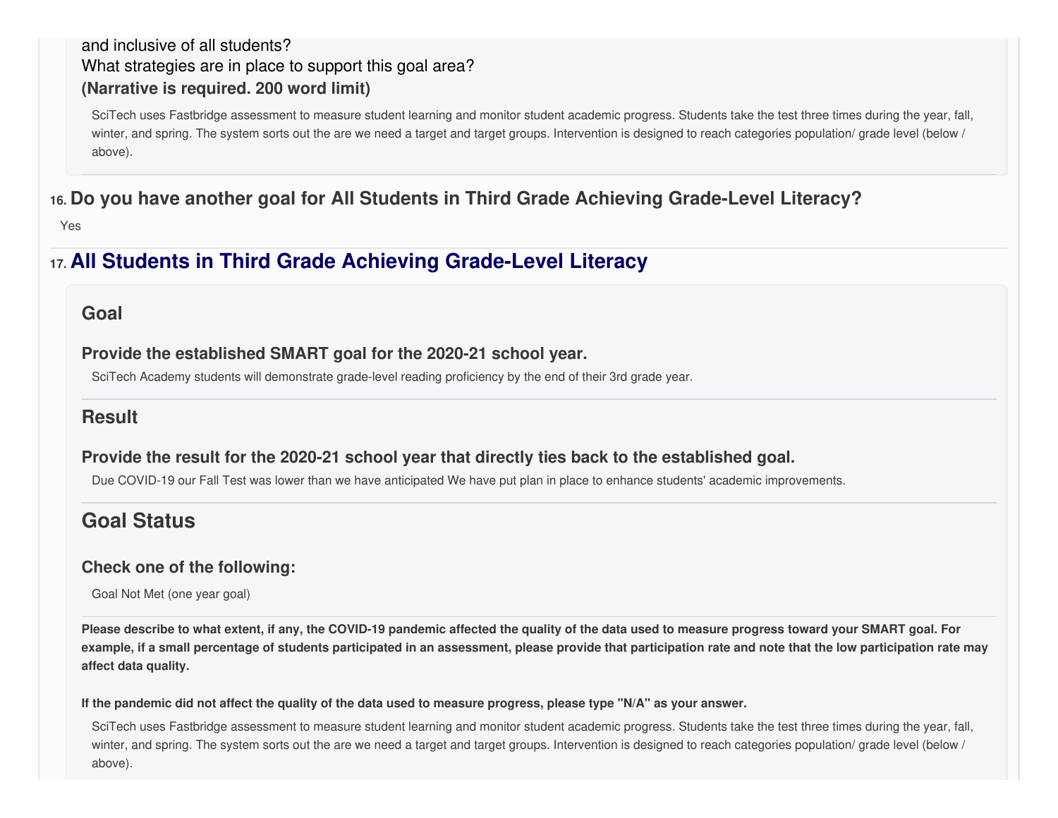and inclusive of all students?
What strategies are in place to support this goal area?
**(Narrative is required. 200 word limit)**

SciTech uses Fastbridge assessment to measure student learning and monitor student academic progress. Students take the test three times during the year, fall, winter, and spring. The system sorts out the are we need a target and target groups. Intervention is designed to reach categories population/ grade level (below / above).

## 16. Do you have another goal for All Students in Third Grade Achieving Grade-Level Literacy?

Yes

## 17. All Students in Third Grade Achieving Grade-Level Literacy

### Goal

**Provide the established SMART goal for the 2020-21 school year.**

SciTech Academy students will demonstrate grade-level reading proficiency by the end of their 3rd grade year.

### Result

**Provide the result for the 2020-21 school year that directly ties back to the established goal.**

Due COVID-19 our Fall Test was lower than we have anticipated We have put plan in place to enhance students' academic improvements.

### Goal Status

**Check one of the following:**

Goal Not Met (one year goal)

**Please describe to what extent, if any, the COVID-19 pandemic affected the quality of the data used to measure progress toward your SMART goal. For example, if a small percentage of students participated in an assessment, please provide that participation rate and note that the low participation rate may affect data quality.**

**If the pandemic did not affect the quality of the data used to measure progress, please type "N/A" as your answer.**

SciTech uses Fastbridge assessment to measure student learning and monitor student academic progress. Students take the test three times during the year, fall, winter, and spring. The system sorts out the are we need a target and target groups. Intervention is designed to reach categories population/ grade level (below / above).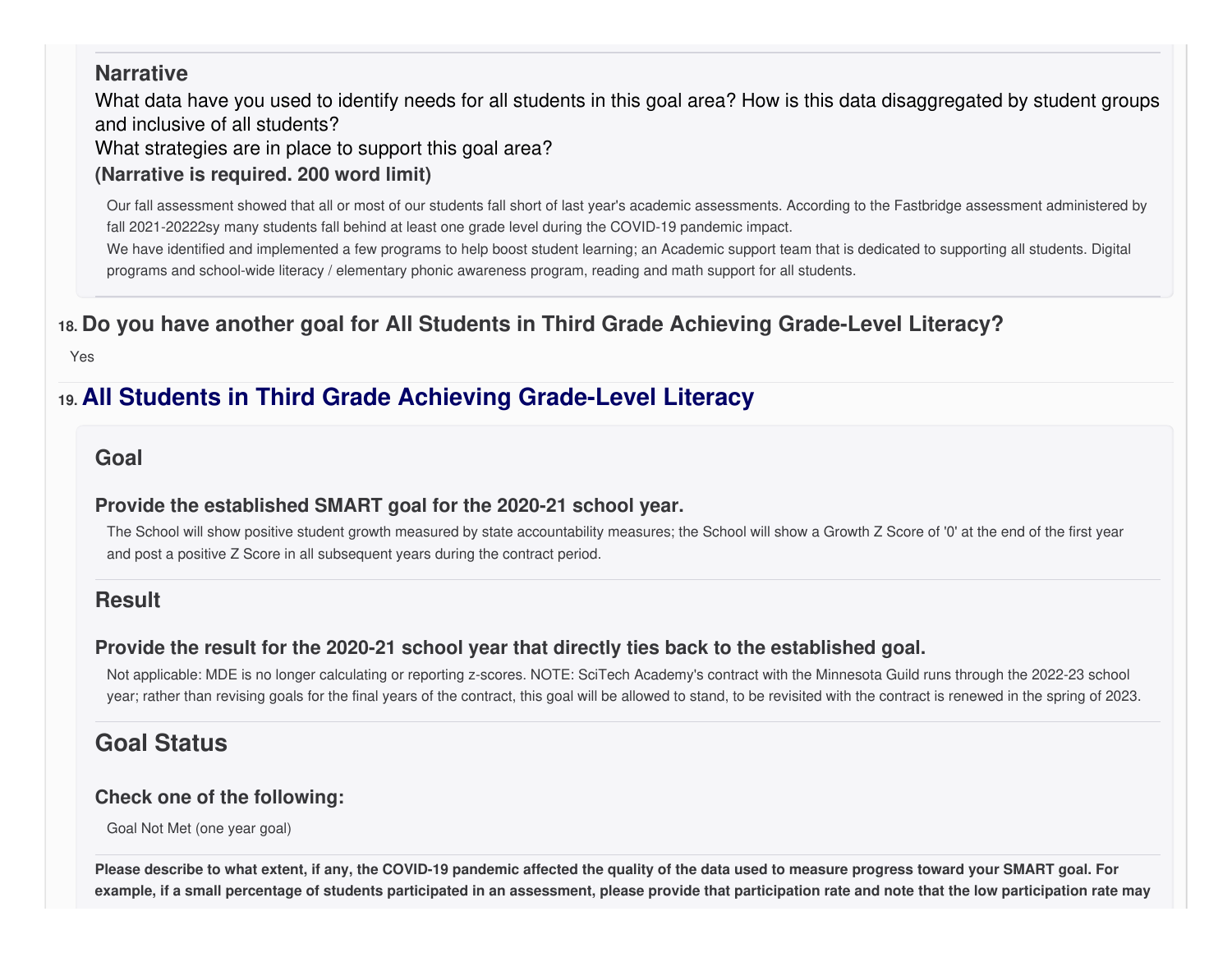### Narrative

What data have you used to identify needs for all students in this goal area? How is this data disaggregated by student groups and inclusive of all students?

What strategies are in place to support this goal area?

**(Narrative is required. 200 word limit)**

Our fall assessment showed that all or most of our students fall short of last year's academic assessments. According to the Fastbridge assessment administered by fall 2021-20222sy many students fall behind at least one grade level during the COVID-19 pandemic impact.

We have identified and implemented a few programs to help boost student learning; an Academic support team that is dedicated to supporting all students. Digital programs and school-wide literacy / elementary phonic awareness program, reading and math support for all students.

## 18. Do you have another goal for All Students in Third Grade Achieving Grade-Level Literacy?

Yes

## 19. All Students in Third Grade Achieving Grade-Level Literacy

### Goal

#### Provide the established SMART goal for the 2020-21 school year.

The School will show positive student growth measured by state accountability measures; the School will show a Growth Z Score of '0' at the end of the first year and post a positive Z Score in all subsequent years during the contract period.

### Result

#### Provide the result for the 2020-21 school year that directly ties back to the established goal.

Not applicable: MDE is no longer calculating or reporting z-scores. NOTE: SciTech Academy's contract with the Minnesota Guild runs through the 2022-23 school year; rather than revising goals for the final years of the contract, this goal will be allowed to stand, to be revisited with the contract is renewed in the spring of 2023.

### Goal Status

#### Check one of the following:

Goal Not Met (one year goal)

**Please describe to what extent, if any, the COVID-19 pandemic affected the quality of the data used to measure progress toward your SMART goal. For example, if a small percentage of students participated in an assessment, please provide that participation rate and note that the low participation rate may**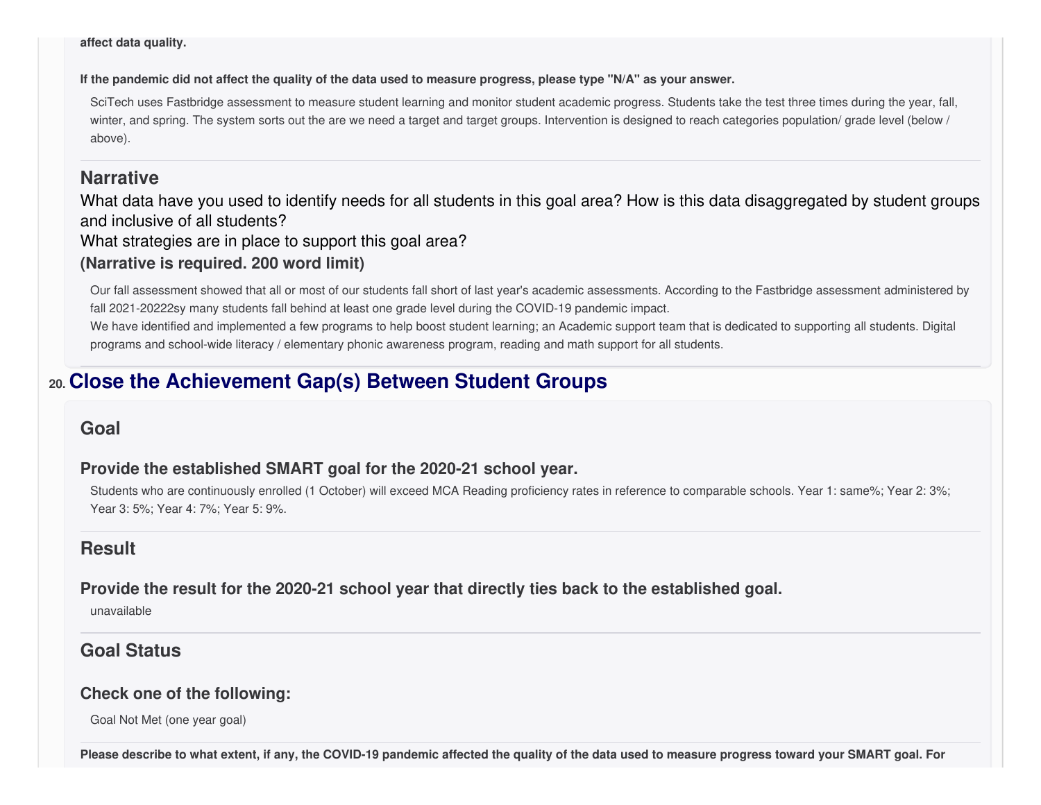**affect data quality.**

**If the pandemic did not affect the quality of the data used to measure progress, please type "N/A" as your answer.**

SciTech uses Fastbridge assessment to measure student learning and monitor student academic progress. Students take the test three times during the year, fall, winter, and spring. The system sorts out the are we need a target and target groups. Intervention is designed to reach categories population/ grade level (below / above).

### Narrative

What data have you used to identify needs for all students in this goal area? How is this data disaggregated by student groups and inclusive of all students?

What strategies are in place to support this goal area?

**(Narrative is required. 200 word limit)**

Our fall assessment showed that all or most of our students fall short of last year's academic assessments. According to the Fastbridge assessment administered by fall 2021-20222sy many students fall behind at least one grade level during the COVID-19 pandemic impact.

We have identified and implemented a few programs to help boost student learning; an Academic support team that is dedicated to supporting all students. Digital programs and school-wide literacy / elementary phonic awareness program, reading and math support for all students.

## 20. Close the Achievement Gap(s) Between Student Groups

### Goal

#### Provide the established SMART goal for the 2020-21 school year.

Students who are continuously enrolled (1 October) will exceed MCA Reading proficiency rates in reference to comparable schools. Year 1: same%; Year 2: 3%; Year 3: 5%; Year 4: 7%; Year 5: 9%.

### Result

#### Provide the result for the 2020-21 school year that directly ties back to the established goal.

unavailable

### Goal Status

#### Check one of the following:

Goal Not Met (one year goal)

**Please describe to what extent, if any, the COVID-19 pandemic affected the quality of the data used to measure progress toward your SMART goal. For**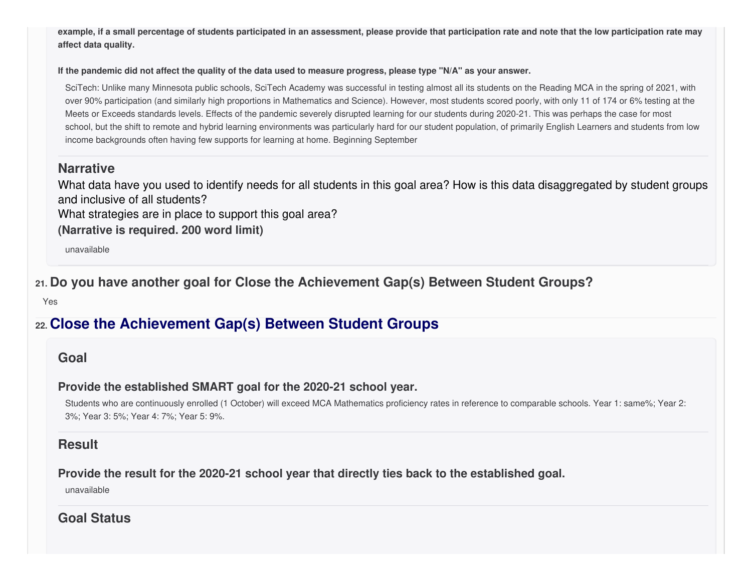**example, if a small percentage of students participated in an assessment, please provide that participation rate and note that the low participation rate may affect data quality.**

**If the pandemic did not affect the quality of the data used to measure progress, please type "N/A" as your answer.**

SciTech: Unlike many Minnesota public schools, SciTech Academy was successful in testing almost all its students on the Reading MCA in the spring of 2021, with over 90% participation (and similarly high proportions in Mathematics and Science). However, most students scored poorly, with only 11 of 174 or 6% testing at the Meets or Exceeds standards levels. Effects of the pandemic severely disrupted learning for our students during 2020-21. This was perhaps the case for most school, but the shift to remote and hybrid learning environments was particularly hard for our student population, of primarily English Learners and students from low income backgrounds often having few supports for learning at home. Beginning September

### Narrative

What data have you used to identify needs for all students in this goal area? How is this data disaggregated by student groups and inclusive of all students?

What strategies are in place to support this goal area?

**(Narrative is required. 200 word limit)**

unavailable

## 21. Do you have another goal for Close the Achievement Gap(s) Between Student Groups?

Yes

## 22. Close the Achievement Gap(s) Between Student Groups

### Goal

#### Provide the established SMART goal for the 2020-21 school year.

Students who are continuously enrolled (1 October) will exceed MCA Mathematics proficiency rates in reference to comparable schools. Year 1: same%; Year 2: 3%; Year 3: 5%; Year 4: 7%; Year 5: 9%.

### Result

#### Provide the result for the 2020-21 school year that directly ties back to the established goal.

unavailable

### Goal Status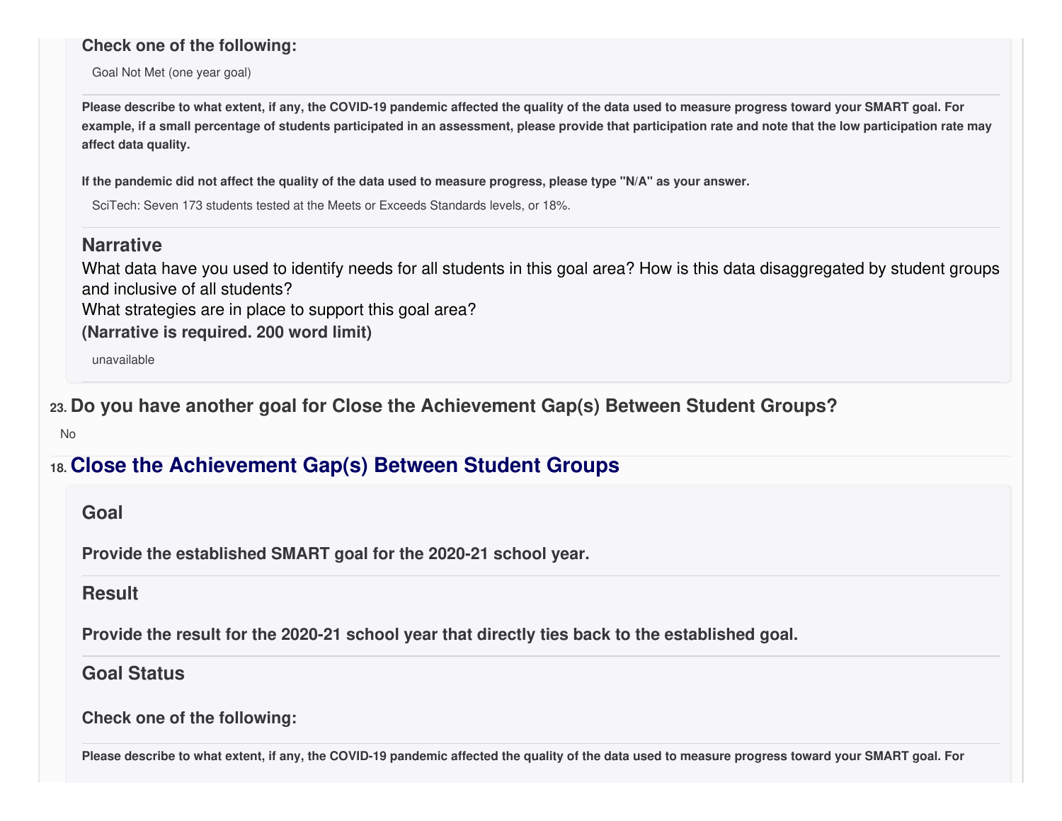**Check one of the following:**

Goal Not Met (one year goal)

**Please describe to what extent, if any, the COVID-19 pandemic affected the quality of the data used to measure progress toward your SMART goal. For example, if a small percentage of students participated in an assessment, please provide that participation rate and note that the low participation rate may affect data quality.**

**If the pandemic did not affect the quality of the data used to measure progress, please type "N/A" as your answer.**

SciTech: Seven 173 students tested at the Meets or Exceeds Standards levels, or 18%.

### Narrative

What data have you used to identify needs for all students in this goal area? How is this data disaggregated by student groups and inclusive of all students?
What strategies are in place to support this goal area?
**(Narrative is required. 200 word limit)**

unavailable

## 23. Do you have another goal for Close the Achievement Gap(s) Between Student Groups?

No

## 18. Close the Achievement Gap(s) Between Student Groups

### Goal

**Provide the established SMART goal for the 2020-21 school year.**

### Result

**Provide the result for the 2020-21 school year that directly ties back to the established goal.**

### Goal Status

**Check one of the following:**

**Please describe to what extent, if any, the COVID-19 pandemic affected the quality of the data used to measure progress toward your SMART goal. For**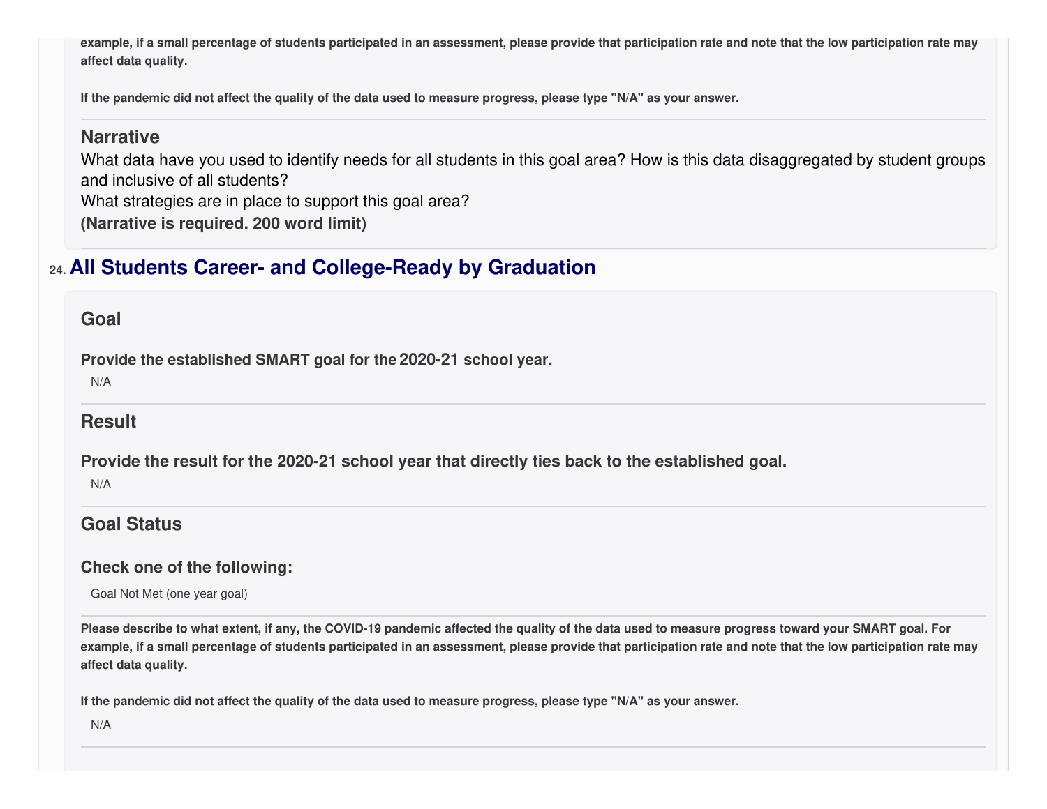**example, if a small percentage of students participated in an assessment, please provide that participation rate and note that the low participation rate may affect data quality.**

**If the pandemic did not affect the quality of the data used to measure progress, please type "N/A" as your answer.**

### Narrative

What data have you used to identify needs for all students in this goal area? How is this data disaggregated by student groups and inclusive of all students?

What strategies are in place to support this goal area?

**(Narrative is required. 200 word limit)**

## 24. All Students Career- and College-Ready by Graduation

### Goal

**Provide the established SMART goal for the 2020-21 school year.**

N/A

### Result

**Provide the result for the 2020-21 school year that directly ties back to the established goal.**

N/A

### Goal Status

**Check one of the following:**

Goal Not Met (one year goal)

**Please describe to what extent, if any, the COVID-19 pandemic affected the quality of the data used to measure progress toward your SMART goal. For example, if a small percentage of students participated in an assessment, please provide that participation rate and note that the low participation rate may affect data quality.**

**If the pandemic did not affect the quality of the data used to measure progress, please type "N/A" as your answer.**

N/A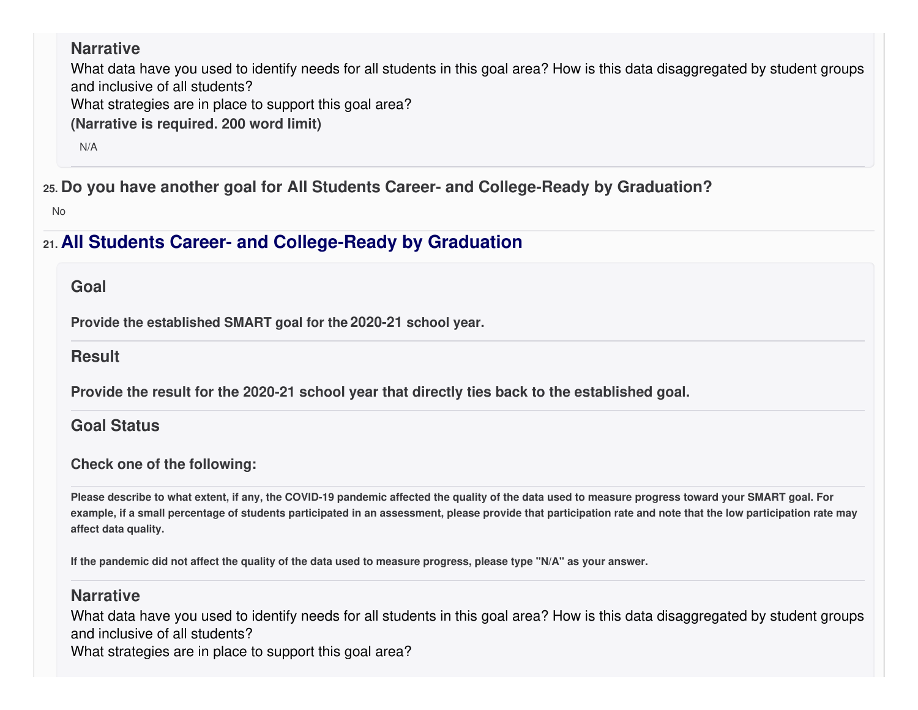### Narrative

What data have you used to identify needs for all students in this goal area? How is this data disaggregated by student groups and inclusive of all students?

What strategies are in place to support this goal area?

**(Narrative is required. 200 word limit)**

N/A

## 25. Do you have another goal for All Students Career- and College-Ready by Graduation?

No

## 21. All Students Career- and College-Ready by Graduation

### Goal

**Provide the established SMART goal for the 2020-21 school year.**

### Result

**Provide the result for the 2020-21 school year that directly ties back to the established goal.**

### Goal Status

**Check one of the following:**

**Please describe to what extent, if any, the COVID-19 pandemic affected the quality of the data used to measure progress toward your SMART goal. For example, if a small percentage of students participated in an assessment, please provide that participation rate and note that the low participation rate may affect data quality.**

**If the pandemic did not affect the quality of the data used to measure progress, please type "N/A" as your answer.**

### Narrative

What data have you used to identify needs for all students in this goal area? How is this data disaggregated by student groups and inclusive of all students?

What strategies are in place to support this goal area?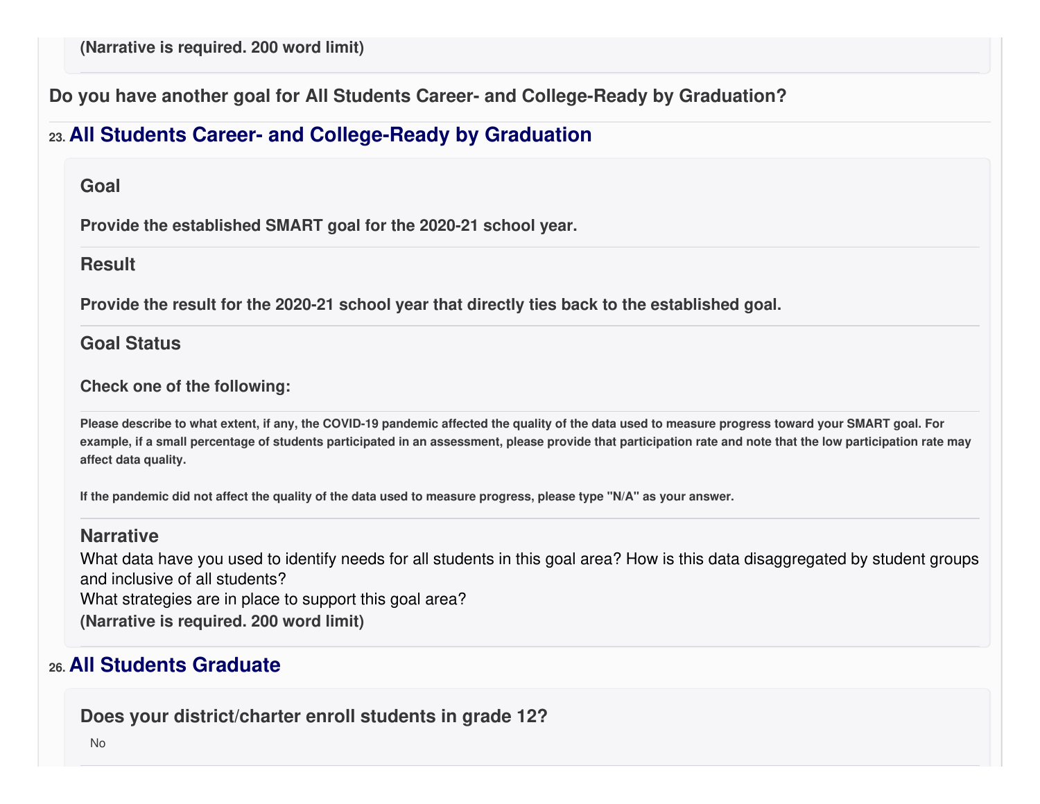**(Narrative is required. 200 word limit)**

**Do you have another goal for All Students Career- and College-Ready by Graduation?**

## 23. All Students Career- and College-Ready by Graduation

### Goal

**Provide the established SMART goal for the 2020-21 school year.**

### Result

**Provide the result for the 2020-21 school year that directly ties back to the established goal.**

### Goal Status

**Check one of the following:**

**Please describe to what extent, if any, the COVID-19 pandemic affected the quality of the data used to measure progress toward your SMART goal. For example, if a small percentage of students participated in an assessment, please provide that participation rate and note that the low participation rate may affect data quality.**

**If the pandemic did not affect the quality of the data used to measure progress, please type "N/A" as your answer.**

### Narrative

What data have you used to identify needs for all students in this goal area? How is this data disaggregated by student groups and inclusive of all students?
What strategies are in place to support this goal area?
**(Narrative is required. 200 word limit)**

## 26. All Students Graduate

### Does your district/charter enroll students in grade 12?

No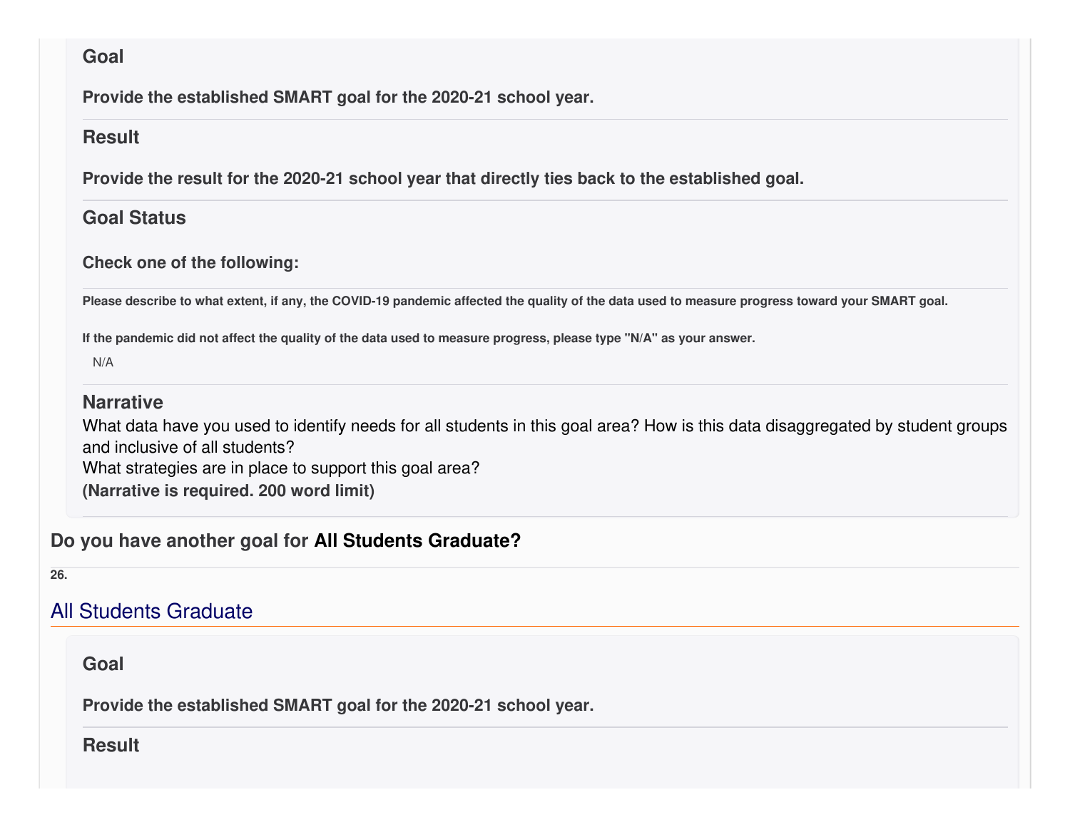### Goal

**Provide the established SMART goal for the 2020-21 school year.**

### Result

**Provide the result for the 2020-21 school year that directly ties back to the established goal.**

### Goal Status

**Check one of the following:**

**Please describe to what extent, if any, the COVID-19 pandemic affected the quality of the data used to measure progress toward your SMART goal.**

**If the pandemic did not affect the quality of the data used to measure progress, please type "N/A" as your answer.**

N/A

### Narrative

What data have you used to identify needs for all students in this goal area? How is this data disaggregated by student groups and inclusive of all students?
What strategies are in place to support this goal area?
**(Narrative is required. 200 word limit)**

**Do you have another goal for All Students Graduate?**

**26.**

## All Students Graduate

### Goal

**Provide the established SMART goal for the 2020-21 school year.**

### Result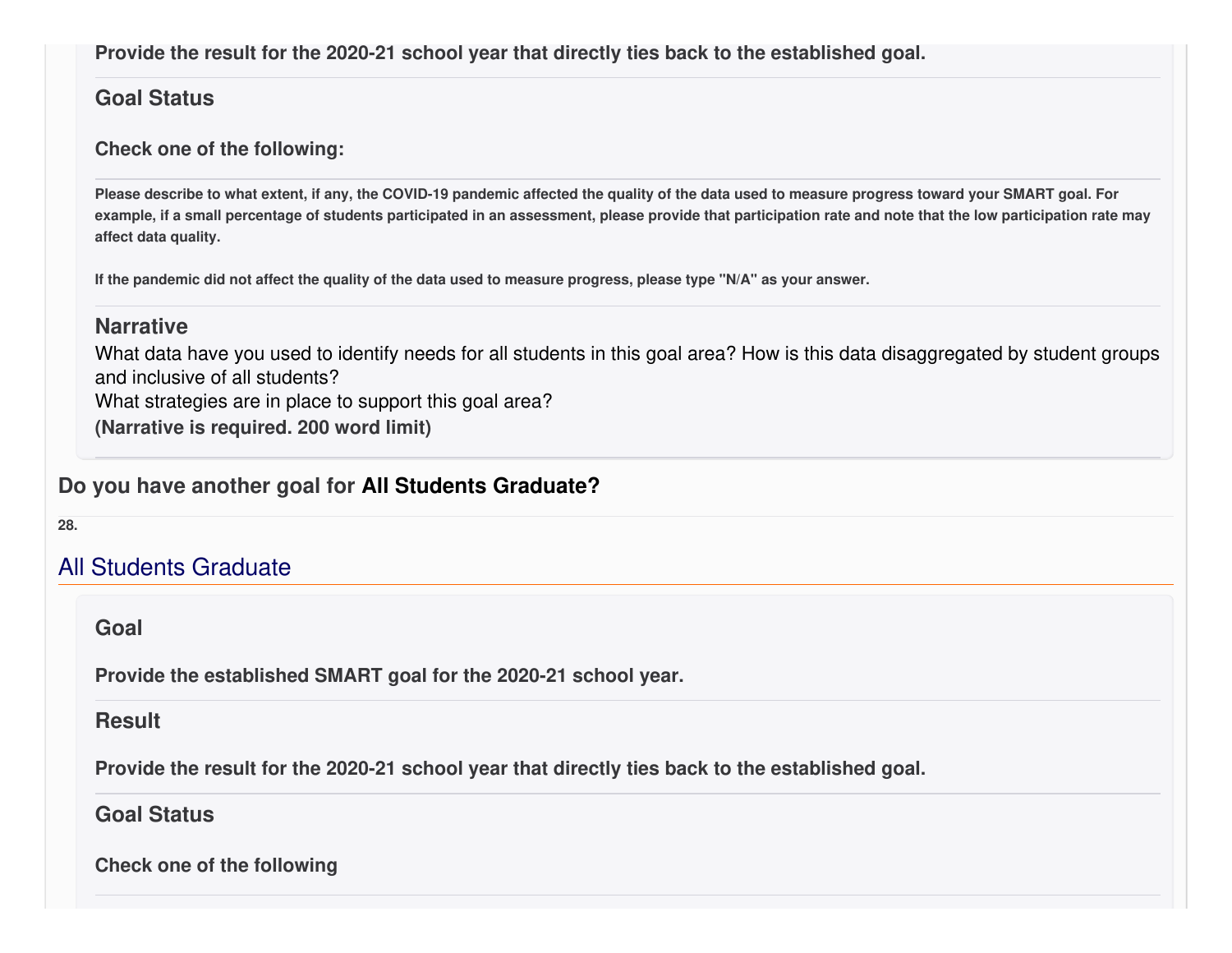**Provide the result for the 2020-21 school year that directly ties back to the established goal.**

### Goal Status

**Check one of the following:**

**Please describe to what extent, if any, the COVID-19 pandemic affected the quality of the data used to measure progress toward your SMART goal. For example, if a small percentage of students participated in an assessment, please provide that participation rate and note that the low participation rate may affect data quality.**

**If the pandemic did not affect the quality of the data used to measure progress, please type "N/A" as your answer.**

### Narrative

What data have you used to identify needs for all students in this goal area? How is this data disaggregated by student groups and inclusive of all students?
What strategies are in place to support this goal area?
**(Narrative is required. 200 word limit)**

**Do you have another goal for All Students Graduate?**

**28.**

## All Students Graduate

### Goal

**Provide the established SMART goal for the 2020-21 school year.**

### Result

**Provide the result for the 2020-21 school year that directly ties back to the established goal.**

### Goal Status

**Check one of the following**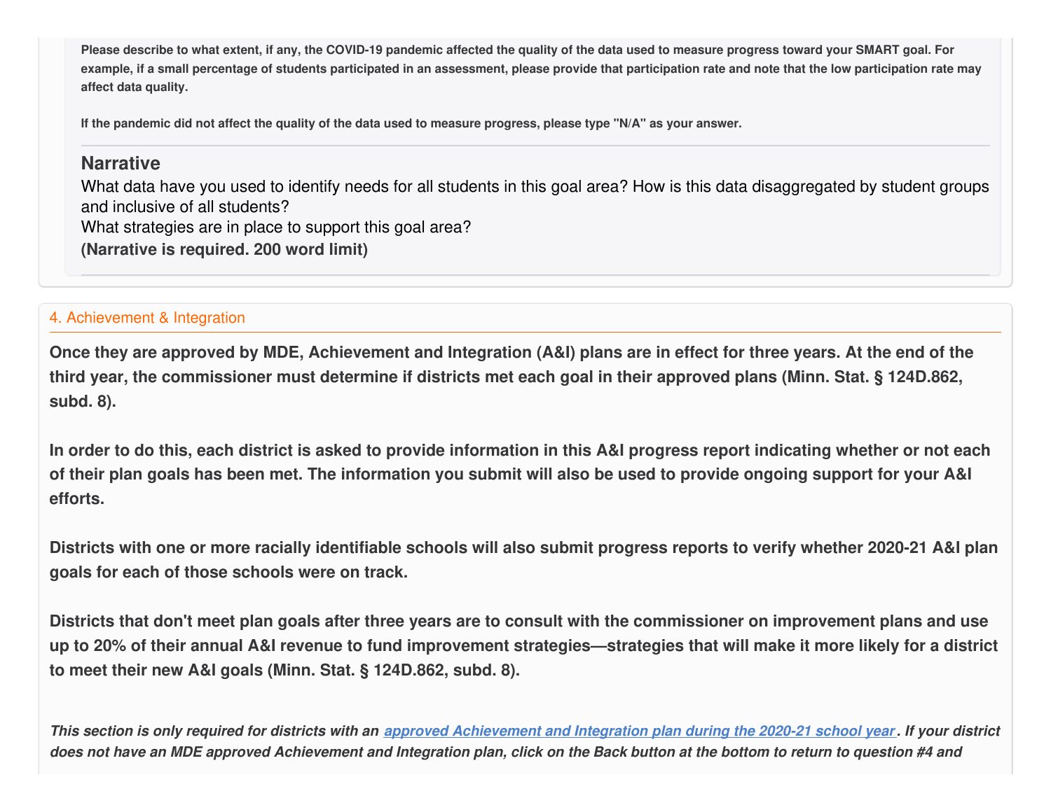**Please describe to what extent, if any, the COVID-19 pandemic affected the quality of the data used to measure progress toward your SMART goal. For example, if a small percentage of students participated in an assessment, please provide that participation rate and note that the low participation rate may affect data quality.**

**If the pandemic did not affect the quality of the data used to measure progress, please type "N/A" as your answer.**

### Narrative

What data have you used to identify needs for all students in this goal area? How is this data disaggregated by student groups and inclusive of all students?
What strategies are in place to support this goal area?
**(Narrative is required. 200 word limit)**

## 4. Achievement & Integration

**Once they are approved by MDE, Achievement and Integration (A&I) plans are in effect for three years. At the end of the third year, the commissioner must determine if districts met each goal in their approved plans (Minn. Stat. § 124D.862, subd. 8).**

**In order to do this, each district is asked to provide information in this A&I progress report indicating whether or not each of their plan goals has been met. The information you submit will also be used to provide ongoing support for your A&I efforts.**

**Districts with one or more racially identifiable schools will also submit progress reports to verify whether 2020-21 A&I plan goals for each of those schools were on track.**

**Districts that don't meet plan goals after three years are to consult with the commissioner on improvement plans and use up to 20% of their annual A&I revenue to fund improvement strategies—strategies that will make it more likely for a district to meet their new A&I goals (Minn. Stat. § 124D.862, subd. 8).**

***This section is only required for districts with an approved Achievement and Integration plan during the 2020-21 school year. If your district does not have an MDE approved Achievement and Integration plan, click on the Back button at the bottom to return to question #4 and***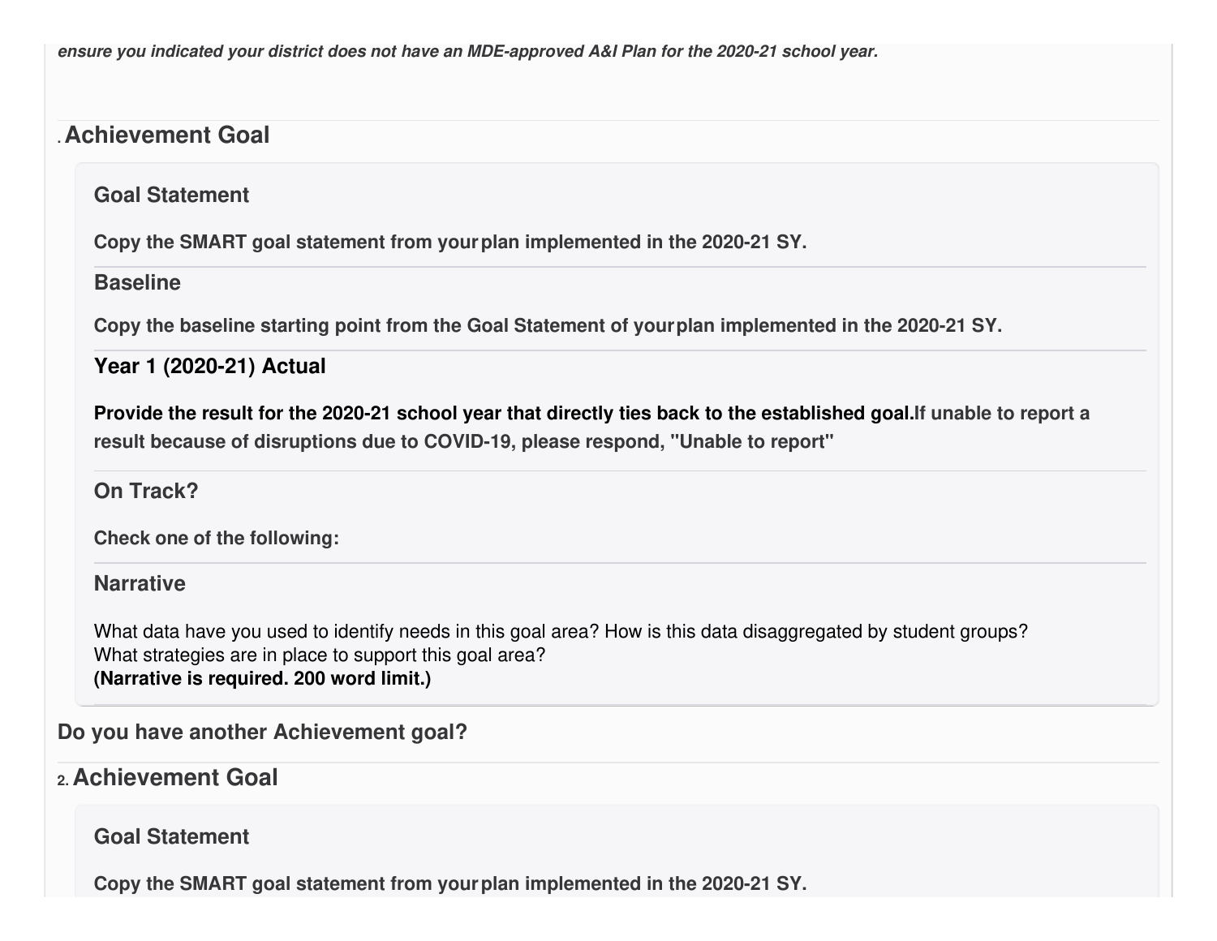*ensure you indicated your district does not have an MDE-approved A&I Plan for the 2020-21 school year.*

## . Achievement Goal

### Goal Statement

**Copy the SMART goal statement from your plan implemented in the 2020-21 SY.**

### Baseline

**Copy the baseline starting point from the Goal Statement of your plan implemented in the 2020-21 SY.**

### Year 1 (2020-21) Actual

**Provide the result for the 2020-21 school year that directly ties back to the established goal. If unable to report a result because of disruptions due to COVID-19, please respond, "Unable to report"**

### On Track?

**Check one of the following:**

### Narrative

What data have you used to identify needs in this goal area? How is this data disaggregated by student groups?
What strategies are in place to support this goal area?
**(Narrative is required. 200 word limit.)**

**Do you have another Achievement goal?**

## 2. Achievement Goal

### Goal Statement

**Copy the SMART goal statement from your plan implemented in the 2020-21 SY.**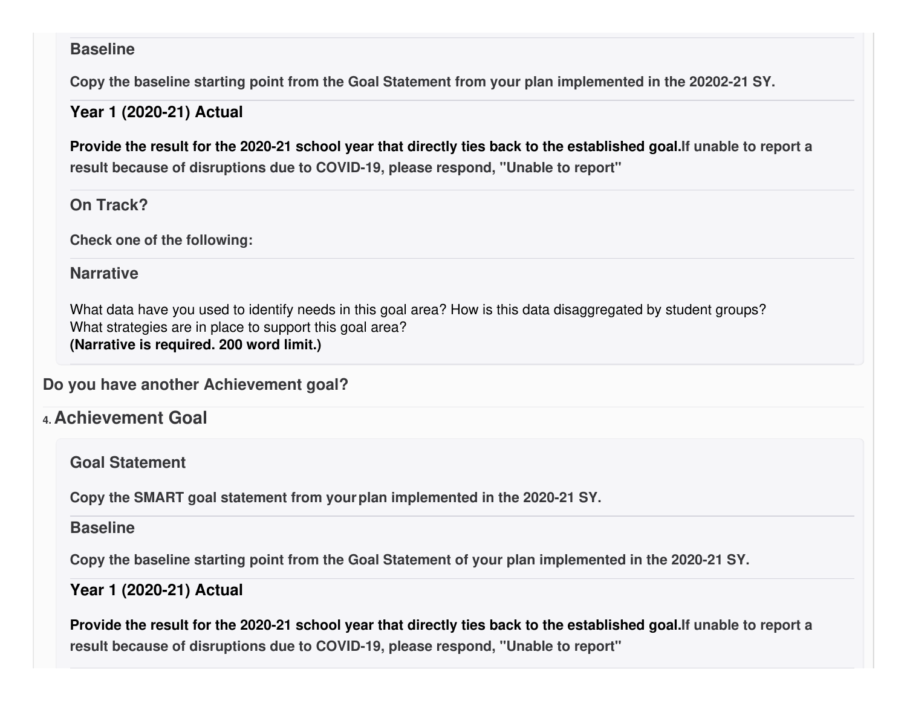**Baseline**

**Copy the baseline starting point from the Goal Statement from your plan implemented in the 20202-21 SY.**

**Year 1 (2020-21) Actual**

**Provide the result for the 2020-21 school year that directly ties back to the established goal.If unable to report a result because of disruptions due to COVID-19, please respond, "Unable to report"**

**On Track?**

**Check one of the following:**

**Narrative**

What data have you used to identify needs in this goal area? How is this data disaggregated by student groups?
What strategies are in place to support this goal area?
**(Narrative is required. 200 word limit.)**

**Do you have another Achievement goal?**

## 4. Achievement Goal

**Goal Statement**

**Copy the SMART goal statement from your plan implemented in the 2020-21 SY.**

**Baseline**

**Copy the baseline starting point from the Goal Statement of your plan implemented in the 2020-21 SY.**

**Year 1 (2020-21) Actual**

**Provide the result for the 2020-21 school year that directly ties back to the established goal.If unable to report a result because of disruptions due to COVID-19, please respond, "Unable to report"**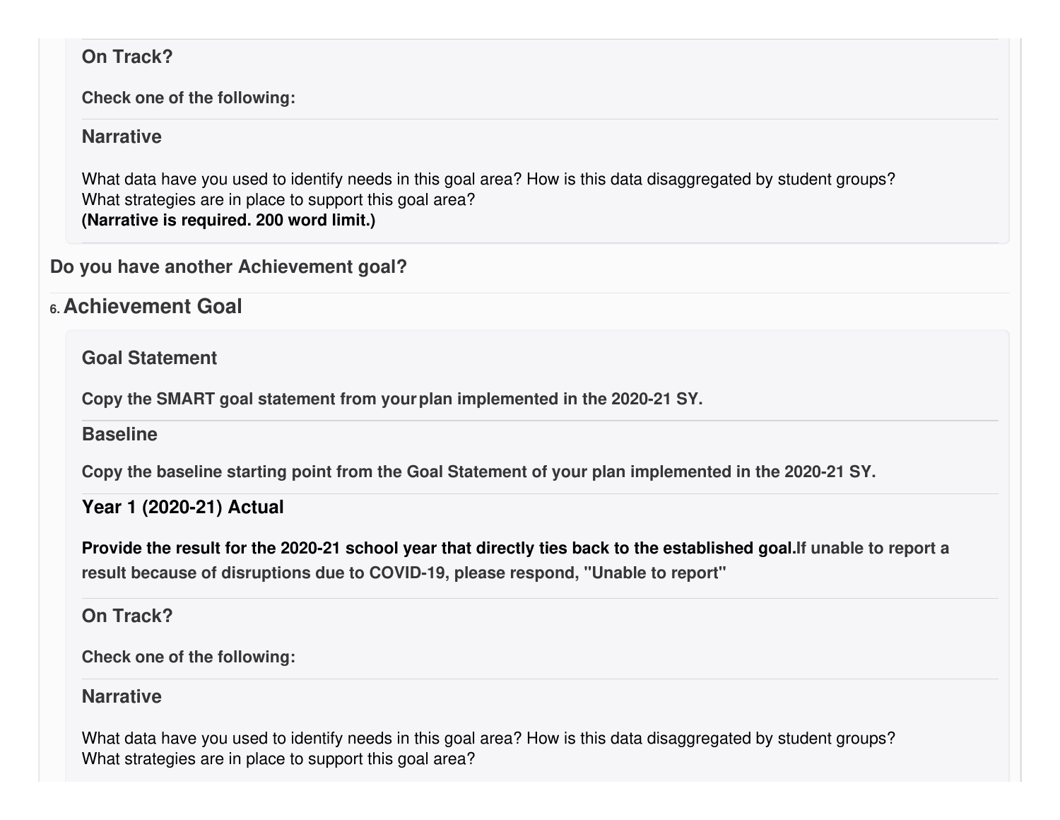### On Track?

**Check one of the following:**

### Narrative

What data have you used to identify needs in this goal area? How is this data disaggregated by student groups?
What strategies are in place to support this goal area?
**(Narrative is required. 200 word limit.)**

**Do you have another Achievement goal?**

## 6. Achievement Goal

### Goal Statement

**Copy the SMART goal statement from your plan implemented in the 2020-21 SY.**

### Baseline

**Copy the baseline starting point from the Goal Statement of your plan implemented in the 2020-21 SY.**

### Year 1 (2020-21) Actual

**Provide the result for the 2020-21 school year that directly ties back to the established goal.If unable to report a result because of disruptions due to COVID-19, please respond, "Unable to report"**

### On Track?

**Check one of the following:**

### Narrative

What data have you used to identify needs in this goal area? How is this data disaggregated by student groups?
What strategies are in place to support this goal area?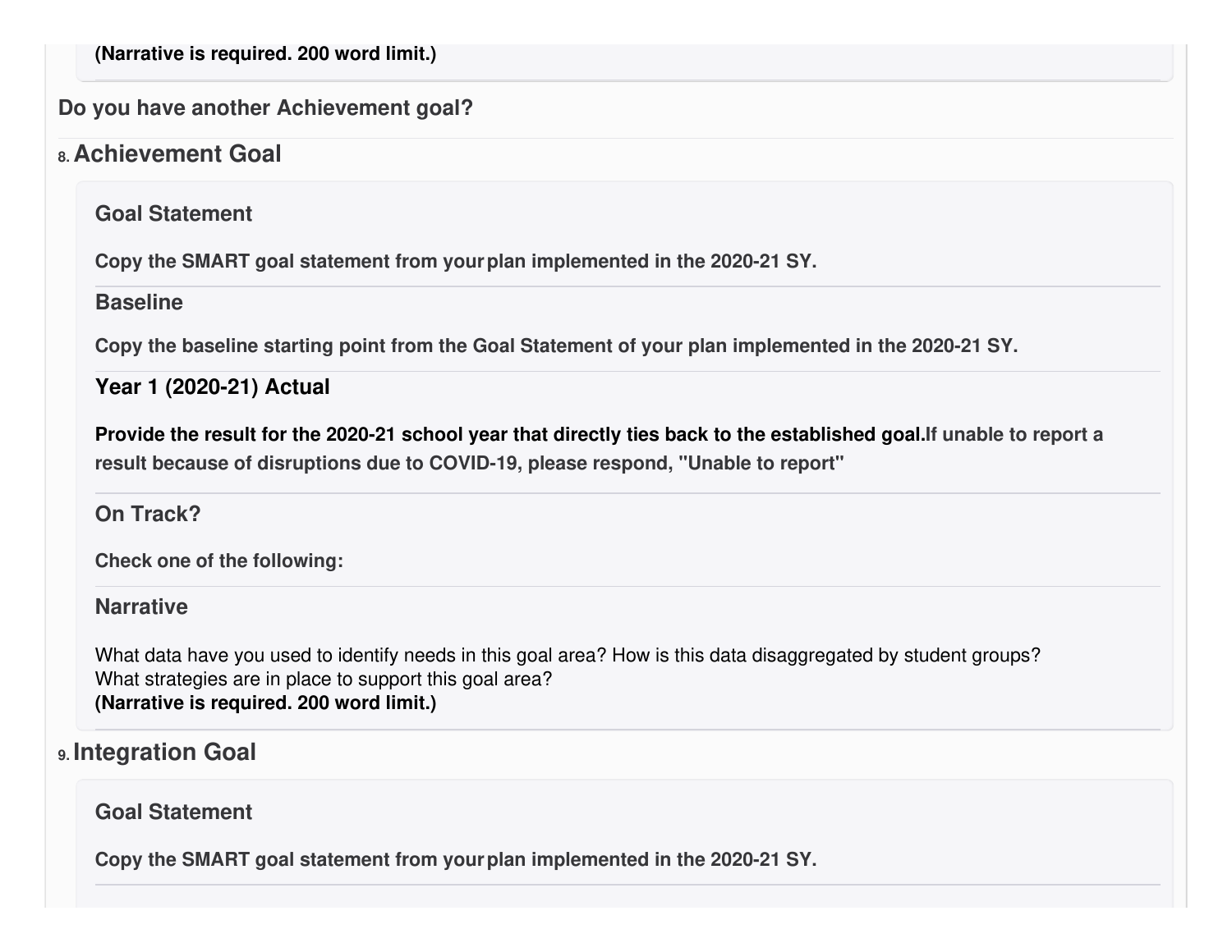**(Narrative is required. 200 word limit.)**

**Do you have another Achievement goal?**

## 8. Achievement Goal

### Goal Statement

**Copy the SMART goal statement from your plan implemented in the 2020-21 SY.**

### Baseline

**Copy the baseline starting point from the Goal Statement of your plan implemented in the 2020-21 SY.**

### Year 1 (2020-21) Actual

**Provide the result for the 2020-21 school year that directly ties back to the established goal. If unable to report a result because of disruptions due to COVID-19, please respond, "Unable to report"**

### On Track?

**Check one of the following:**

### Narrative

What data have you used to identify needs in this goal area? How is this data disaggregated by student groups?
What strategies are in place to support this goal area?
**(Narrative is required. 200 word limit.)**

## 9. Integration Goal

### Goal Statement

**Copy the SMART goal statement from your plan implemented in the 2020-21 SY.**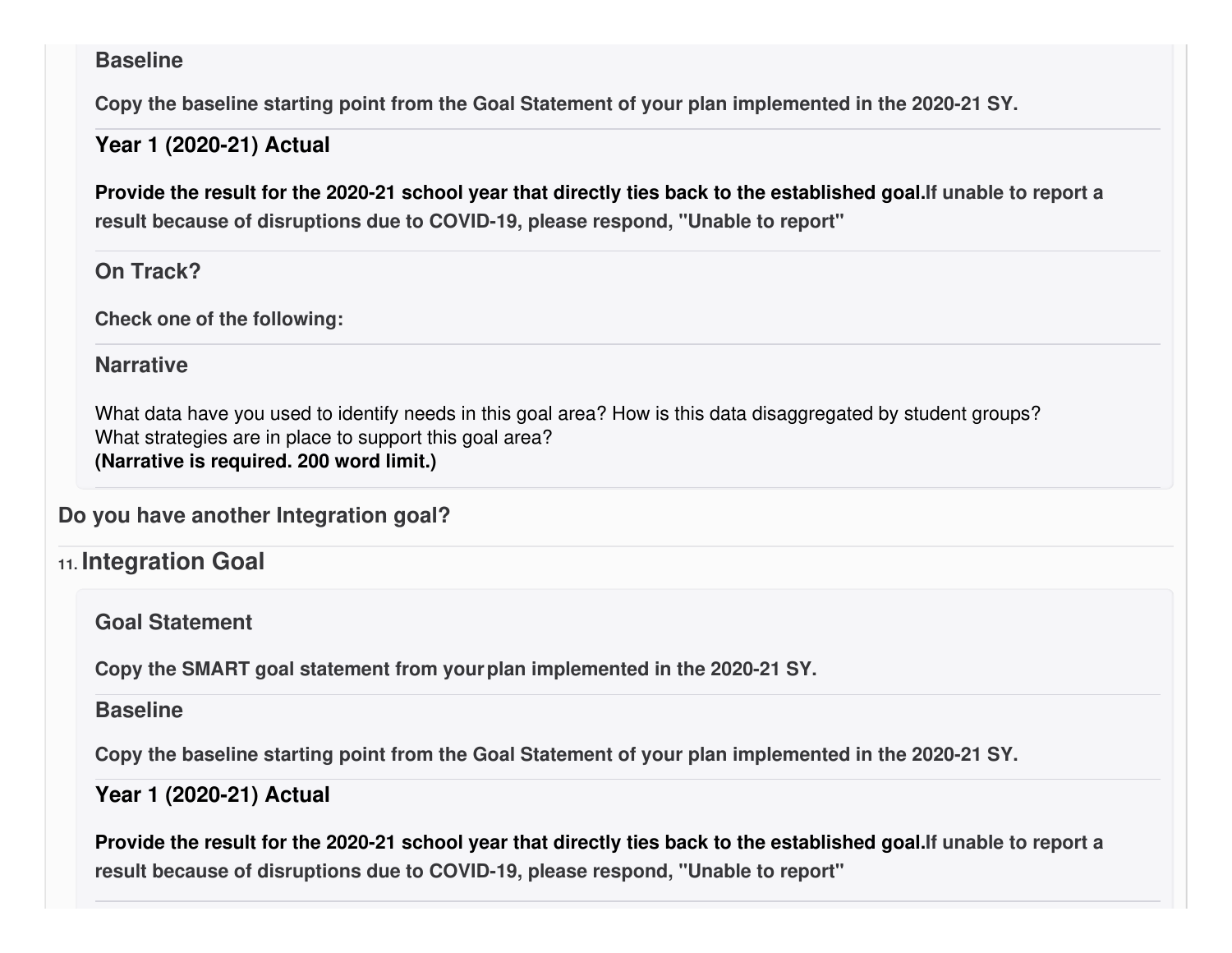### Baseline

**Copy the baseline starting point from the Goal Statement of your plan implemented in the 2020-21 SY.**

### Year 1 (2020-21) Actual

**Provide the result for the 2020-21 school year that directly ties back to the established goal.If unable to report a result because of disruptions due to COVID-19, please respond, "Unable to report"**

### On Track?

**Check one of the following:**

### Narrative

What data have you used to identify needs in this goal area? How is this data disaggregated by student groups?
What strategies are in place to support this goal area?
**(Narrative is required. 200 word limit.)**

**Do you have another Integration goal?**

## 11. Integration Goal

### Goal Statement

**Copy the SMART goal statement from your plan implemented in the 2020-21 SY.**

### Baseline

**Copy the baseline starting point from the Goal Statement of your plan implemented in the 2020-21 SY.**

### Year 1 (2020-21) Actual

**Provide the result for the 2020-21 school year that directly ties back to the established goal.If unable to report a result because of disruptions due to COVID-19, please respond, "Unable to report"**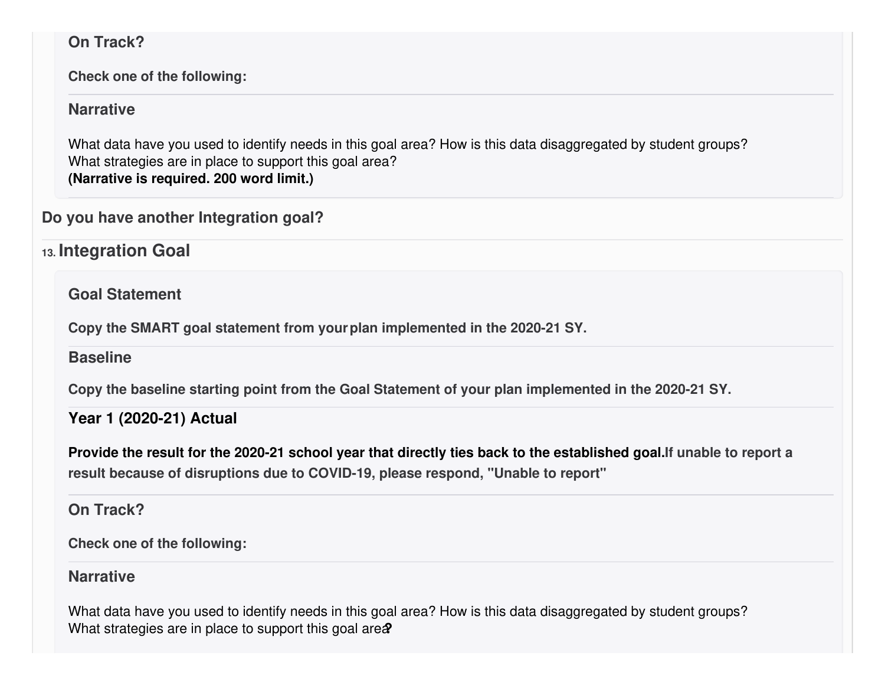**On Track?**

**Check one of the following:**

**Narrative**

What data have you used to identify needs in this goal area? How is this data disaggregated by student groups? What strategies are in place to support this goal area?
**(Narrative is required. 200 word limit.)**

**Do you have another Integration goal?**

## 13. Integration Goal

**Goal Statement**

**Copy the SMART goal statement from your plan implemented in the 2020-21 SY.**

**Baseline**

**Copy the baseline starting point from the Goal Statement of your plan implemented in the 2020-21 SY.**

**Year 1 (2020-21) Actual**

**Provide the result for the 2020-21 school year that directly ties back to the established goal.If unable to report a result because of disruptions due to COVID-19, please respond, "Unable to report"**

**On Track?**

**Check one of the following:**

**Narrative**

What data have you used to identify needs in this goal area? How is this data disaggregated by student groups? What strategies are in place to support this goal area?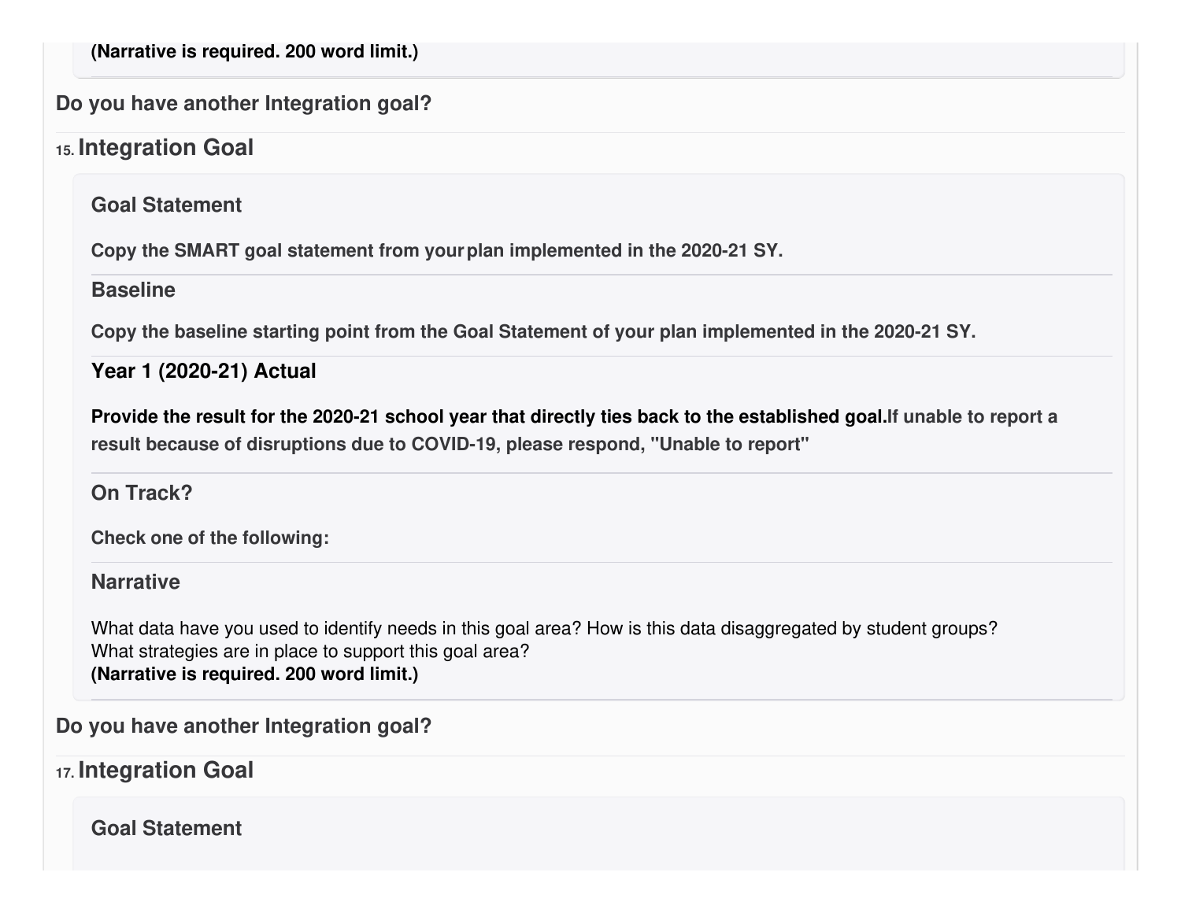**(Narrative is required. 200 word limit.)**

**Do you have another Integration goal?**

## 15. Integration Goal

### Goal Statement

**Copy the SMART goal statement from your plan implemented in the 2020-21 SY.**

### Baseline

**Copy the baseline starting point from the Goal Statement of your plan implemented in the 2020-21 SY.**

### Year 1 (2020-21) Actual

**Provide the result for the 2020-21 school year that directly ties back to the established goal.If unable to report a result because of disruptions due to COVID-19, please respond, "Unable to report"**

### On Track?

**Check one of the following:**

### Narrative

What data have you used to identify needs in this goal area? How is this data disaggregated by student groups?
What strategies are in place to support this goal area?
**(Narrative is required. 200 word limit.)**

**Do you have another Integration goal?**

## 17. Integration Goal

### Goal Statement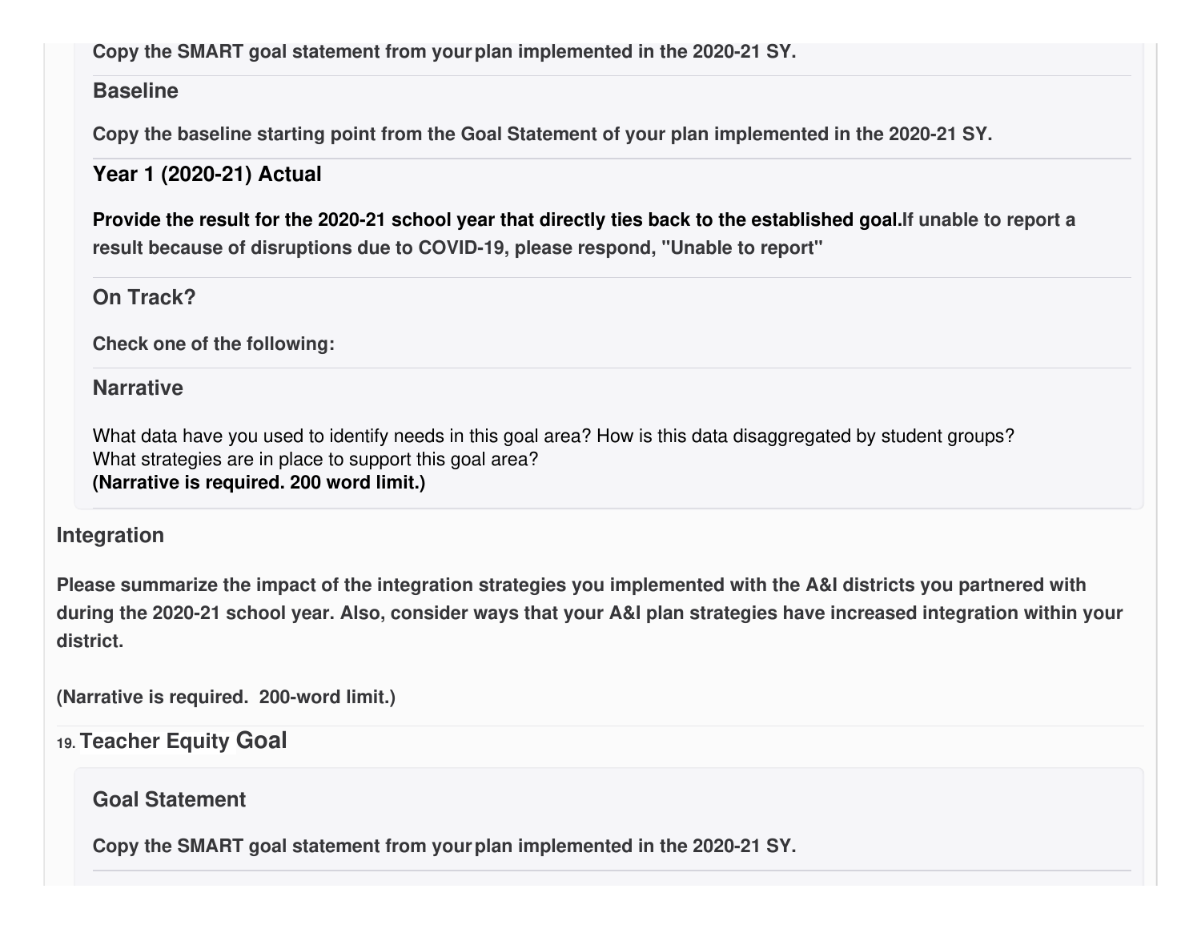**Copy the SMART goal statement from your plan implemented in the 2020-21 SY.**

### Baseline

**Copy the baseline starting point from the Goal Statement of your plan implemented in the 2020-21 SY.**

### Year 1 (2020-21) Actual

**Provide the result for the 2020-21 school year that directly ties back to the established goal. If unable to report a result because of disruptions due to COVID-19, please respond, "Unable to report"**

### On Track?

**Check one of the following:**

### Narrative

What data have you used to identify needs in this goal area? How is this data disaggregated by student groups?
What strategies are in place to support this goal area?
**(Narrative is required. 200 word limit.)**

## Integration

**Please summarize the impact of the integration strategies you implemented with the A&I districts you partnered with during the 2020-21 school year. Also, consider ways that your A&I plan strategies have increased integration within your district.**

**(Narrative is required. 200-word limit.)**

## 19. Teacher Equity Goal

### Goal Statement

**Copy the SMART goal statement from your plan implemented in the 2020-21 SY.**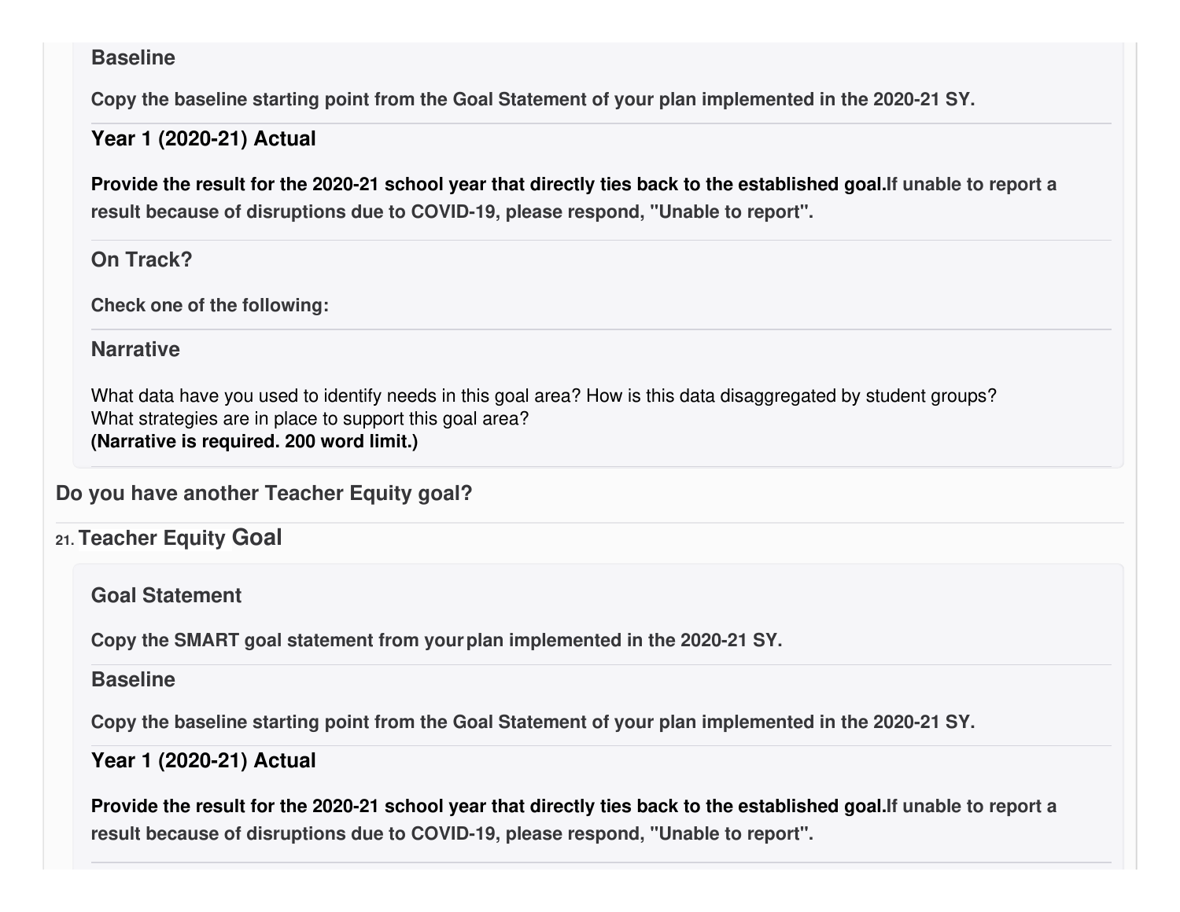### Baseline

**Copy the baseline starting point from the Goal Statement of your plan implemented in the 2020-21 SY.**

### Year 1 (2020-21) Actual

**Provide the result for the 2020-21 school year that directly ties back to the established goal.If unable to report a result because of disruptions due to COVID-19, please respond, "Unable to report".**

### On Track?

**Check one of the following:**

### Narrative

What data have you used to identify needs in this goal area? How is this data disaggregated by student groups?
What strategies are in place to support this goal area?
**(Narrative is required. 200 word limit.)**

**Do you have another Teacher Equity goal?**

## 21. Teacher Equity Goal

### Goal Statement

**Copy the SMART goal statement from your plan implemented in the 2020-21 SY.**

### Baseline

**Copy the baseline starting point from the Goal Statement of your plan implemented in the 2020-21 SY.**

### Year 1 (2020-21) Actual

**Provide the result for the 2020-21 school year that directly ties back to the established goal.If unable to report a result because of disruptions due to COVID-19, please respond, "Unable to report".**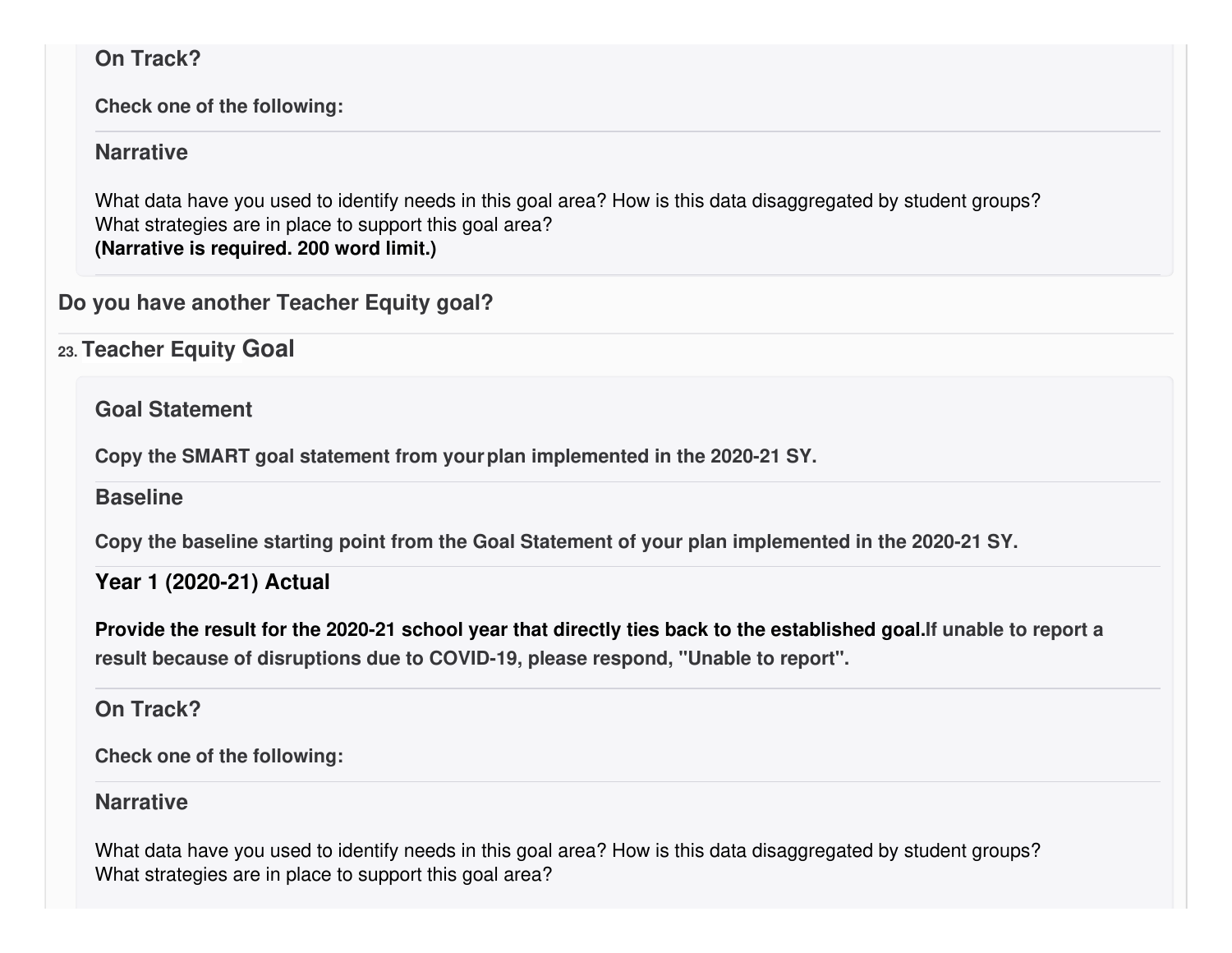**On Track?**

**Check one of the following:**

**Narrative**

What data have you used to identify needs in this goal area? How is this data disaggregated by student groups?
What strategies are in place to support this goal area?
**(Narrative is required. 200 word limit.)**

**Do you have another Teacher Equity goal?**

## 23. Teacher Equity Goal

**Goal Statement**

**Copy the SMART goal statement from your plan implemented in the 2020-21 SY.**

**Baseline**

**Copy the baseline starting point from the Goal Statement of your plan implemented in the 2020-21 SY.**

**Year 1 (2020-21) Actual**

**Provide the result for the 2020-21 school year that directly ties back to the established goal. If unable to report a result because of disruptions due to COVID-19, please respond, "Unable to report".**

**On Track?**

**Check one of the following:**

**Narrative**

What data have you used to identify needs in this goal area? How is this data disaggregated by student groups?
What strategies are in place to support this goal area?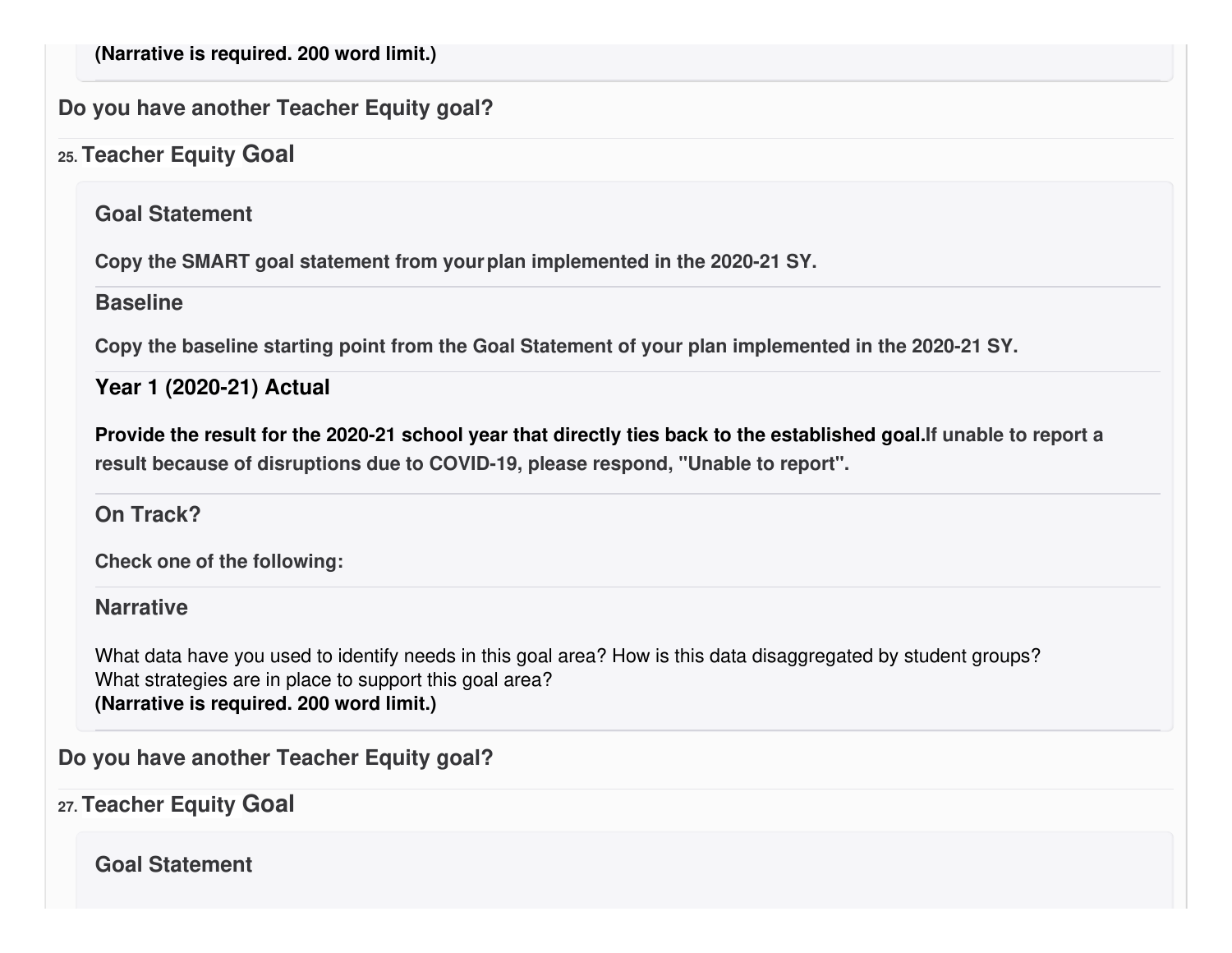**(Narrative is required. 200 word limit.)**

**Do you have another Teacher Equity goal?**

### 25. Teacher Equity Goal

**Goal Statement**

**Copy the SMART goal statement from your plan implemented in the 2020-21 SY.**

**Baseline**

**Copy the baseline starting point from the Goal Statement of your plan implemented in the 2020-21 SY.**

**Year 1 (2020-21) Actual**

**Provide the result for the 2020-21 school year that directly ties back to the established goal. If unable to report a result because of disruptions due to COVID-19, please respond, "Unable to report".**

**On Track?**

**Check one of the following:**

**Narrative**

What data have you used to identify needs in this goal area? How is this data disaggregated by student groups?
What strategies are in place to support this goal area?
**(Narrative is required. 200 word limit.)**

**Do you have another Teacher Equity goal?**

### 27. Teacher Equity Goal

**Goal Statement**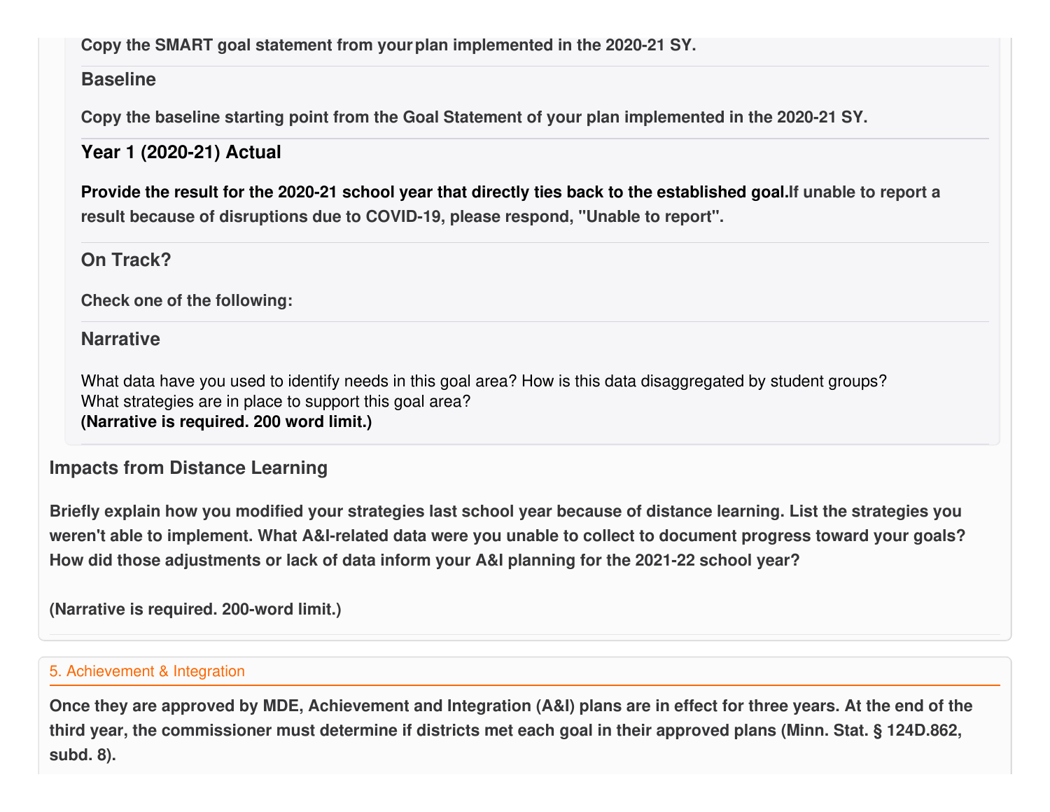**Copy the SMART goal statement from your plan implemented in the 2020-21 SY.**

### Baseline

**Copy the baseline starting point from the Goal Statement of your plan implemented in the 2020-21 SY.**

### Year 1 (2020-21) Actual

**Provide the result for the 2020-21 school year that directly ties back to the established goal.If unable to report a result because of disruptions due to COVID-19, please respond, "Unable to report".**

### On Track?

**Check one of the following:**

### Narrative

What data have you used to identify needs in this goal area? How is this data disaggregated by student groups?
What strategies are in place to support this goal area?
**(Narrative is required. 200 word limit.)**

### Impacts from Distance Learning

**Briefly explain how you modified your strategies last school year because of distance learning. List the strategies you weren't able to implement. What A&I-related data were you unable to collect to document progress toward your goals? How did those adjustments or lack of data inform your A&I planning for the 2021-22 school year?**

**(Narrative is required. 200-word limit.)**

## 5. Achievement & Integration

**Once they are approved by MDE, Achievement and Integration (A&I) plans are in effect for three years. At the end of the third year, the commissioner must determine if districts met each goal in their approved plans (Minn. Stat. § 124D.862, subd. 8).**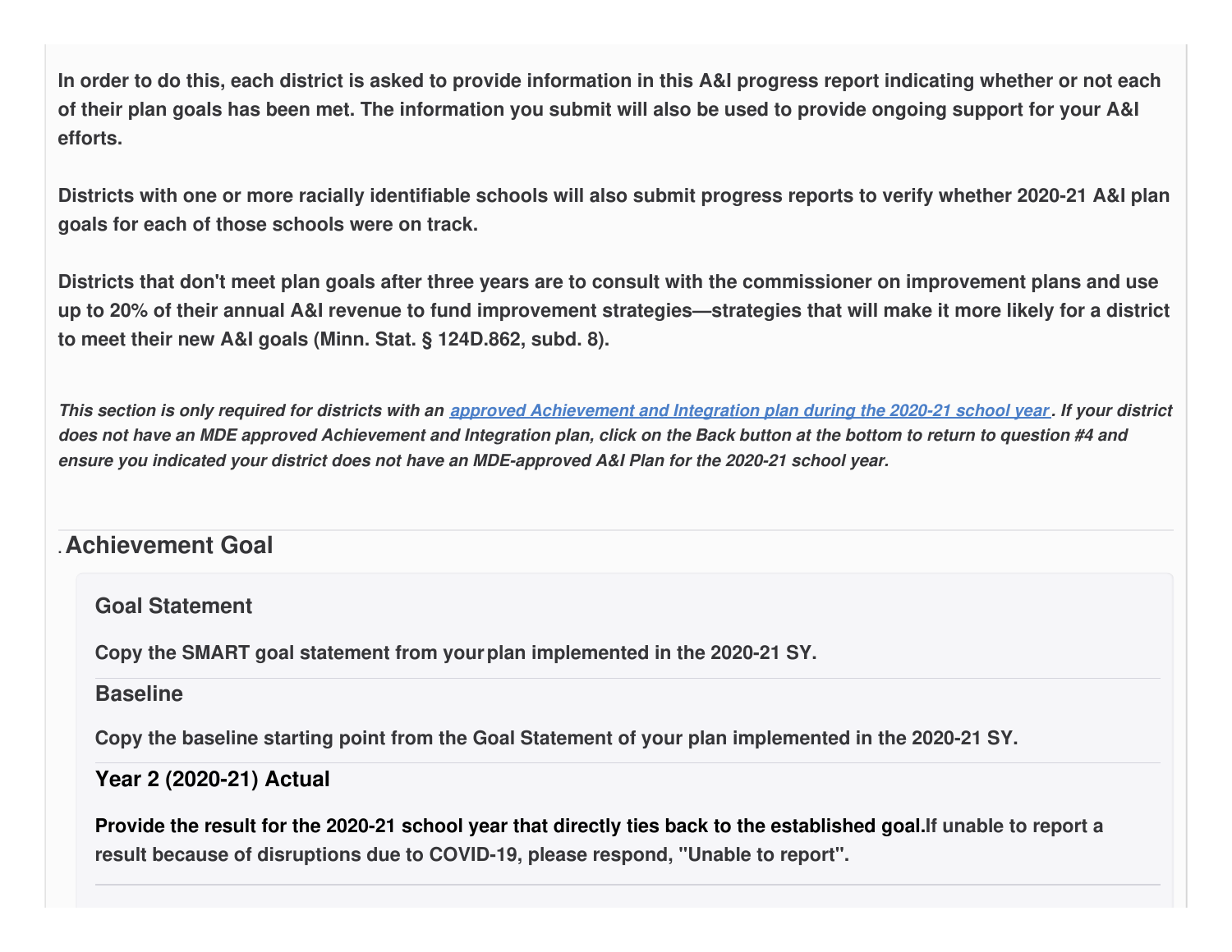**In order to do this, each district is asked to provide information in this A&I progress report indicating whether or not each of their plan goals has been met. The information you submit will also be used to provide ongoing support for your A&I efforts.**

**Districts with one or more racially identifiable schools will also submit progress reports to verify whether 2020-21 A&I plan goals for each of those schools were on track.**

**Districts that don't meet plan goals after three years are to consult with the commissioner on improvement plans and use up to 20% of their annual A&I revenue to fund improvement strategies—strategies that will make it more likely for a district to meet their new A&I goals (Minn. Stat. § 124D.862, subd. 8).**

***This section is only required for districts with an [approved Achievement and Integration plan during the 2020-21 school year](). If your district does not have an MDE approved Achievement and Integration plan, click on the Back button at the bottom to return to question #4 and ensure you indicated your district does not have an MDE-approved A&I Plan for the 2020-21 school year.***

## . Achievement Goal

### Goal Statement

**Copy the SMART goal statement from your plan implemented in the 2020-21 SY.**

### Baseline

**Copy the baseline starting point from the Goal Statement of your plan implemented in the 2020-21 SY.**

### Year 2 (2020-21) Actual

**Provide the result for the 2020-21 school year that directly ties back to the established goal. If unable to report a result because of disruptions due to COVID-19, please respond, "Unable to report".**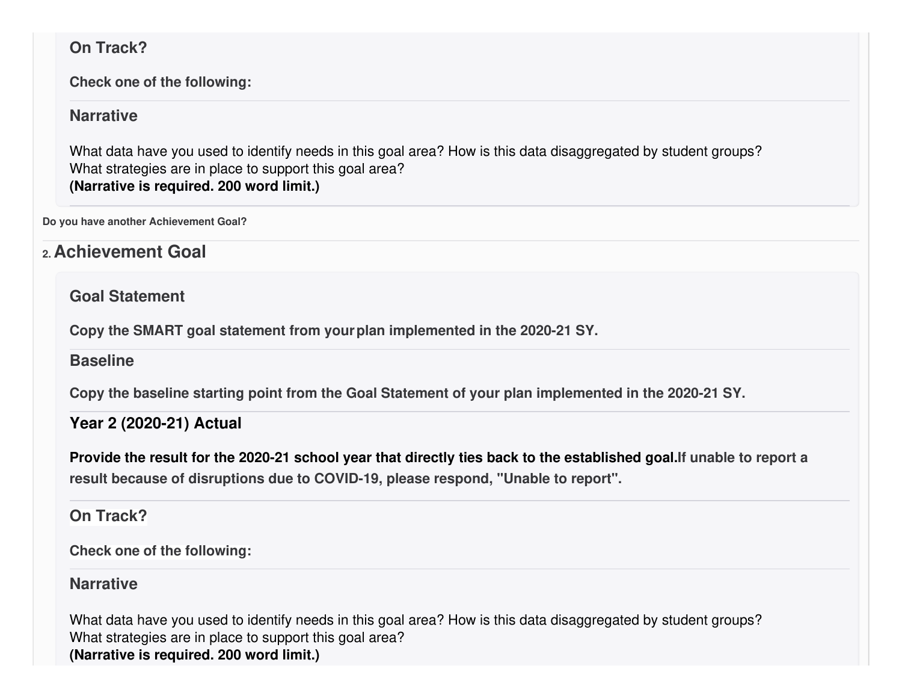### On Track?

**Check one of the following:**

### Narrative

What data have you used to identify needs in this goal area? How is this data disaggregated by student groups?
What strategies are in place to support this goal area?
**(Narrative is required. 200 word limit.)**

**Do you have another Achievement Goal?**

## 2. Achievement Goal

### Goal Statement

**Copy the SMART goal statement from your plan implemented in the 2020-21 SY.**

### Baseline

**Copy the baseline starting point from the Goal Statement of your plan implemented in the 2020-21 SY.**

### Year 2 (2020-21) Actual

**Provide the result for the 2020-21 school year that directly ties back to the established goal.If unable to report a result because of disruptions due to COVID-19, please respond, "Unable to report".**

### On Track?

**Check one of the following:**

### Narrative

What data have you used to identify needs in this goal area? How is this data disaggregated by student groups?
What strategies are in place to support this goal area?
**(Narrative is required. 200 word limit.)**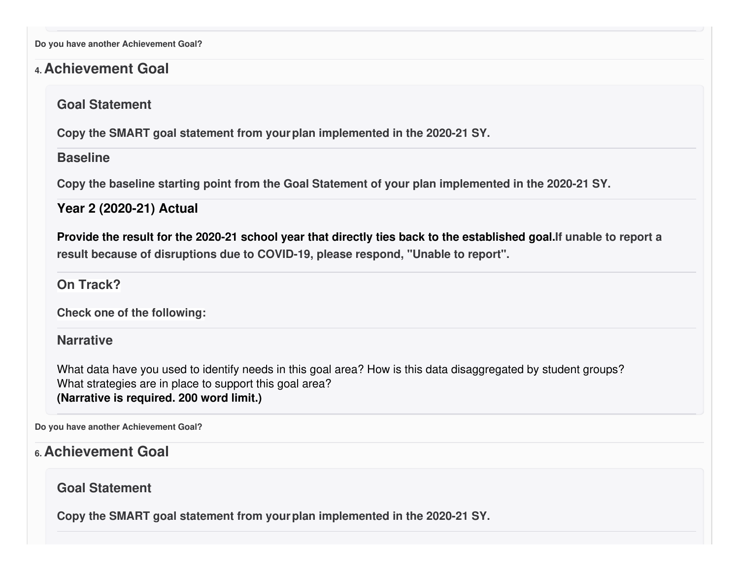**Do you have another Achievement Goal?**

## 4. Achievement Goal

### Goal Statement

**Copy the SMART goal statement from your plan implemented in the 2020-21 SY.**

### Baseline

**Copy the baseline starting point from the Goal Statement of your plan implemented in the 2020-21 SY.**

### Year 2 (2020-21) Actual

**Provide the result for the 2020-21 school year that directly ties back to the established goal. If unable to report a result because of disruptions due to COVID-19, please respond, "Unable to report".**

### On Track?

**Check one of the following:**

### Narrative

What data have you used to identify needs in this goal area? How is this data disaggregated by student groups?
What strategies are in place to support this goal area?
**(Narrative is required. 200 word limit.)**

**Do you have another Achievement Goal?**

## 6. Achievement Goal

### Goal Statement

**Copy the SMART goal statement from your plan implemented in the 2020-21 SY.**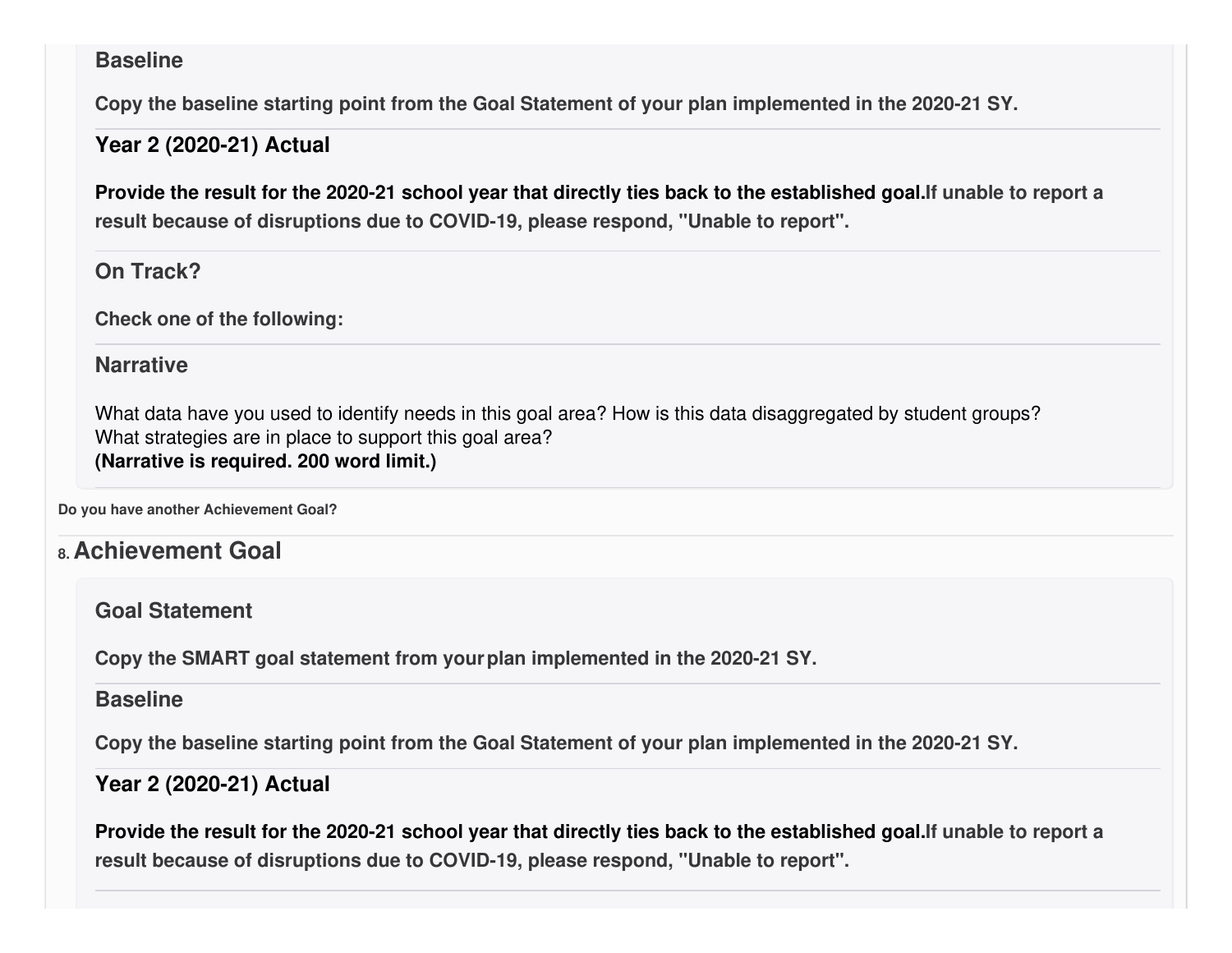### Baseline

**Copy the baseline starting point from the Goal Statement of your plan implemented in the 2020-21 SY.**

### Year 2 (2020-21) Actual

**Provide the result for the 2020-21 school year that directly ties back to the established goal.If unable to report a result because of disruptions due to COVID-19, please respond, "Unable to report".**

### On Track?

**Check one of the following:**

### Narrative

What data have you used to identify needs in this goal area? How is this data disaggregated by student groups?
What strategies are in place to support this goal area?
**(Narrative is required. 200 word limit.)**

**Do you have another Achievement Goal?**

## 8. Achievement Goal

### Goal Statement

**Copy the SMART goal statement from your plan implemented in the 2020-21 SY.**

### Baseline

**Copy the baseline starting point from the Goal Statement of your plan implemented in the 2020-21 SY.**

### Year 2 (2020-21) Actual

**Provide the result for the 2020-21 school year that directly ties back to the established goal.If unable to report a result because of disruptions due to COVID-19, please respond, "Unable to report".**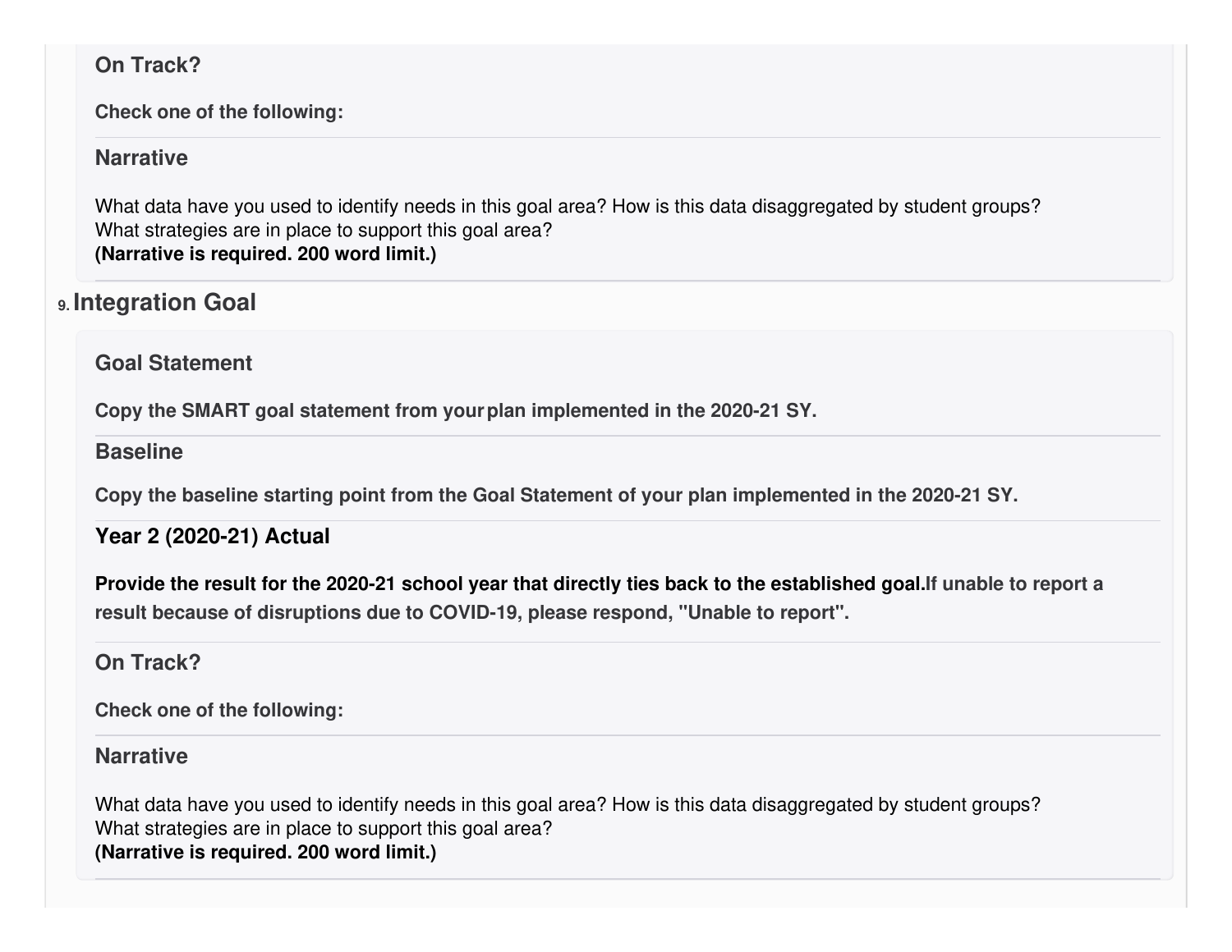### On Track?

**Check one of the following:**

### Narrative

What data have you used to identify needs in this goal area? How is this data disaggregated by student groups?
What strategies are in place to support this goal area?
**(Narrative is required. 200 word limit.)**

## 9. Integration Goal

### Goal Statement

**Copy the SMART goal statement from your plan implemented in the 2020-21 SY.**

### Baseline

**Copy the baseline starting point from the Goal Statement of your plan implemented in the 2020-21 SY.**

### Year 2 (2020-21) Actual

**Provide the result for the 2020-21 school year that directly ties back to the established goal. If unable to report a result because of disruptions due to COVID-19, please respond, "Unable to report".**

### On Track?

**Check one of the following:**

### Narrative

What data have you used to identify needs in this goal area? How is this data disaggregated by student groups?
What strategies are in place to support this goal area?
**(Narrative is required. 200 word limit.)**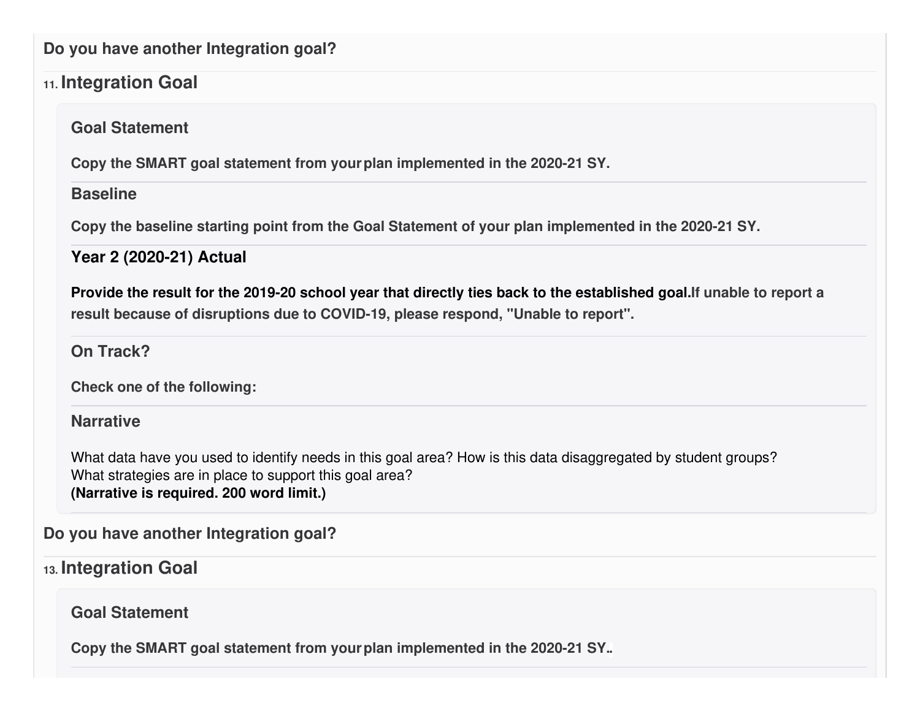**Do you have another Integration goal?**

## 11. Integration Goal

### Goal Statement

**Copy the SMART goal statement from your plan implemented in the 2020-21 SY.**

### Baseline

**Copy the baseline starting point from the Goal Statement of your plan implemented in the 2020-21 SY.**

### Year 2 (2020-21) Actual

**Provide the result for the 2019-20 school year that directly ties back to the established goal.If unable to report a result because of disruptions due to COVID-19, please respond, "Unable to report".**

### On Track?

**Check one of the following:**

### Narrative

What data have you used to identify needs in this goal area? How is this data disaggregated by student groups?
What strategies are in place to support this goal area?
**(Narrative is required. 200 word limit.)**

**Do you have another Integration goal?**

## 13. Integration Goal

### Goal Statement

**Copy the SMART goal statement from your plan implemented in the 2020-21 SY..**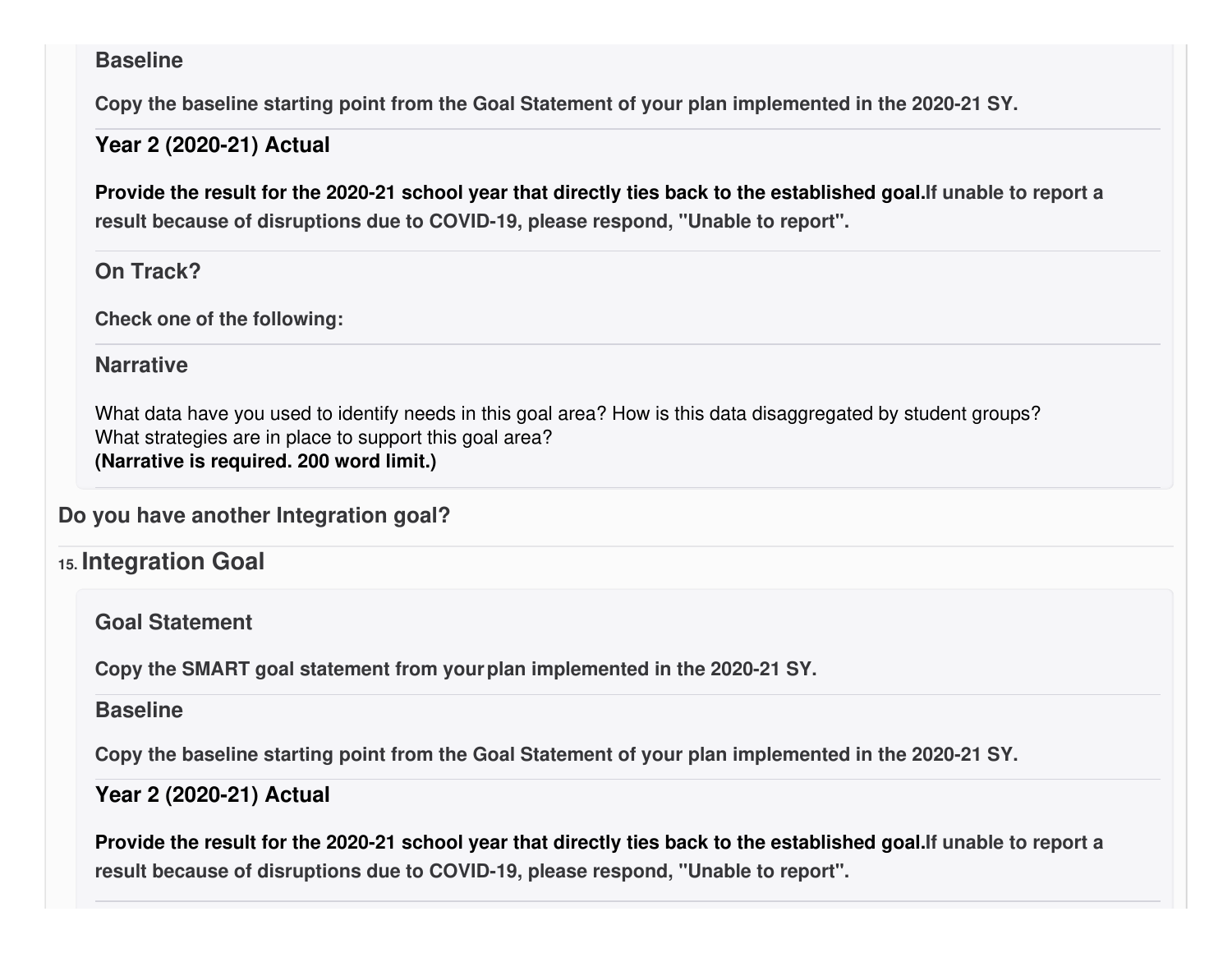### Baseline

**Copy the baseline starting point from the Goal Statement of your plan implemented in the 2020-21 SY.**

### Year 2 (2020-21) Actual

**Provide the result for the 2020-21 school year that directly ties back to the established goal.If unable to report a result because of disruptions due to COVID-19, please respond, "Unable to report".**

### On Track?

**Check one of the following:**

### Narrative

What data have you used to identify needs in this goal area? How is this data disaggregated by student groups?
What strategies are in place to support this goal area?
**(Narrative is required. 200 word limit.)**

**Do you have another Integration goal?**

## 15. Integration Goal

### Goal Statement

**Copy the SMART goal statement from your plan implemented in the 2020-21 SY.**

### Baseline

**Copy the baseline starting point from the Goal Statement of your plan implemented in the 2020-21 SY.**

### Year 2 (2020-21) Actual

**Provide the result for the 2020-21 school year that directly ties back to the established goal.If unable to report a result because of disruptions due to COVID-19, please respond, "Unable to report".**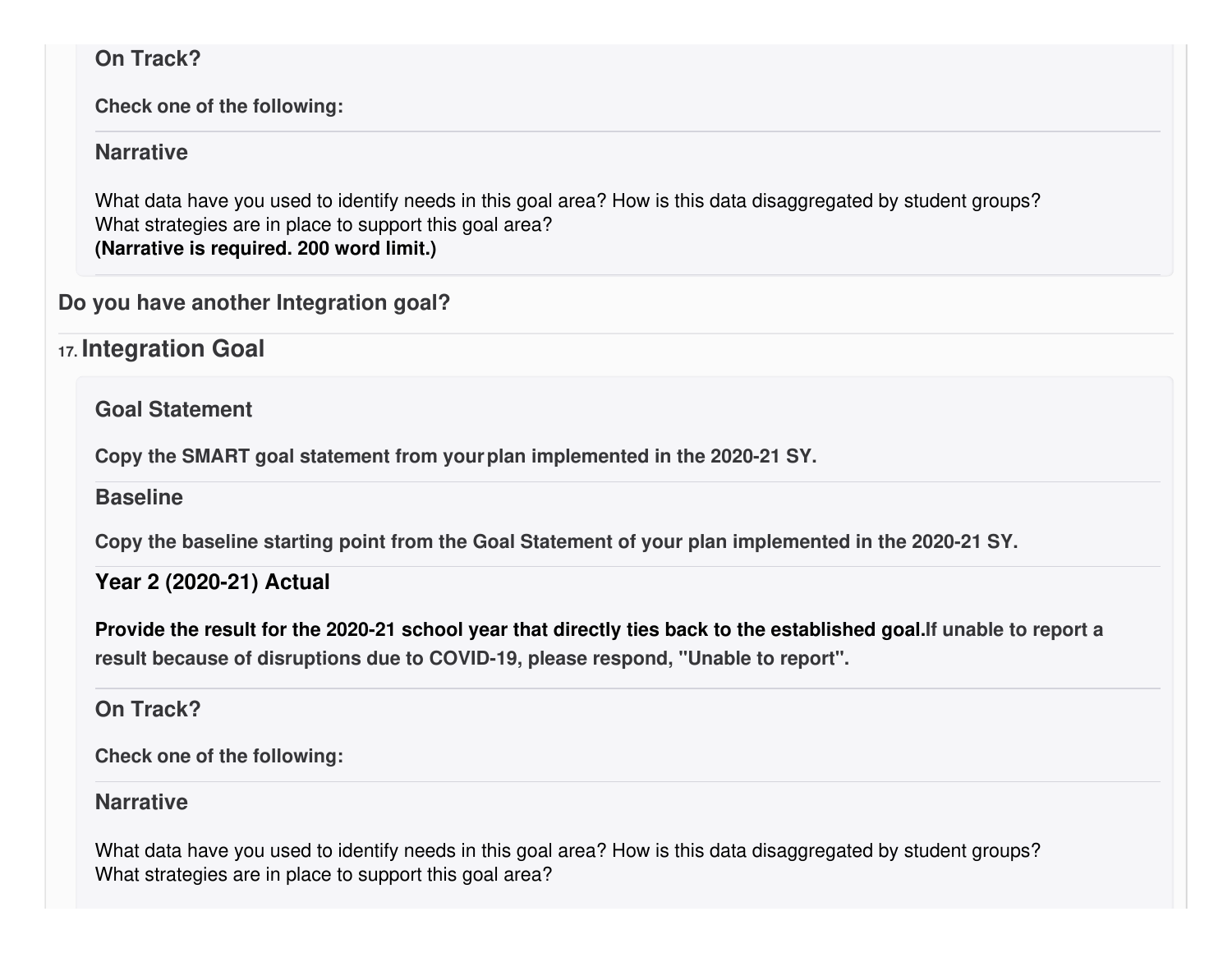### On Track?

**Check one of the following:**

### Narrative

What data have you used to identify needs in this goal area? How is this data disaggregated by student groups? What strategies are in place to support this goal area?
**(Narrative is required. 200 word limit.)**

**Do you have another Integration goal?**

## 17. Integration Goal

### Goal Statement

**Copy the SMART goal statement from your plan implemented in the 2020-21 SY.**

### Baseline

**Copy the baseline starting point from the Goal Statement of your plan implemented in the 2020-21 SY.**

### Year 2 (2020-21) Actual

**Provide the result for the 2020-21 school year that directly ties back to the established goal. If unable to report a result because of disruptions due to COVID-19, please respond, "Unable to report".**

### On Track?

**Check one of the following:**

### Narrative

What data have you used to identify needs in this goal area? How is this data disaggregated by student groups? What strategies are in place to support this goal area?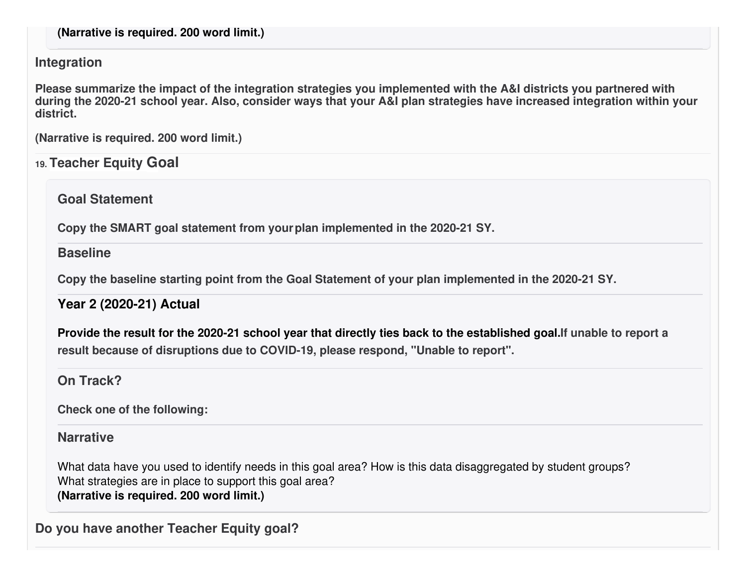**(Narrative is required. 200 word limit.)**

### Integration

**Please summarize the impact of the integration strategies you implemented with the A&I districts you partnered with during the 2020-21 school year. Also, consider ways that your A&I plan strategies have increased integration within your district.**

**(Narrative is required. 200 word limit.)**

## 19. Teacher Equity Goal

### Goal Statement

**Copy the SMART goal statement from your plan implemented in the 2020-21 SY.**

### Baseline

**Copy the baseline starting point from the Goal Statement of your plan implemented in the 2020-21 SY.**

### Year 2 (2020-21) Actual

**Provide the result for the 2020-21 school year that directly ties back to the established goal.If unable to report a result because of disruptions due to COVID-19, please respond, "Unable to report".**

### On Track?

**Check one of the following:**

### Narrative

What data have you used to identify needs in this goal area? How is this data disaggregated by student groups?
What strategies are in place to support this goal area?
**(Narrative is required. 200 word limit.)**

**Do you have another Teacher Equity goal?**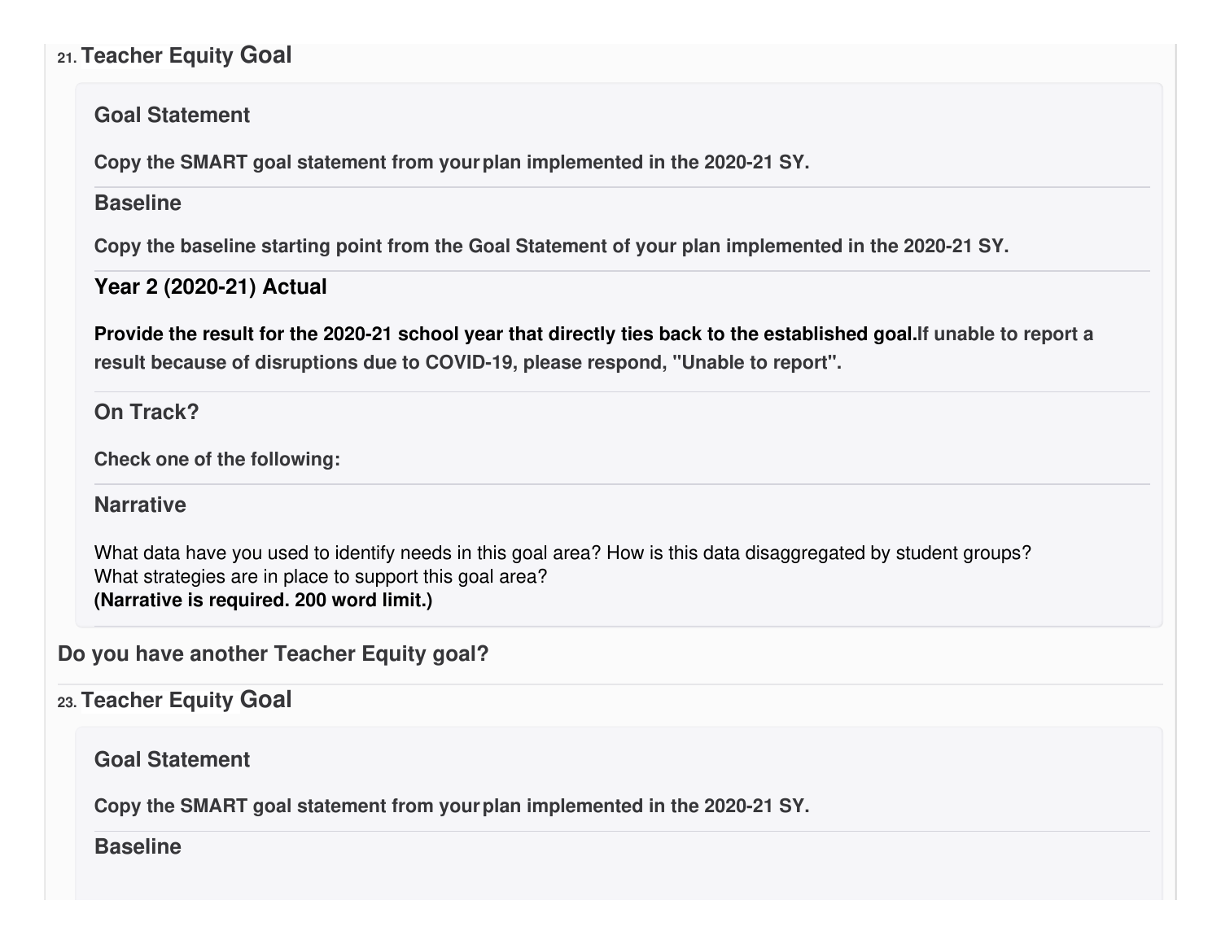21. **Teacher Equity Goal**

**Goal Statement**

**Copy the SMART goal statement from your plan implemented in the 2020-21 SY.**

**Baseline**

**Copy the baseline starting point from the Goal Statement of your plan implemented in the 2020-21 SY.**

**Year 2 (2020-21) Actual**

**Provide the result for the 2020-21 school year that directly ties back to the established goal.If unable to report a result because of disruptions due to COVID-19, please respond, "Unable to report".**

**On Track?**

**Check one of the following:**

**Narrative**

What data have you used to identify needs in this goal area? How is this data disaggregated by student groups?
What strategies are in place to support this goal area?
**(Narrative is required. 200 word limit.)**

**Do you have another Teacher Equity goal?**

23. **Teacher Equity Goal**

**Goal Statement**

**Copy the SMART goal statement from your plan implemented in the 2020-21 SY.**

**Baseline**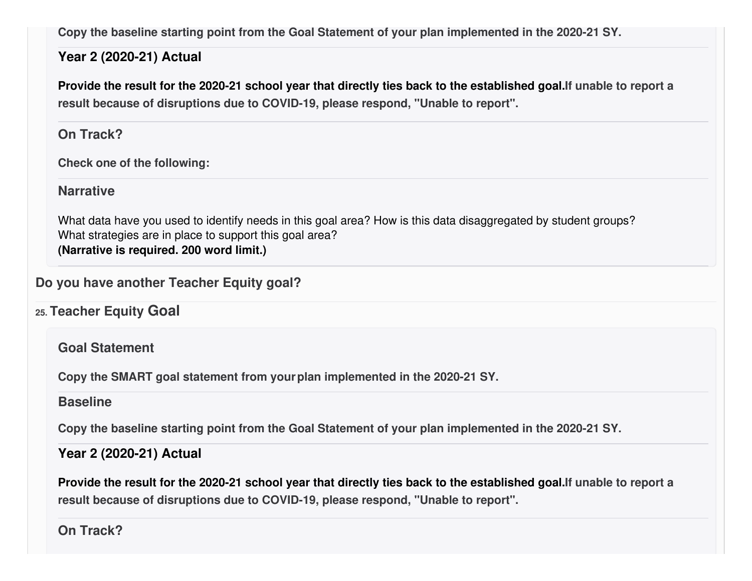**Copy the baseline starting point from the Goal Statement of your plan implemented in the 2020-21 SY.**

### Year 2 (2020-21) Actual

**Provide the result for the 2020-21 school year that directly ties back to the established goal.If unable to report a result because of disruptions due to COVID-19, please respond, "Unable to report".**

### On Track?

**Check one of the following:**

### Narrative

What data have you used to identify needs in this goal area? How is this data disaggregated by student groups? What strategies are in place to support this goal area?
**(Narrative is required. 200 word limit.)**

**Do you have another Teacher Equity goal?**

## 25. Teacher Equity Goal

### Goal Statement

**Copy the SMART goal statement from your plan implemented in the 2020-21 SY.**

### Baseline

**Copy the baseline starting point from the Goal Statement of your plan implemented in the 2020-21 SY.**

### Year 2 (2020-21) Actual

**Provide the result for the 2020-21 school year that directly ties back to the established goal.If unable to report a result because of disruptions due to COVID-19, please respond, "Unable to report".**

### On Track?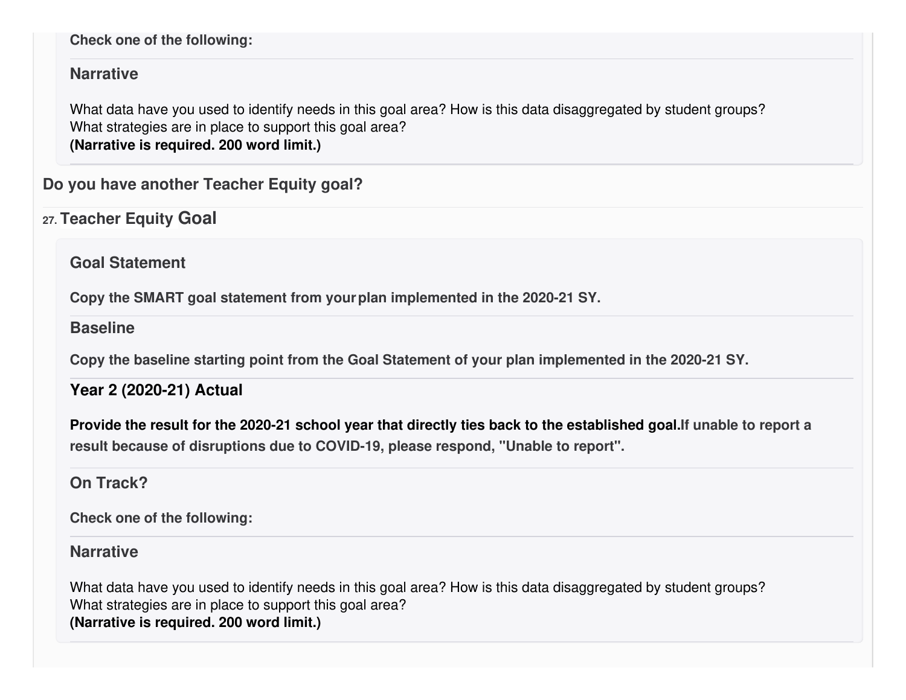**Check one of the following:**

**Narrative**

What data have you used to identify needs in this goal area? How is this data disaggregated by student groups? What strategies are in place to support this goal area?
**(Narrative is required. 200 word limit.)**

**Do you have another Teacher Equity goal?**

## 27. Teacher Equity Goal

**Goal Statement**

**Copy the SMART goal statement from your plan implemented in the 2020-21 SY.**

**Baseline**

**Copy the baseline starting point from the Goal Statement of your plan implemented in the 2020-21 SY.**

**Year 2 (2020-21) Actual**

**Provide the result for the 2020-21 school year that directly ties back to the established goal. If unable to report a result because of disruptions due to COVID-19, please respond, "Unable to report".**

**On Track?**

**Check one of the following:**

**Narrative**

What data have you used to identify needs in this goal area? How is this data disaggregated by student groups? What strategies are in place to support this goal area?
**(Narrative is required. 200 word limit.)**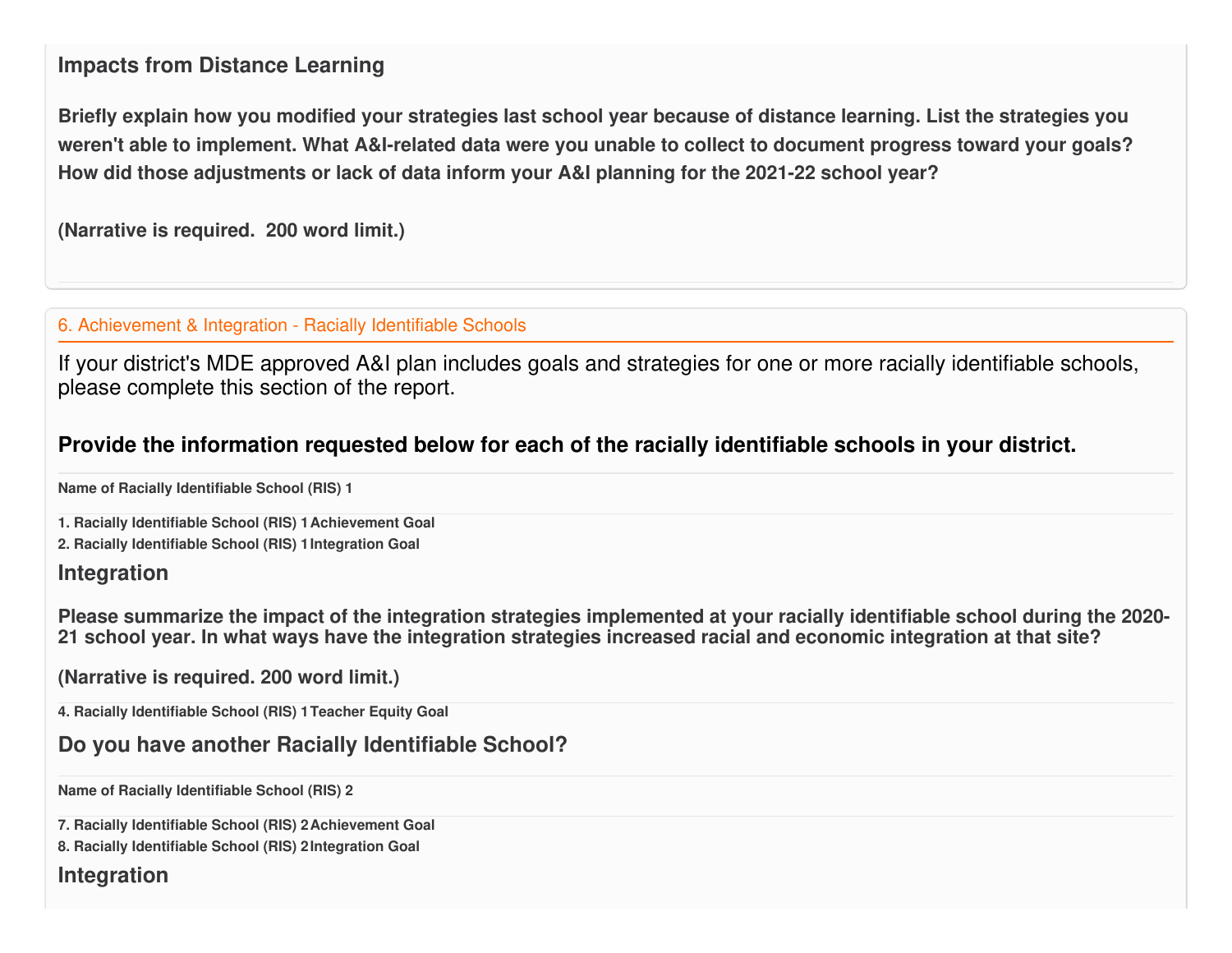### Impacts from Distance Learning

**Briefly explain how you modified your strategies last school year because of distance learning. List the strategies you weren't able to implement. What A&I-related data were you unable to collect to document progress toward your goals? How did those adjustments or lack of data inform your A&I planning for the 2021-22 school year?**

**(Narrative is required. 200 word limit.)**

## 6. Achievement & Integration - Racially Identifiable Schools

If your district's MDE approved A&I plan includes goals and strategies for one or more racially identifiable schools, please complete this section of the report.

**Provide the information requested below for each of the racially identifiable schools in your district.**

**Name of Racially Identifiable School (RIS) 1**

**1. Racially Identifiable School (RIS) 1 Achievement Goal**

**2. Racially Identifiable School (RIS) 1 Integration Goal**

### Integration

**Please summarize the impact of the integration strategies implemented at your racially identifiable school during the 2020-21 school year. In what ways have the integration strategies increased racial and economic integration at that site?**

**(Narrative is required. 200 word limit.)**

**4. Racially Identifiable School (RIS) 1 Teacher Equity Goal**

### Do you have another Racially Identifiable School?

**Name of Racially Identifiable School (RIS) 2**

**7. Racially Identifiable School (RIS) 2 Achievement Goal**

**8. Racially Identifiable School (RIS) 2 Integration Goal**

### Integration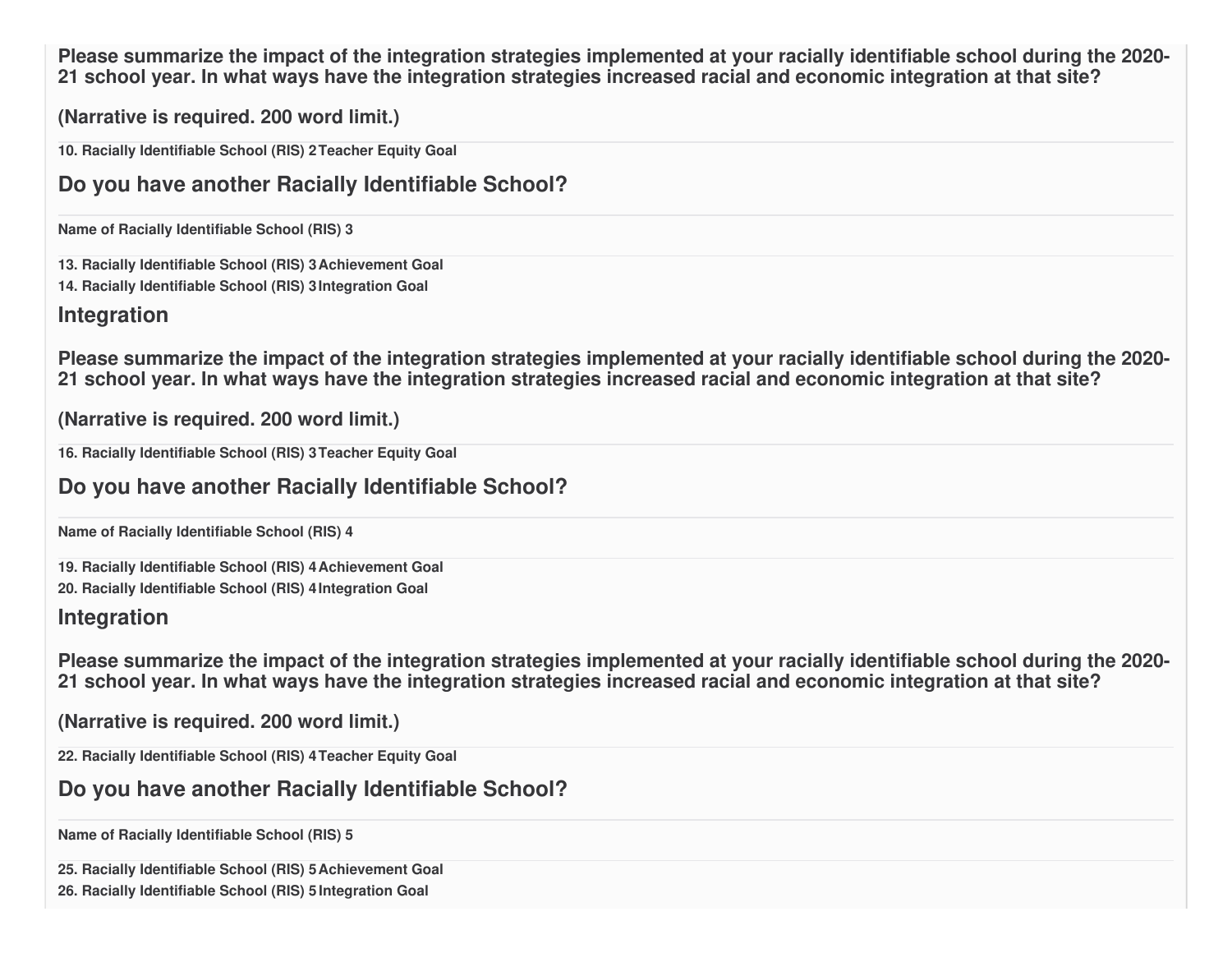**Please summarize the impact of the integration strategies implemented at your racially identifiable school during the 2020-21 school year. In what ways have the integration strategies increased racial and economic integration at that site?**

**(Narrative is required. 200 word limit.)**

**10. Racially Identifiable School (RIS) 2 Teacher Equity Goal**

## Do you have another Racially Identifiable School?

**Name of Racially Identifiable School (RIS) 3**

**13. Racially Identifiable School (RIS) 3 Achievement Goal**

**14. Racially Identifiable School (RIS) 3 Integration Goal**

## Integration

**Please summarize the impact of the integration strategies implemented at your racially identifiable school during the 2020-21 school year. In what ways have the integration strategies increased racial and economic integration at that site?**

**(Narrative is required. 200 word limit.)**

**16. Racially Identifiable School (RIS) 3 Teacher Equity Goal**

## Do you have another Racially Identifiable School?

**Name of Racially Identifiable School (RIS) 4**

**19. Racially Identifiable School (RIS) 4 Achievement Goal**

**20. Racially Identifiable School (RIS) 4 Integration Goal**

## Integration

**Please summarize the impact of the integration strategies implemented at your racially identifiable school during the 2020-21 school year. In what ways have the integration strategies increased racial and economic integration at that site?**

**(Narrative is required. 200 word limit.)**

**22. Racially Identifiable School (RIS) 4 Teacher Equity Goal**

## Do you have another Racially Identifiable School?

**Name of Racially Identifiable School (RIS) 5**

**25. Racially Identifiable School (RIS) 5 Achievement Goal**

**26. Racially Identifiable School (RIS) 5 Integration Goal**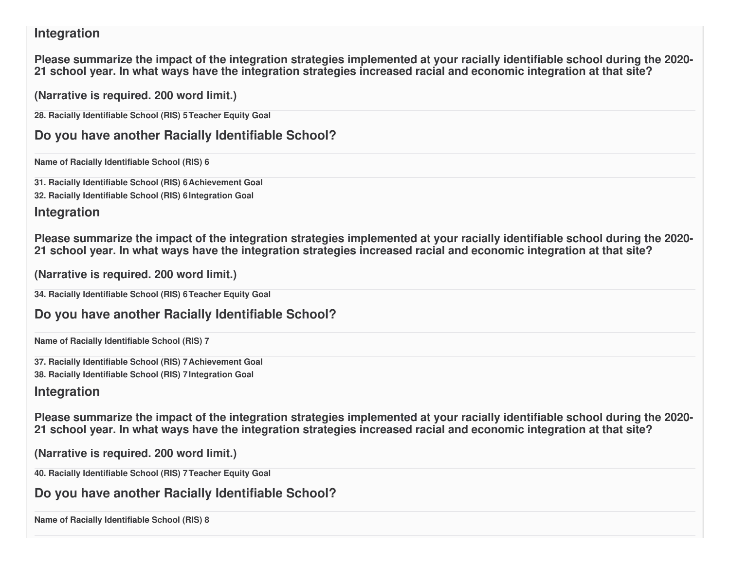## Integration

**Please summarize the impact of the integration strategies implemented at your racially identifiable school during the 2020-21 school year. In what ways have the integration strategies increased racial and economic integration at that site?**

**(Narrative is required. 200 word limit.)**

**28. Racially Identifiable School (RIS) 5 Teacher Equity Goal**

## Do you have another Racially Identifiable School?

**Name of Racially Identifiable School (RIS) 6**

**31. Racially Identifiable School (RIS) 6 Achievement Goal**

**32. Racially Identifiable School (RIS) 6 Integration Goal**

## Integration

**Please summarize the impact of the integration strategies implemented at your racially identifiable school during the 2020-21 school year. In what ways have the integration strategies increased racial and economic integration at that site?**

**(Narrative is required. 200 word limit.)**

**34. Racially Identifiable School (RIS) 6 Teacher Equity Goal**

## Do you have another Racially Identifiable School?

**Name of Racially Identifiable School (RIS) 7**

**37. Racially Identifiable School (RIS) 7 Achievement Goal**

**38. Racially Identifiable School (RIS) 7 Integration Goal**

## Integration

**Please summarize the impact of the integration strategies implemented at your racially identifiable school during the 2020-21 school year. In what ways have the integration strategies increased racial and economic integration at that site?**

**(Narrative is required. 200 word limit.)**

**40. Racially Identifiable School (RIS) 7 Teacher Equity Goal**

## Do you have another Racially Identifiable School?

**Name of Racially Identifiable School (RIS) 8**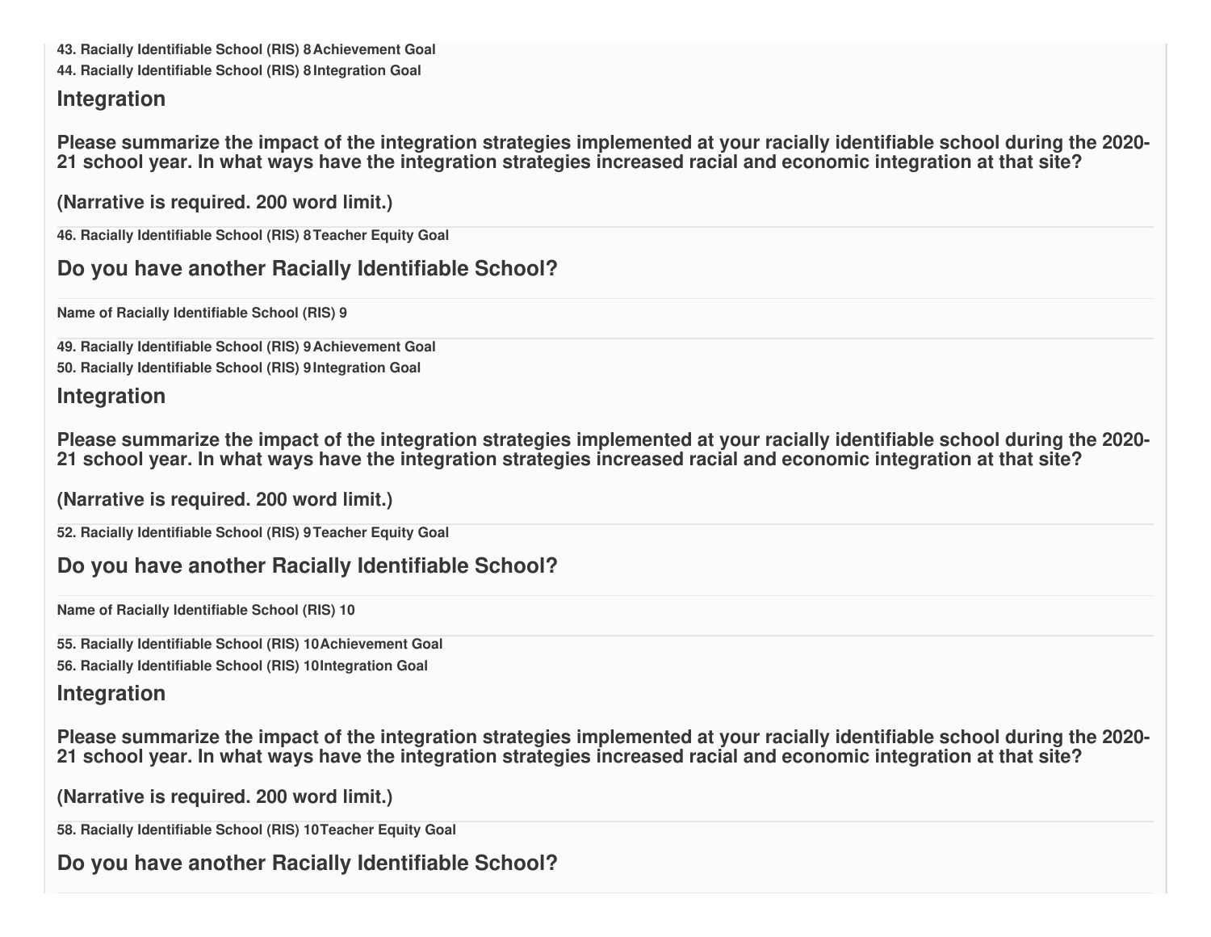**43. Racially Identifiable School (RIS) 8 Achievement Goal**

**44. Racially Identifiable School (RIS) 8 Integration Goal**

## Integration

### Please summarize the impact of the integration strategies implemented at your racially identifiable school during the 2020-21 school year. In what ways have the integration strategies increased racial and economic integration at that site?

### (Narrative is required. 200 word limit.)

**46. Racially Identifiable School (RIS) 8 Teacher Equity Goal**

## Do you have another Racially Identifiable School?

**Name of Racially Identifiable School (RIS) 9**

**49. Racially Identifiable School (RIS) 9 Achievement Goal**

**50. Racially Identifiable School (RIS) 9 Integration Goal**

## Integration

### Please summarize the impact of the integration strategies implemented at your racially identifiable school during the 2020-21 school year. In what ways have the integration strategies increased racial and economic integration at that site?

### (Narrative is required. 200 word limit.)

**52. Racially Identifiable School (RIS) 9 Teacher Equity Goal**

## Do you have another Racially Identifiable School?

**Name of Racially Identifiable School (RIS) 10**

**55. Racially Identifiable School (RIS) 10 Achievement Goal**

**56. Racially Identifiable School (RIS) 10 Integration Goal**

## Integration

### Please summarize the impact of the integration strategies implemented at your racially identifiable school during the 2020-21 school year. In what ways have the integration strategies increased racial and economic integration at that site?

### (Narrative is required. 200 word limit.)

**58. Racially Identifiable School (RIS) 10 Teacher Equity Goal**

## Do you have another Racially Identifiable School?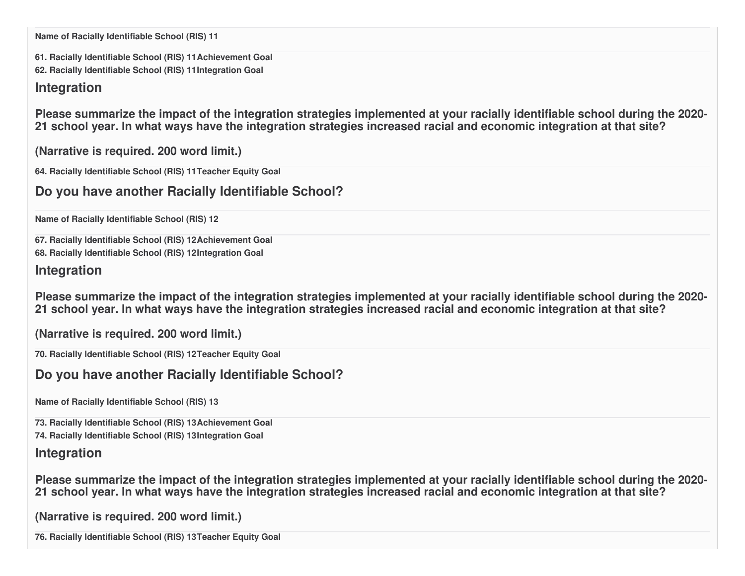**Name of Racially Identifiable School (RIS) 11**

**61. Racially Identifiable School (RIS) 11 Achievement Goal**

**62. Racially Identifiable School (RIS) 11 Integration Goal**

## Integration

### Please summarize the impact of the integration strategies implemented at your racially identifiable school during the 2020-21 school year. In what ways have the integration strategies increased racial and economic integration at that site?

### (Narrative is required. 200 word limit.)

**64. Racially Identifiable School (RIS) 11 Teacher Equity Goal**

## Do you have another Racially Identifiable School?

**Name of Racially Identifiable School (RIS) 12**

**67. Racially Identifiable School (RIS) 12 Achievement Goal**

**68. Racially Identifiable School (RIS) 12 Integration Goal**

## Integration

### Please summarize the impact of the integration strategies implemented at your racially identifiable school during the 2020-21 school year. In what ways have the integration strategies increased racial and economic integration at that site?

### (Narrative is required. 200 word limit.)

**70. Racially Identifiable School (RIS) 12 Teacher Equity Goal**

## Do you have another Racially Identifiable School?

**Name of Racially Identifiable School (RIS) 13**

**73. Racially Identifiable School (RIS) 13 Achievement Goal**

**74. Racially Identifiable School (RIS) 13 Integration Goal**

## Integration

### Please summarize the impact of the integration strategies implemented at your racially identifiable school during the 2020-21 school year. In what ways have the integration strategies increased racial and economic integration at that site?

### (Narrative is required. 200 word limit.)

**76. Racially Identifiable School (RIS) 13 Teacher Equity Goal**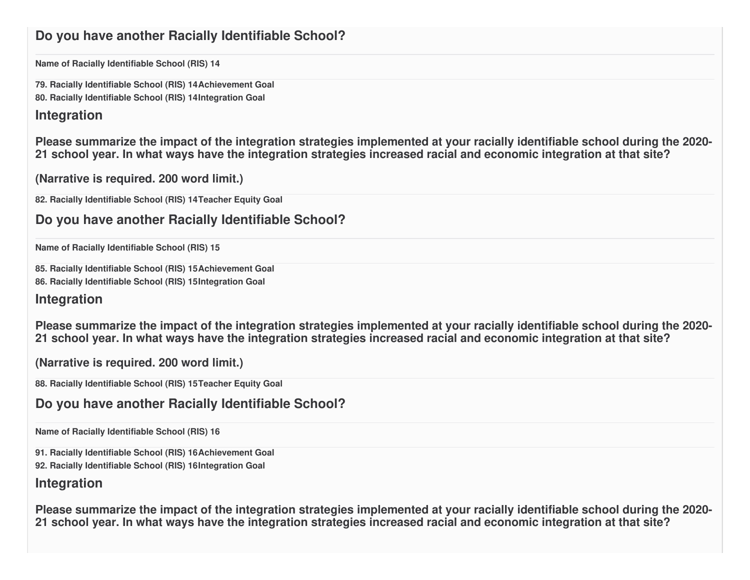## Do you have another Racially Identifiable School?

**Name of Racially Identifiable School (RIS) 14**

**79. Racially Identifiable School (RIS) 14Achievement Goal**

**80. Racially Identifiable School (RIS) 14Integration Goal**

## Integration

## Please summarize the impact of the integration strategies implemented at your racially identifiable school during the 2020-21 school year. In what ways have the integration strategies increased racial and economic integration at that site?

## (Narrative is required. 200 word limit.)

**82. Racially Identifiable School (RIS) 14Teacher Equity Goal**

## Do you have another Racially Identifiable School?

**Name of Racially Identifiable School (RIS) 15**

**85. Racially Identifiable School (RIS) 15Achievement Goal**

**86. Racially Identifiable School (RIS) 15Integration Goal**

## Integration

## Please summarize the impact of the integration strategies implemented at your racially identifiable school during the 2020-21 school year. In what ways have the integration strategies increased racial and economic integration at that site?

## (Narrative is required. 200 word limit.)

**88. Racially Identifiable School (RIS) 15Teacher Equity Goal**

## Do you have another Racially Identifiable School?

**Name of Racially Identifiable School (RIS) 16**

**91. Racially Identifiable School (RIS) 16Achievement Goal**

**92. Racially Identifiable School (RIS) 16Integration Goal**

## Integration

## Please summarize the impact of the integration strategies implemented at your racially identifiable school during the 2020-21 school year. In what ways have the integration strategies increased racial and economic integration at that site?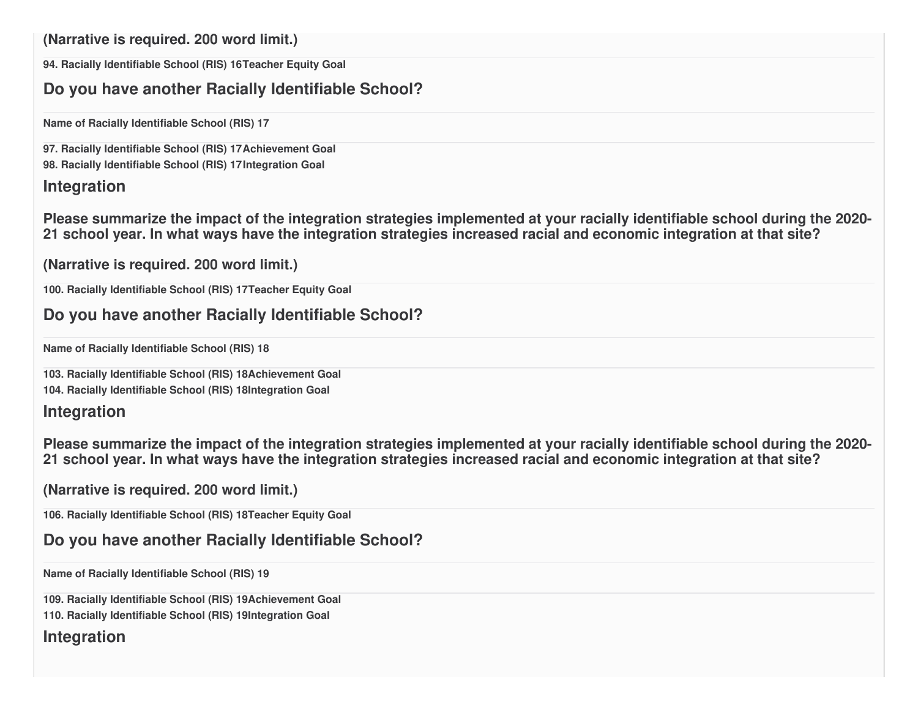**(Narrative is required. 200 word limit.)**

**94. Racially Identifiable School (RIS) 16Teacher Equity Goal**

## Do you have another Racially Identifiable School?

**Name of Racially Identifiable School (RIS) 17**

**97. Racially Identifiable School (RIS) 17Achievement Goal**

**98. Racially Identifiable School (RIS) 17Integration Goal**

## Integration

### Please summarize the impact of the integration strategies implemented at your racially identifiable school during the 2020-21 school year. In what ways have the integration strategies increased racial and economic integration at that site?

### (Narrative is required. 200 word limit.)

**100. Racially Identifiable School (RIS) 17Teacher Equity Goal**

## Do you have another Racially Identifiable School?

**Name of Racially Identifiable School (RIS) 18**

**103. Racially Identifiable School (RIS) 18Achievement Goal**

**104. Racially Identifiable School (RIS) 18Integration Goal**

## Integration

### Please summarize the impact of the integration strategies implemented at your racially identifiable school during the 2020-21 school year. In what ways have the integration strategies increased racial and economic integration at that site?

### (Narrative is required. 200 word limit.)

**106. Racially Identifiable School (RIS) 18Teacher Equity Goal**

## Do you have another Racially Identifiable School?

**Name of Racially Identifiable School (RIS) 19**

**109. Racially Identifiable School (RIS) 19Achievement Goal**

**110. Racially Identifiable School (RIS) 19Integration Goal**

## Integration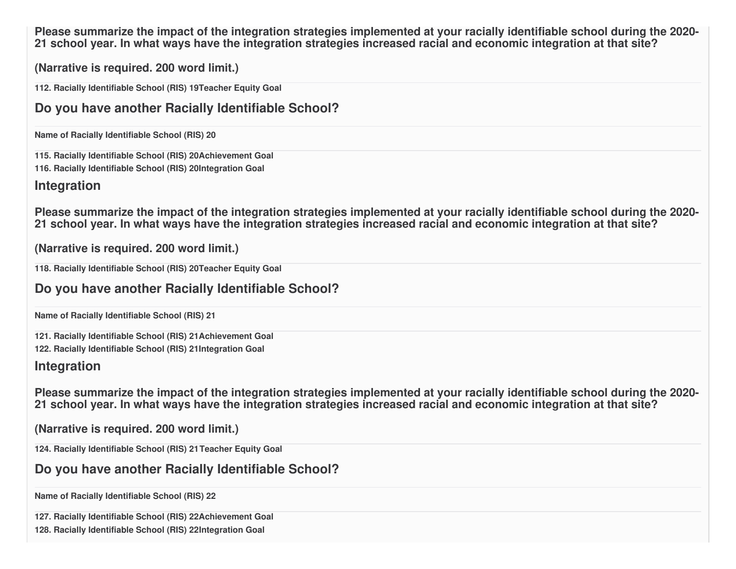**Please summarize the impact of the integration strategies implemented at your racially identifiable school during the 2020-21 school year. In what ways have the integration strategies increased racial and economic integration at that site?**

**(Narrative is required. 200 word limit.)**

**112. Racially Identifiable School (RIS) 19Teacher Equity Goal**

## Do you have another Racially Identifiable School?

**Name of Racially Identifiable School (RIS) 20**

**115. Racially Identifiable School (RIS) 20Achievement Goal**

**116. Racially Identifiable School (RIS) 20Integration Goal**

### Integration

**Please summarize the impact of the integration strategies implemented at your racially identifiable school during the 2020-21 school year. In what ways have the integration strategies increased racial and economic integration at that site?**

**(Narrative is required. 200 word limit.)**

**118. Racially Identifiable School (RIS) 20Teacher Equity Goal**

## Do you have another Racially Identifiable School?

**Name of Racially Identifiable School (RIS) 21**

**121. Racially Identifiable School (RIS) 21Achievement Goal**

**122. Racially Identifiable School (RIS) 21Integration Goal**

### Integration

**Please summarize the impact of the integration strategies implemented at your racially identifiable school during the 2020-21 school year. In what ways have the integration strategies increased racial and economic integration at that site?**

**(Narrative is required. 200 word limit.)**

**124. Racially Identifiable School (RIS) 21 Teacher Equity Goal**

## Do you have another Racially Identifiable School?

**Name of Racially Identifiable School (RIS) 22**

**127. Racially Identifiable School (RIS) 22Achievement Goal**

**128. Racially Identifiable School (RIS) 22Integration Goal**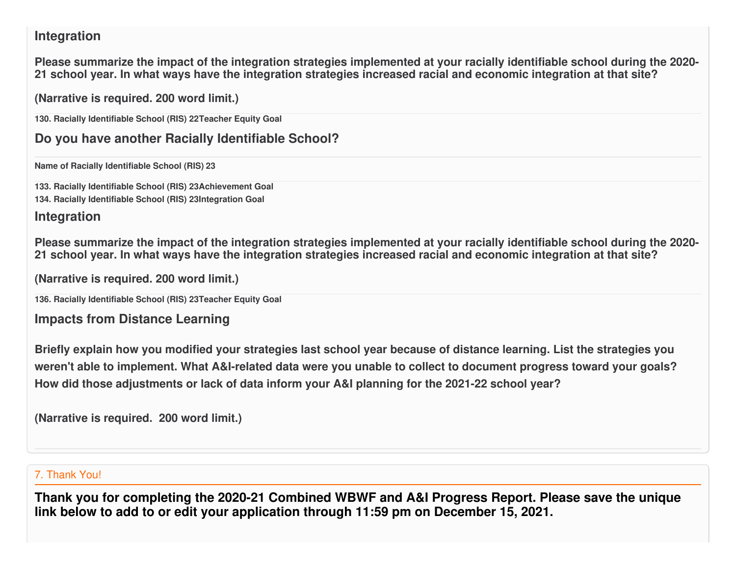## Integration

**Please summarize the impact of the integration strategies implemented at your racially identifiable school during the 2020-21 school year. In what ways have the integration strategies increased racial and economic integration at that site?**

**(Narrative is required. 200 word limit.)**

**130. Racially Identifiable School (RIS) 22Teacher Equity Goal**

## Do you have another Racially Identifiable School?

**Name of Racially Identifiable School (RIS) 23**

**133. Racially Identifiable School (RIS) 23Achievement Goal**
**134. Racially Identifiable School (RIS) 23Integration Goal**

## Integration

**Please summarize the impact of the integration strategies implemented at your racially identifiable school during the 2020-21 school year. In what ways have the integration strategies increased racial and economic integration at that site?**

**(Narrative is required. 200 word limit.)**

**136. Racially Identifiable School (RIS) 23Teacher Equity Goal**

## Impacts from Distance Learning

**Briefly explain how you modified your strategies last school year because of distance learning. List the strategies you weren't able to implement. What A&I-related data were you unable to collect to document progress toward your goals? How did those adjustments or lack of data inform your A&I planning for the 2021-22 school year?**

**(Narrative is required. 200 word limit.)**

## 7. Thank You!

**Thank you for completing the 2020-21 Combined WBWF and A&I Progress Report. Please save the unique link below to add to or edit your application through 11:59 pm on December 15, 2021.**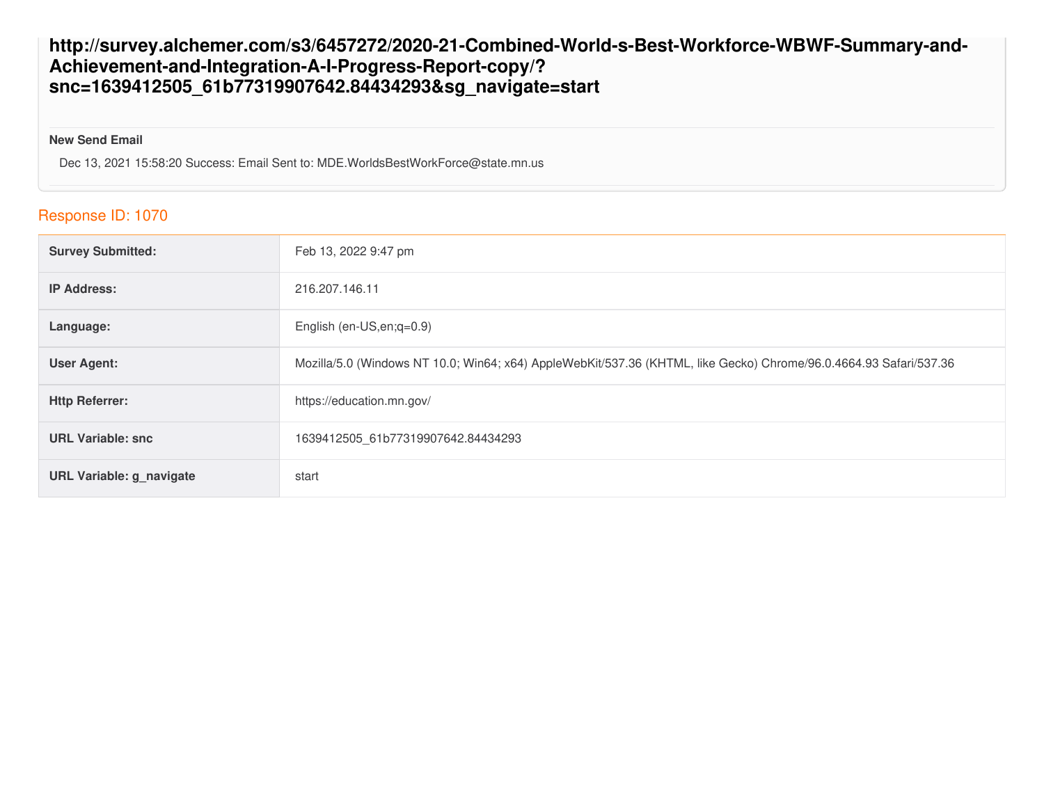**http://survey.alchemer.com/s3/6457272/2020-21-Combined-World-s-Best-Workforce-WBWF-Summary-and-Achievement-and-Integration-A-I-Progress-Report-copy/?snc=1639412505_61b77319907642.84434293&sg_navigate=start**

**New Send Email**

Dec 13, 2021 15:58:20 Success: Email Sent to: MDE.WorldsBestWorkForce@state.mn.us

## Response ID: 1070

| | |
|---|---|
| **Survey Submitted:** | Feb 13, 2022 9:47 pm |
| **IP Address:** | 216.207.146.11 |
| **Language:** | English (en-US,en;q=0.9) |
| **User Agent:** | Mozilla/5.0 (Windows NT 10.0; Win64; x64) AppleWebKit/537.36 (KHTML, like Gecko) Chrome/96.0.4664.93 Safari/537.36 |
| **Http Referrer:** | https://education.mn.gov/ |
| **URL Variable: snc** | 1639412505_61b77319907642.84434293 |
| **URL Variable: g_navigate** | start |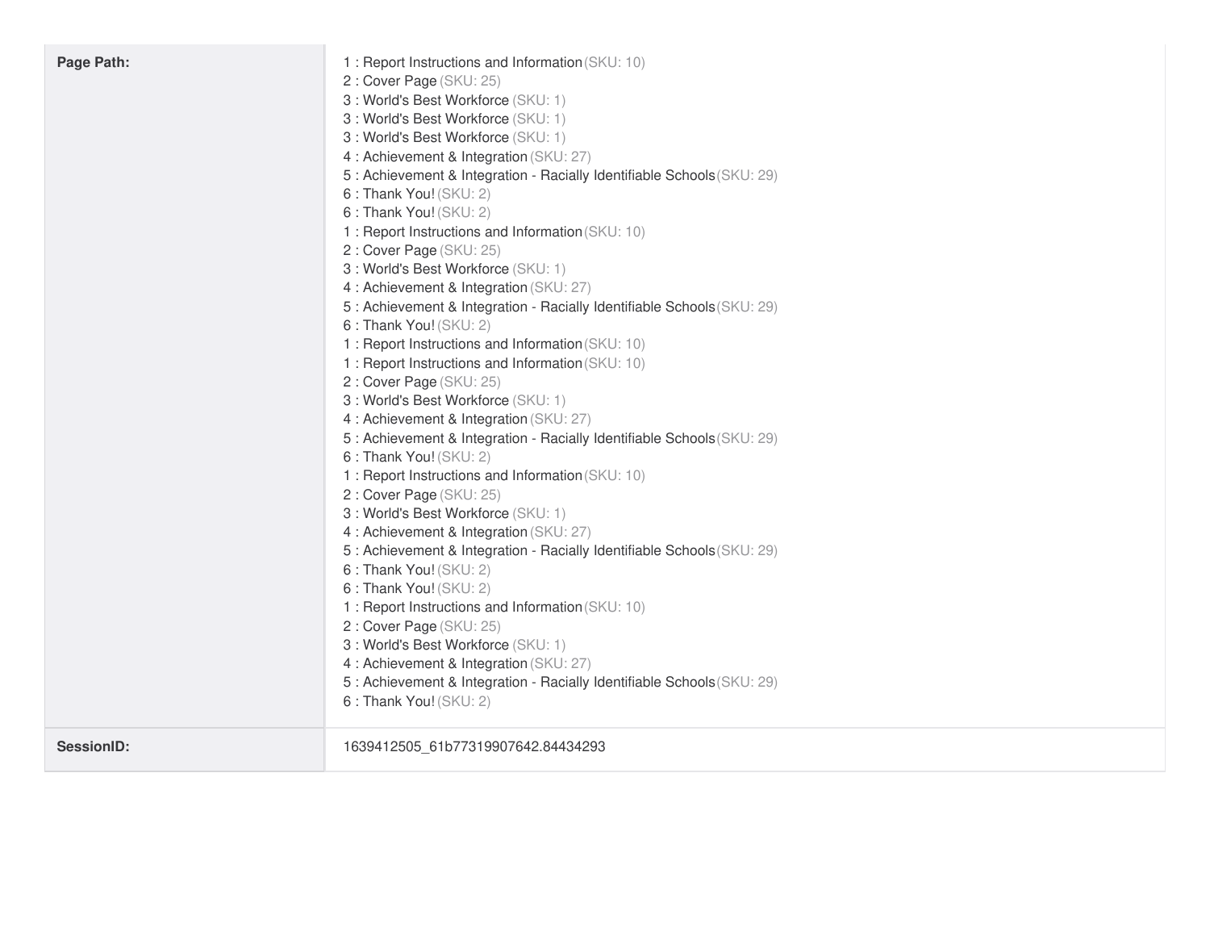| | |
|---|---|
| **Page Path:** | 1 : Report Instructions and Information (SKU: 10)<br>2 : Cover Page (SKU: 25)<br>3 : World's Best Workforce (SKU: 1)<br>3 : World's Best Workforce (SKU: 1)<br>3 : World's Best Workforce (SKU: 1)<br>4 : Achievement & Integration (SKU: 27)<br>5 : Achievement & Integration - Racially Identifiable Schools (SKU: 29)<br>6 : Thank You! (SKU: 2)<br>6 : Thank You! (SKU: 2)<br>1 : Report Instructions and Information (SKU: 10)<br>2 : Cover Page (SKU: 25)<br>3 : World's Best Workforce (SKU: 1)<br>4 : Achievement & Integration (SKU: 27)<br>5 : Achievement & Integration - Racially Identifiable Schools (SKU: 29)<br>6 : Thank You! (SKU: 2)<br>1 : Report Instructions and Information (SKU: 10)<br>1 : Report Instructions and Information (SKU: 10)<br>2 : Cover Page (SKU: 25)<br>3 : World's Best Workforce (SKU: 1)<br>4 : Achievement & Integration (SKU: 27)<br>5 : Achievement & Integration - Racially Identifiable Schools (SKU: 29)<br>6 : Thank You! (SKU: 2)<br>1 : Report Instructions and Information (SKU: 10)<br>2 : Cover Page (SKU: 25)<br>3 : World's Best Workforce (SKU: 1)<br>4 : Achievement & Integration (SKU: 27)<br>5 : Achievement & Integration - Racially Identifiable Schools (SKU: 29)<br>6 : Thank You! (SKU: 2)<br>6 : Thank You! (SKU: 2)<br>1 : Report Instructions and Information (SKU: 10)<br>2 : Cover Page (SKU: 25)<br>3 : World's Best Workforce (SKU: 1)<br>4 : Achievement & Integration (SKU: 27)<br>5 : Achievement & Integration - Racially Identifiable Schools (SKU: 29)<br>6 : Thank You! (SKU: 2) |
| **SessionID:** | 1639412505_61b77319907642.84434293 |